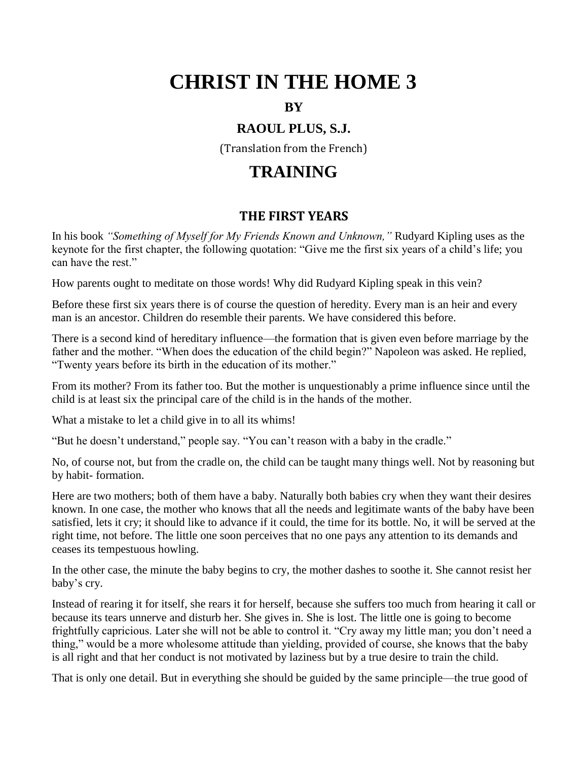# CHRIST IN THE HOME 3

**BY**

**RAOUL PLUS, S.J.**

(Translation from the French)

## TRAINING

### THE FIRST YEARS

In his book *"Something of Myself for My Friends Known and Unknown,"* Rudyard Kipling uses as the keynote for the first chapter, the following quotation: "Give me the first six years of a child's life; you can have the rest."

How parents ought to meditate on those words! Why did Rudyard Kipling speak in this vein?

Before these first six years there is of course the question of heredity. Every man is an heir and every man is an ancestor. Children do resemble their parents. We have considered this before.

There is a second kind of hereditary influence—the formation that is given even before marriage by the father and the mother. "When does the education of the child begin?" Napoleon was asked. He replied, "Twenty years before its birth in the education of its mother."

From its mother? From its father too. But the mother is unquestionably a prime influence since until the child is at least six the principal care of the child is in the hands of the mother.

What a mistake to let a child give in to all its whims!

"But he doesn't understand," people say. "You can't reason with a baby in the cradle."

No, of course not, but from the cradle on, the child can be taught many things well. Not by reasoning but by habit- formation.

Here are two mothers; both of them have a baby. Naturally both babies cry when they want their desires known. In one case, the mother who knows that all the needs and legitimate wants of the baby have been satisfied, lets it cry; it should like to advance if it could, the time for its bottle. No, it will be served at the right time, not before. The little one soon perceives that no one pays any attention to its demands and ceases its tempestuous howling.

In the other case, the minute the baby begins to cry, the mother dashes to soothe it. She cannot resist her baby's cry.

Instead of rearing it for itself, she rears it for herself, because she suffers too much from hearing it call or because its tears unnerve and disturb her. She gives in. She is lost. The little one is going to become frightfully capricious. Later she will not be able to control it. "Cry away my little man; you don't need a thing," would be a more wholesome attitude than yielding, provided of course, she knows that the baby is all right and that her conduct is not motivated by laziness but by a true desire to train the child.

That is only one detail. But in everything she should be guided by the same principle—the true good of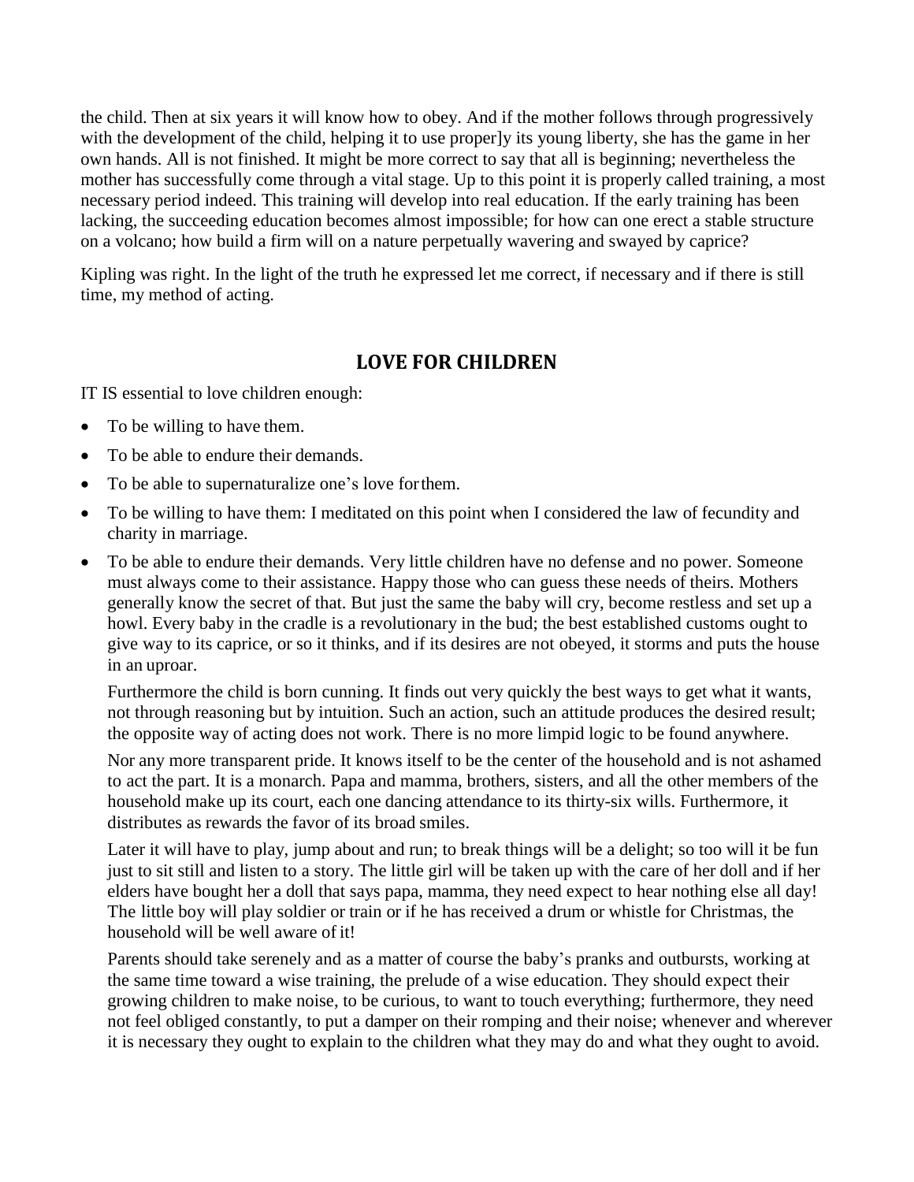the child. Then at six years it will know how to obey. And if the mother follows through progressively with the development of the child, helping it to use proper]y its young liberty, she has the game in her own hands. All is not finished. It might be more correct to say that all is beginning; nevertheless the mother has successfully come through a vital stage. Up to this point it is properly called training, a most necessary period indeed. This training will develop into real education. If the early training has been lacking, the succeeding education becomes almost impossible; for how can one erect a stable structure on a volcano; how build a firm will on a nature perpetually wavering and swayed by caprice?

Kipling was right. In the light of the truth he expressed let me correct, if necessary and if there is still time, my method of acting.

## LOVE FOR CHILDREN

IT IS essential to love children enough:

- To be willing to have them.
- To be able to endure their demands.
- To be able to supernaturalize one's love for them.
- To be willing to have them: I meditated on this point when I considered the law of fecundity and charity in marriage.
- To be able to endure their demands. Very little children have no defense and no power. Someone must always come to their assistance. Happy those who can guess these needs of theirs. Mothers generally know the secret of that. But just the same the baby will cry, become restless and set up a howl. Every baby in the cradle is a revolutionary in the bud; the best established customs ought to give way to its caprice, or so it thinks, and if its desires are not obeyed, it storms and puts the house in an uproar.

  Furthermore the child is born cunning. It finds out very quickly the best ways to get what it wants, not through reasoning but by intuition. Such an action, such an attitude produces the desired result; the opposite way of acting does not work. There is no more limpid logic to be found anywhere.

  Nor any more transparent pride. It knows itself to be the center of the household and is not ashamed to act the part. It is a monarch. Papa and mamma, brothers, sisters, and all the other members of the household make up its court, each one dancing attendance to its thirty-six wills. Furthermore, it distributes as rewards the favor of its broad smiles.

  Later it will have to play, jump about and run; to break things will be a delight; so too will it be fun just to sit still and listen to a story. The little girl will be taken up with the care of her doll and if her elders have bought her a doll that says papa, mamma, they need expect to hear nothing else all day! The little boy will play soldier or train or if he has received a drum or whistle for Christmas, the household will be well aware of it!

  Parents should take serenely and as a matter of course the baby's pranks and outbursts, working at the same time toward a wise training, the prelude of a wise education. They should expect their growing children to make noise, to be curious, to want to touch everything; furthermore, they need not feel obliged constantly, to put a damper on their romping and their noise; whenever and wherever it is necessary they ought to explain to the children what they may do and what they ought to avoid.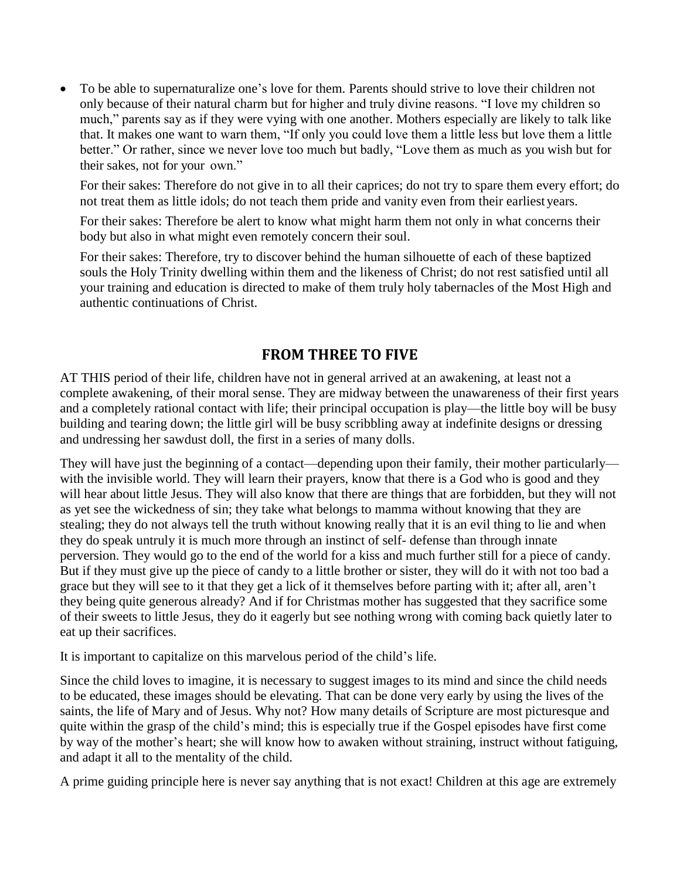- To be able to supernaturalize one's love for them. Parents should strive to love their children not only because of their natural charm but for higher and truly divine reasons. "I love my children so much," parents say as if they were vying with one another. Mothers especially are likely to talk like that. It makes one want to warn them, "If only you could love them a little less but love them a little better." Or rather, since we never love too much but badly, "Love them as much as you wish but for their sakes, not for your own."

  For their sakes: Therefore do not give in to all their caprices; do not try to spare them every effort; do not treat them as little idols; do not teach them pride and vanity even from their earliest years.

  For their sakes: Therefore be alert to know what might harm them not only in what concerns their body but also in what might even remotely concern their soul.

  For their sakes: Therefore, try to discover behind the human silhouette of each of these baptized souls the Holy Trinity dwelling within them and the likeness of Christ; do not rest satisfied until all your training and education is directed to make of them truly holy tabernacles of the Most High and authentic continuations of Christ.

## FROM THREE TO FIVE

AT THIS period of their life, children have not in general arrived at an awakening, at least not a complete awakening, of their moral sense. They are midway between the unawareness of their first years and a completely rational contact with life; their principal occupation is play—the little boy will be busy building and tearing down; the little girl will be busy scribbling away at indefinite designs or dressing and undressing her sawdust doll, the first in a series of many dolls.

They will have just the beginning of a contact—depending upon their family, their mother particularly—with the invisible world. They will learn their prayers, know that there is a God who is good and they will hear about little Jesus. They will also know that there are things that are forbidden, but they will not as yet see the wickedness of sin; they take what belongs to mamma without knowing that they are stealing; they do not always tell the truth without knowing really that it is an evil thing to lie and when they do speak untruly it is much more through an instinct of self- defense than through innate perversion. They would go to the end of the world for a kiss and much further still for a piece of candy. But if they must give up the piece of candy to a little brother or sister, they will do it with not too bad a grace but they will see to it that they get a lick of it themselves before parting with it; after all, aren't they being quite generous already? And if for Christmas mother has suggested that they sacrifice some of their sweets to little Jesus, they do it eagerly but see nothing wrong with coming back quietly later to eat up their sacrifices.

It is important to capitalize on this marvelous period of the child's life.

Since the child loves to imagine, it is necessary to suggest images to its mind and since the child needs to be educated, these images should be elevating. That can be done very early by using the lives of the saints, the life of Mary and of Jesus. Why not? How many details of Scripture are most picturesque and quite within the grasp of the child's mind; this is especially true if the Gospel episodes have first come by way of the mother's heart; she will know how to awaken without straining, instruct without fatiguing, and adapt it all to the mentality of the child.

A prime guiding principle here is never say anything that is not exact! Children at this age are extremely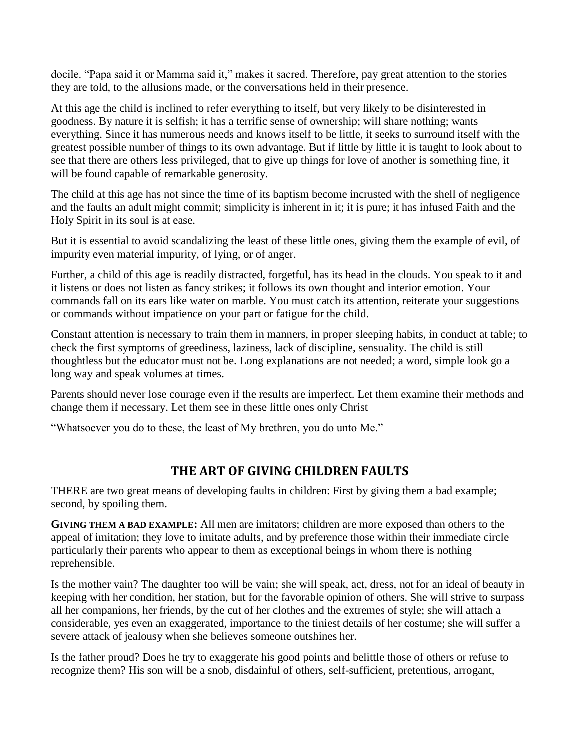docile. "Papa said it or Mamma said it," makes it sacred. Therefore, pay great attention to the stories they are told, to the allusions made, or the conversations held in their presence.

At this age the child is inclined to refer everything to itself, but very likely to be disinterested in goodness. By nature it is selfish; it has a terrific sense of ownership; will share nothing; wants everything. Since it has numerous needs and knows itself to be little, it seeks to surround itself with the greatest possible number of things to its own advantage. But if little by little it is taught to look about to see that there are others less privileged, that to give up things for love of another is something fine, it will be found capable of remarkable generosity.

The child at this age has not since the time of its baptism become incrusted with the shell of negligence and the faults an adult might commit; simplicity is inherent in it; it is pure; it has infused Faith and the Holy Spirit in its soul is at ease.

But it is essential to avoid scandalizing the least of these little ones, giving them the example of evil, of impurity even material impurity, of lying, or of anger.

Further, a child of this age is readily distracted, forgetful, has its head in the clouds. You speak to it and it listens or does not listen as fancy strikes; it follows its own thought and interior emotion. Your commands fall on its ears like water on marble. You must catch its attention, reiterate your suggestions or commands without impatience on your part or fatigue for the child.

Constant attention is necessary to train them in manners, in proper sleeping habits, in conduct at table; to check the first symptoms of greediness, laziness, lack of discipline, sensuality. The child is still thoughtless but the educator must not be. Long explanations are not needed; a word, simple look go a long way and speak volumes at times.

Parents should never lose courage even if the results are imperfect. Let them examine their methods and change them if necessary. Let them see in these little ones only Christ—

"Whatsoever you do to these, the least of My brethren, you do unto Me."

## THE ART OF GIVING CHILDREN FAULTS

THERE are two great means of developing faults in children: First by giving them a bad example; second, by spoiling them.

**GIVING THEM A BAD EXAMPLE:** All men are imitators; children are more exposed than others to the appeal of imitation; they love to imitate adults, and by preference those within their immediate circle particularly their parents who appear to them as exceptional beings in whom there is nothing reprehensible.

Is the mother vain? The daughter too will be vain; she will speak, act, dress, not for an ideal of beauty in keeping with her condition, her station, but for the favorable opinion of others. She will strive to surpass all her companions, her friends, by the cut of her clothes and the extremes of style; she will attach a considerable, yes even an exaggerated, importance to the tiniest details of her costume; she will suffer a severe attack of jealousy when she believes someone outshines her.

Is the father proud? Does he try to exaggerate his good points and belittle those of others or refuse to recognize them? His son will be a snob, disdainful of others, self-sufficient, pretentious, arrogant,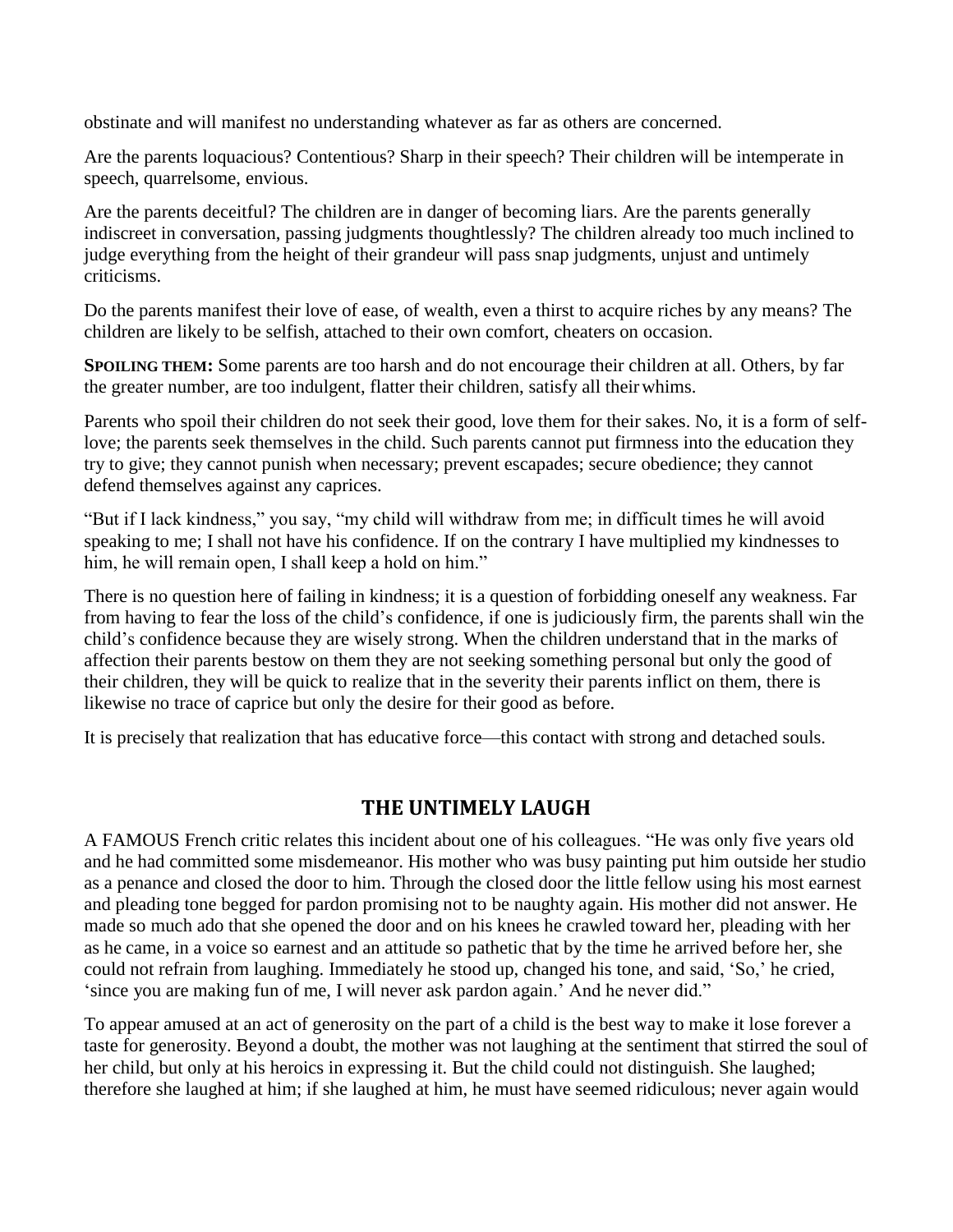obstinate and will manifest no understanding whatever as far as others are concerned.

Are the parents loquacious? Contentious? Sharp in their speech? Their children will be intemperate in speech, quarrelsome, envious.

Are the parents deceitful? The children are in danger of becoming liars. Are the parents generally indiscreet in conversation, passing judgments thoughtlessly? The children already too much inclined to judge everything from the height of their grandeur will pass snap judgments, unjust and untimely criticisms.

Do the parents manifest their love of ease, of wealth, even a thirst to acquire riches by any means? The children are likely to be selfish, attached to their own comfort, cheaters on occasion.

**SPOILING THEM:** Some parents are too harsh and do not encourage their children at all. Others, by far the greater number, are too indulgent, flatter their children, satisfy all their whims.

Parents who spoil their children do not seek their good, love them for their sakes. No, it is a form of self-love; the parents seek themselves in the child. Such parents cannot put firmness into the education they try to give; they cannot punish when necessary; prevent escapades; secure obedience; they cannot defend themselves against any caprices.

"But if I lack kindness," you say, "my child will withdraw from me; in difficult times he will avoid speaking to me; I shall not have his confidence. If on the contrary I have multiplied my kindnesses to him, he will remain open, I shall keep a hold on him."

There is no question here of failing in kindness; it is a question of forbidding oneself any weakness. Far from having to fear the loss of the child's confidence, if one is judiciously firm, the parents shall win the child's confidence because they are wisely strong. When the children understand that in the marks of affection their parents bestow on them they are not seeking something personal but only the good of their children, they will be quick to realize that in the severity their parents inflict on them, there is likewise no trace of caprice but only the desire for their good as before.

It is precisely that realization that has educative force—this contact with strong and detached souls.

## THE UNTIMELY LAUGH

A FAMOUS French critic relates this incident about one of his colleagues. "He was only five years old and he had committed some misdemeanor. His mother who was busy painting put him outside her studio as a penance and closed the door to him. Through the closed door the little fellow using his most earnest and pleading tone begged for pardon promising not to be naughty again. His mother did not answer. He made so much ado that she opened the door and on his knees he crawled toward her, pleading with her as he came, in a voice so earnest and an attitude so pathetic that by the time he arrived before her, she could not refrain from laughing. Immediately he stood up, changed his tone, and said, 'So,' he cried, 'since you are making fun of me, I will never ask pardon again.' And he never did."

To appear amused at an act of generosity on the part of a child is the best way to make it lose forever a taste for generosity. Beyond a doubt, the mother was not laughing at the sentiment that stirred the soul of her child, but only at his heroics in expressing it. But the child could not distinguish. She laughed; therefore she laughed at him; if she laughed at him, he must have seemed ridiculous; never again would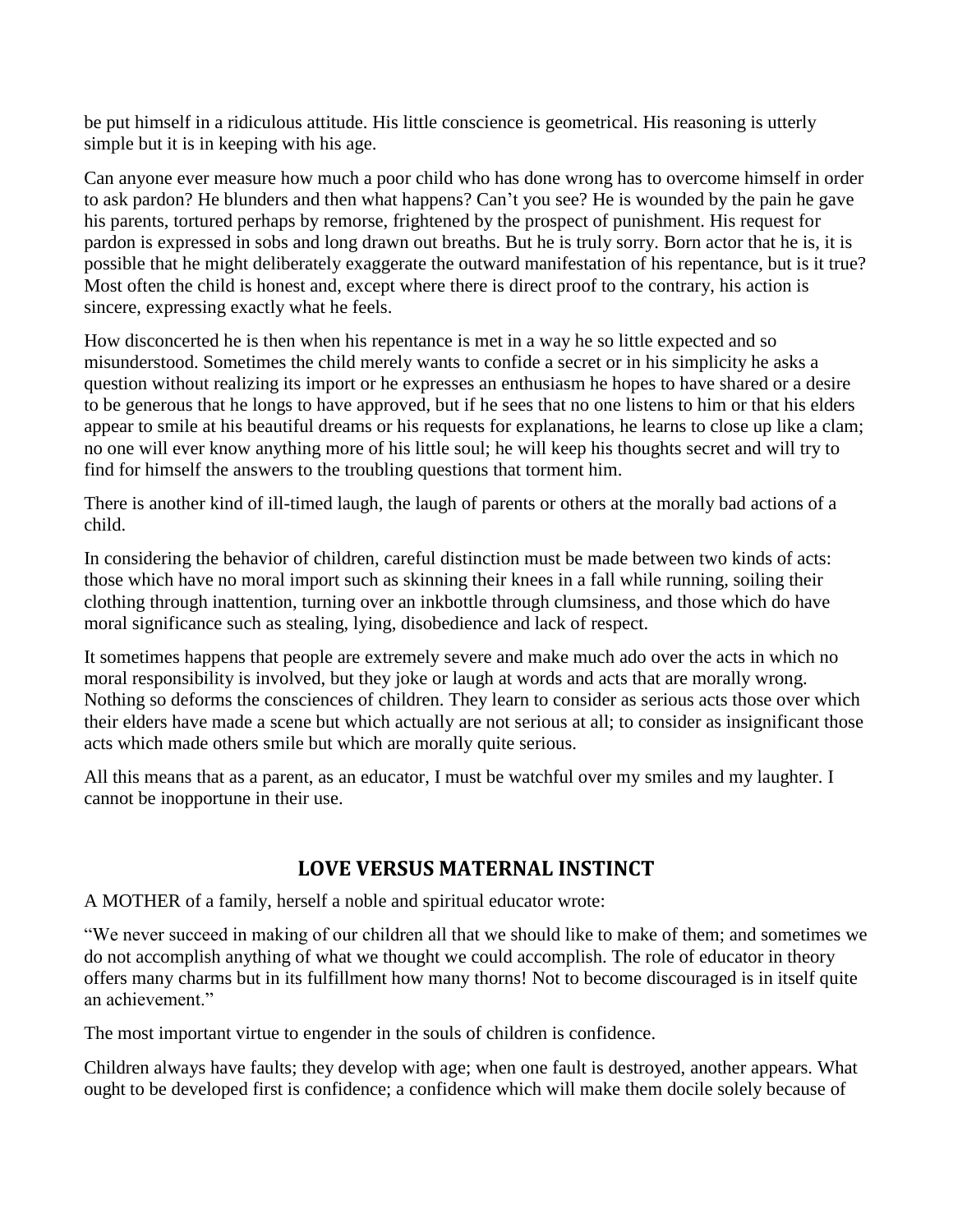be put himself in a ridiculous attitude. His little conscience is geometrical. His reasoning is utterly simple but it is in keeping with his age.

Can anyone ever measure how much a poor child who has done wrong has to overcome himself in order to ask pardon? He blunders and then what happens? Can't you see? He is wounded by the pain he gave his parents, tortured perhaps by remorse, frightened by the prospect of punishment. His request for pardon is expressed in sobs and long drawn out breaths. But he is truly sorry. Born actor that he is, it is possible that he might deliberately exaggerate the outward manifestation of his repentance, but is it true? Most often the child is honest and, except where there is direct proof to the contrary, his action is sincere, expressing exactly what he feels.

How disconcerted he is then when his repentance is met in a way he so little expected and so misunderstood. Sometimes the child merely wants to confide a secret or in his simplicity he asks a question without realizing its import or he expresses an enthusiasm he hopes to have shared or a desire to be generous that he longs to have approved, but if he sees that no one listens to him or that his elders appear to smile at his beautiful dreams or his requests for explanations, he learns to close up like a clam; no one will ever know anything more of his little soul; he will keep his thoughts secret and will try to find for himself the answers to the troubling questions that torment him.

There is another kind of ill-timed laugh, the laugh of parents or others at the morally bad actions of a child.

In considering the behavior of children, careful distinction must be made between two kinds of acts: those which have no moral import such as skinning their knees in a fall while running, soiling their clothing through inattention, turning over an inkbottle through clumsiness, and those which do have moral significance such as stealing, lying, disobedience and lack of respect.

It sometimes happens that people are extremely severe and make much ado over the acts in which no moral responsibility is involved, but they joke or laugh at words and acts that are morally wrong. Nothing so deforms the consciences of children. They learn to consider as serious acts those over which their elders have made a scene but which actually are not serious at all; to consider as insignificant those acts which made others smile but which are morally quite serious.

All this means that as a parent, as an educator, I must be watchful over my smiles and my laughter. I cannot be inopportune in their use.

## LOVE VERSUS MATERNAL INSTINCT

A MOTHER of a family, herself a noble and spiritual educator wrote:

"We never succeed in making of our children all that we should like to make of them; and sometimes we do not accomplish anything of what we thought we could accomplish. The role of educator in theory offers many charms but in its fulfillment how many thorns! Not to become discouraged is in itself quite an achievement."

The most important virtue to engender in the souls of children is confidence.

Children always have faults; they develop with age; when one fault is destroyed, another appears. What ought to be developed first is confidence; a confidence which will make them docile solely because of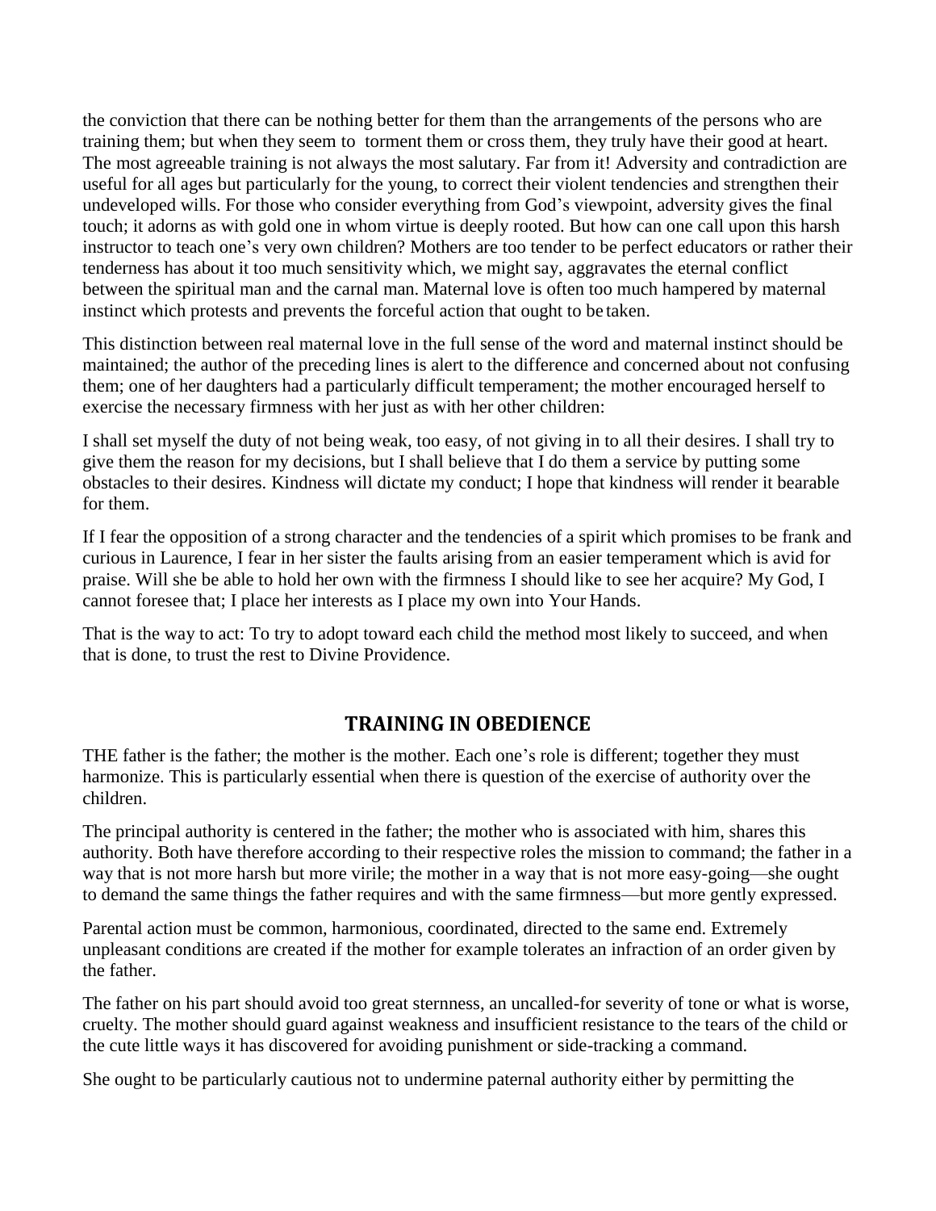the conviction that there can be nothing better for them than the arrangements of the persons who are training them; but when they seem to torment them or cross them, they truly have their good at heart. The most agreeable training is not always the most salutary. Far from it! Adversity and contradiction are useful for all ages but particularly for the young, to correct their violent tendencies and strengthen their undeveloped wills. For those who consider everything from God's viewpoint, adversity gives the final touch; it adorns as with gold one in whom virtue is deeply rooted. But how can one call upon this harsh instructor to teach one's very own children? Mothers are too tender to be perfect educators or rather their tenderness has about it too much sensitivity which, we might say, aggravates the eternal conflict between the spiritual man and the carnal man. Maternal love is often too much hampered by maternal instinct which protests and prevents the forceful action that ought to be taken.

This distinction between real maternal love in the full sense of the word and maternal instinct should be maintained; the author of the preceding lines is alert to the difference and concerned about not confusing them; one of her daughters had a particularly difficult temperament; the mother encouraged herself to exercise the necessary firmness with her just as with her other children:

I shall set myself the duty of not being weak, too easy, of not giving in to all their desires. I shall try to give them the reason for my decisions, but I shall believe that I do them a service by putting some obstacles to their desires. Kindness will dictate my conduct; I hope that kindness will render it bearable for them.

If I fear the opposition of a strong character and the tendencies of a spirit which promises to be frank and curious in Laurence, I fear in her sister the faults arising from an easier temperament which is avid for praise. Will she be able to hold her own with the firmness I should like to see her acquire? My God, I cannot foresee that; I place her interests as I place my own into Your Hands.

That is the way to act: To try to adopt toward each child the method most likely to succeed, and when that is done, to trust the rest to Divine Providence.

## TRAINING IN OBEDIENCE

THE father is the father; the mother is the mother. Each one's role is different; together they must harmonize. This is particularly essential when there is question of the exercise of authority over the children.

The principal authority is centered in the father; the mother who is associated with him, shares this authority. Both have therefore according to their respective roles the mission to command; the father in a way that is not more harsh but more virile; the mother in a way that is not more easy-going—she ought to demand the same things the father requires and with the same firmness—but more gently expressed.

Parental action must be common, harmonious, coordinated, directed to the same end. Extremely unpleasant conditions are created if the mother for example tolerates an infraction of an order given by the father.

The father on his part should avoid too great sternness, an uncalled-for severity of tone or what is worse, cruelty. The mother should guard against weakness and insufficient resistance to the tears of the child or the cute little ways it has discovered for avoiding punishment or side-tracking a command.

She ought to be particularly cautious not to undermine paternal authority either by permitting the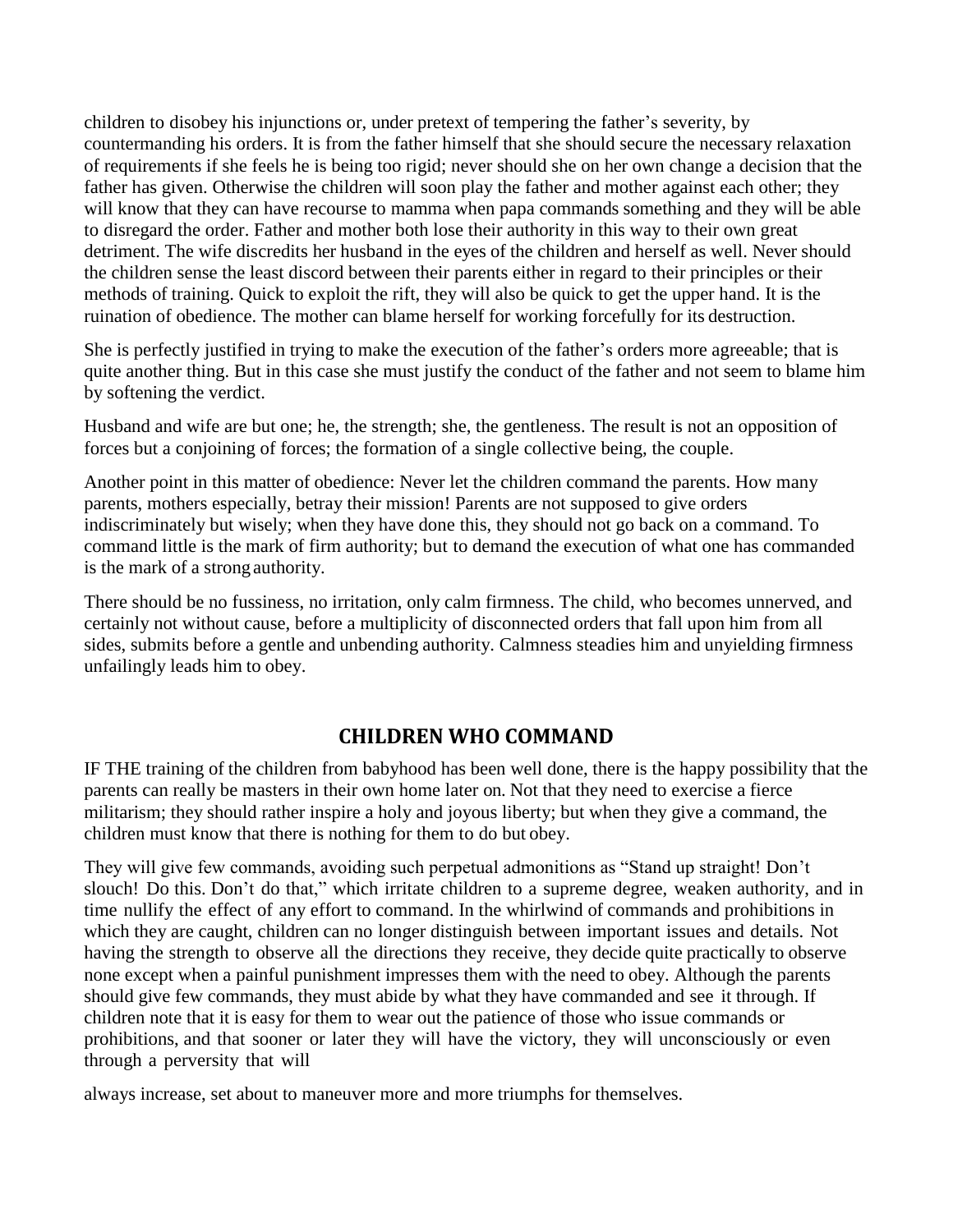children to disobey his injunctions or, under pretext of tempering the father's severity, by countermanding his orders. It is from the father himself that she should secure the necessary relaxation of requirements if she feels he is being too rigid; never should she on her own change a decision that the father has given. Otherwise the children will soon play the father and mother against each other; they will know that they can have recourse to mamma when papa commands something and they will be able to disregard the order. Father and mother both lose their authority in this way to their own great detriment. The wife discredits her husband in the eyes of the children and herself as well. Never should the children sense the least discord between their parents either in regard to their principles or their methods of training. Quick to exploit the rift, they will also be quick to get the upper hand. It is the ruination of obedience. The mother can blame herself for working forcefully for its destruction.

She is perfectly justified in trying to make the execution of the father's orders more agreeable; that is quite another thing. But in this case she must justify the conduct of the father and not seem to blame him by softening the verdict.

Husband and wife are but one; he, the strength; she, the gentleness. The result is not an opposition of forces but a conjoining of forces; the formation of a single collective being, the couple.

Another point in this matter of obedience: Never let the children command the parents. How many parents, mothers especially, betray their mission! Parents are not supposed to give orders indiscriminately but wisely; when they have done this, they should not go back on a command. To command little is the mark of firm authority; but to demand the execution of what one has commanded is the mark of a strong authority.

There should be no fussiness, no irritation, only calm firmness. The child, who becomes unnerved, and certainly not without cause, before a multiplicity of disconnected orders that fall upon him from all sides, submits before a gentle and unbending authority. Calmness steadies him and unyielding firmness unfailingly leads him to obey.

## CHILDREN WHO COMMAND

IF THE training of the children from babyhood has been well done, there is the happy possibility that the parents can really be masters in their own home later on. Not that they need to exercise a fierce militarism; they should rather inspire a holy and joyous liberty; but when they give a command, the children must know that there is nothing for them to do but obey.

They will give few commands, avoiding such perpetual admonitions as "Stand up straight! Don't slouch! Do this. Don't do that," which irritate children to a supreme degree, weaken authority, and in time nullify the effect of any effort to command. In the whirlwind of commands and prohibitions in which they are caught, children can no longer distinguish between important issues and details. Not having the strength to observe all the directions they receive, they decide quite practically to observe none except when a painful punishment impresses them with the need to obey. Although the parents should give few commands, they must abide by what they have commanded and see it through. If children note that it is easy for them to wear out the patience of those who issue commands or prohibitions, and that sooner or later they will have the victory, they will unconsciously or even through a perversity that will always increase, set about to maneuver more and more triumphs for themselves.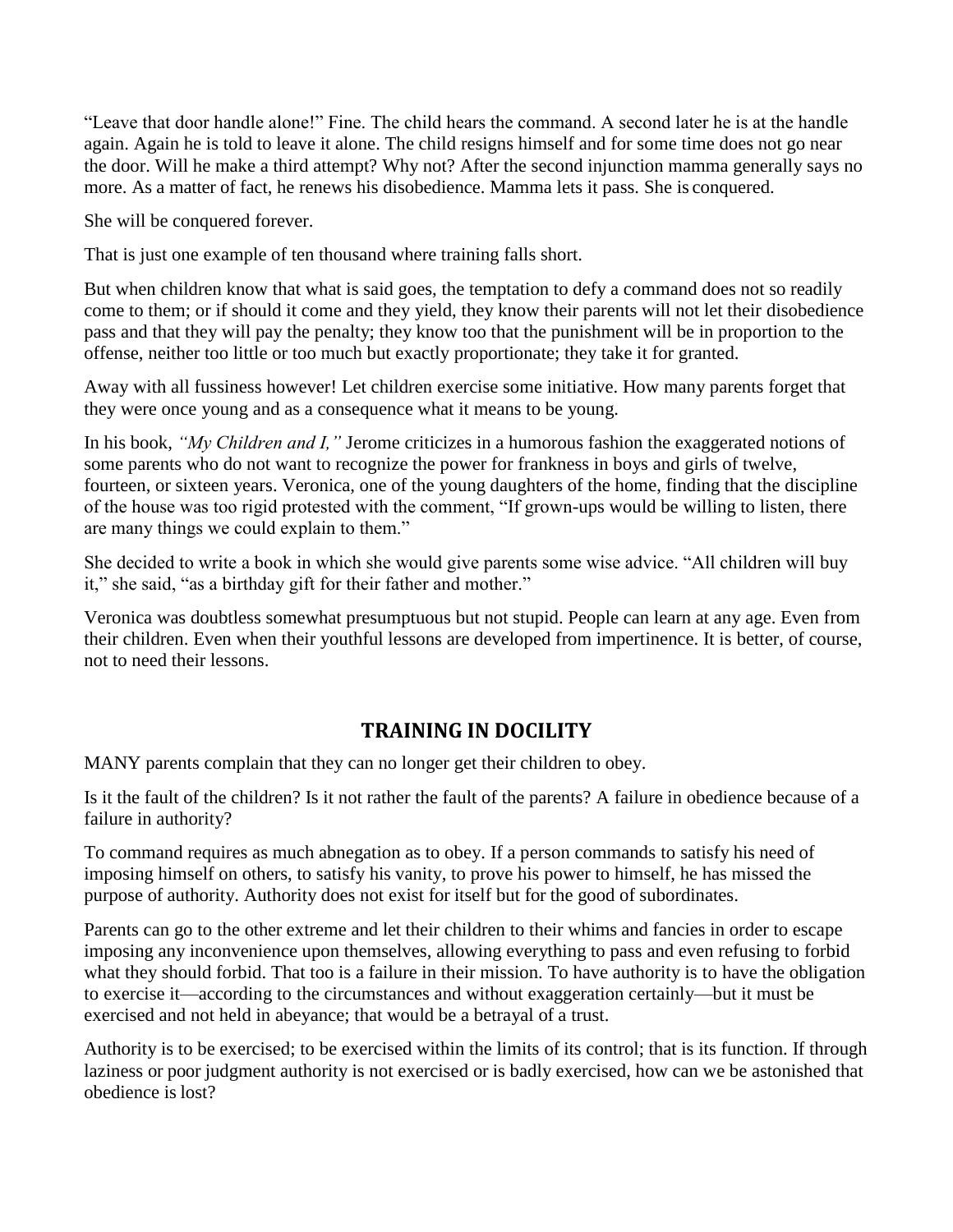"Leave that door handle alone!" Fine. The child hears the command. A second later he is at the handle again. Again he is told to leave it alone. The child resigns himself and for some time does not go near the door. Will he make a third attempt? Why not? After the second injunction mamma generally says no more. As a matter of fact, he renews his disobedience. Mamma lets it pass. She is conquered.

She will be conquered forever.

That is just one example of ten thousand where training falls short.

But when children know that what is said goes, the temptation to defy a command does not so readily come to them; or if should it come and they yield, they know their parents will not let their disobedience pass and that they will pay the penalty; they know too that the punishment will be in proportion to the offense, neither too little or too much but exactly proportionate; they take it for granted.

Away with all fussiness however! Let children exercise some initiative. How many parents forget that they were once young and as a consequence what it means to be young.

In his book, *"My Children and I,"* Jerome criticizes in a humorous fashion the exaggerated notions of some parents who do not want to recognize the power for frankness in boys and girls of twelve, fourteen, or sixteen years. Veronica, one of the young daughters of the home, finding that the discipline of the house was too rigid protested with the comment, "If grown-ups would be willing to listen, there are many things we could explain to them."

She decided to write a book in which she would give parents some wise advice. "All children will buy it," she said, "as a birthday gift for their father and mother."

Veronica was doubtless somewhat presumptuous but not stupid. People can learn at any age. Even from their children. Even when their youthful lessons are developed from impertinence. It is better, of course, not to need their lessons.

## TRAINING IN DOCILITY

MANY parents complain that they can no longer get their children to obey.

Is it the fault of the children? Is it not rather the fault of the parents? A failure in obedience because of a failure in authority?

To command requires as much abnegation as to obey. If a person commands to satisfy his need of imposing himself on others, to satisfy his vanity, to prove his power to himself, he has missed the purpose of authority. Authority does not exist for itself but for the good of subordinates.

Parents can go to the other extreme and let their children to their whims and fancies in order to escape imposing any inconvenience upon themselves, allowing everything to pass and even refusing to forbid what they should forbid. That too is a failure in their mission. To have authority is to have the obligation to exercise it—according to the circumstances and without exaggeration certainly—but it must be exercised and not held in abeyance; that would be a betrayal of a trust.

Authority is to be exercised; to be exercised within the limits of its control; that is its function. If through laziness or poor judgment authority is not exercised or is badly exercised, how can we be astonished that obedience is lost?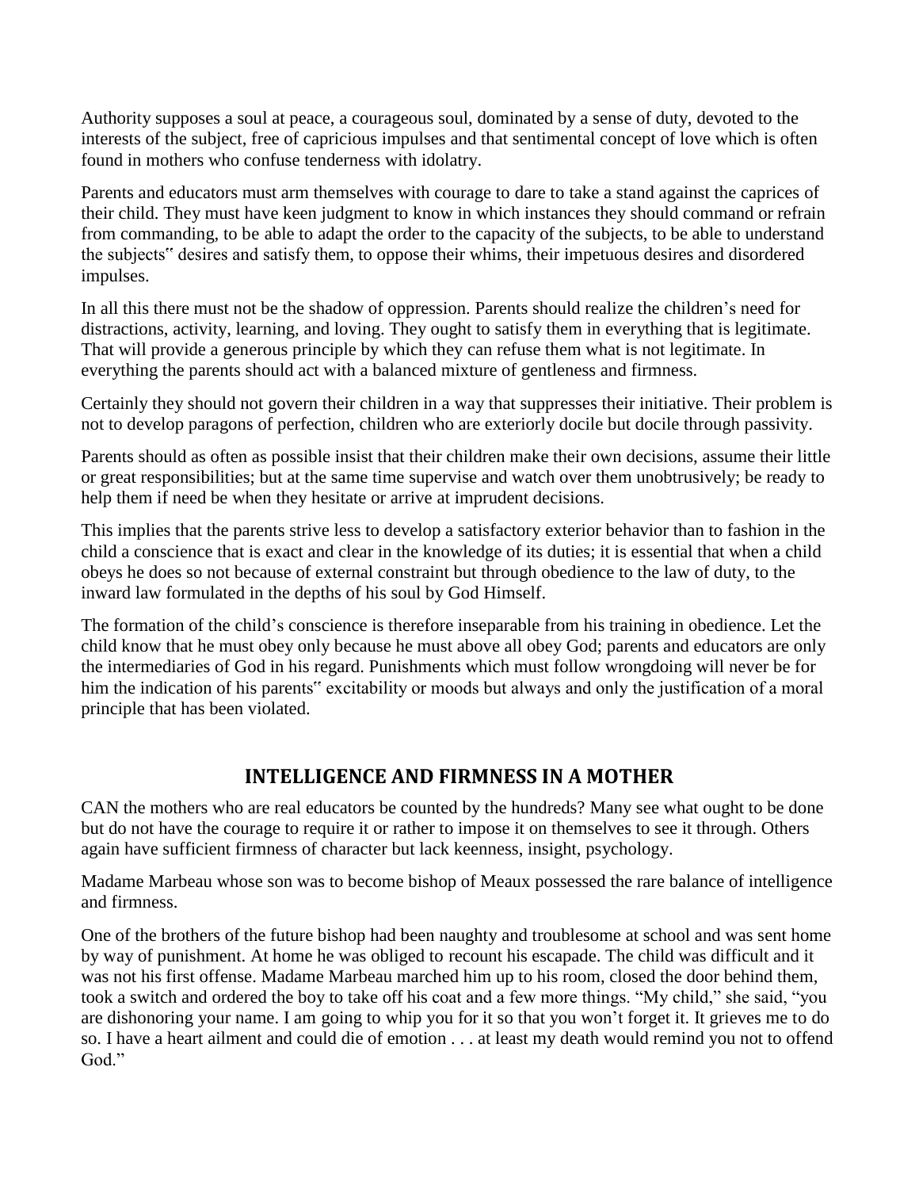Authority supposes a soul at peace, a courageous soul, dominated by a sense of duty, devoted to the interests of the subject, free of capricious impulses and that sentimental concept of love which is often found in mothers who confuse tenderness with idolatry.

Parents and educators must arm themselves with courage to dare to take a stand against the caprices of their child. They must have keen judgment to know in which instances they should command or refrain from commanding, to be able to adapt the order to the capacity of the subjects, to be able to understand the subjects" desires and satisfy them, to oppose their whims, their impetuous desires and disordered impulses.

In all this there must not be the shadow of oppression. Parents should realize the children's need for distractions, activity, learning, and loving. They ought to satisfy them in everything that is legitimate. That will provide a generous principle by which they can refuse them what is not legitimate. In everything the parents should act with a balanced mixture of gentleness and firmness.

Certainly they should not govern their children in a way that suppresses their initiative. Their problem is not to develop paragons of perfection, children who are exteriorly docile but docile through passivity.

Parents should as often as possible insist that their children make their own decisions, assume their little or great responsibilities; but at the same time supervise and watch over them unobtrusively; be ready to help them if need be when they hesitate or arrive at imprudent decisions.

This implies that the parents strive less to develop a satisfactory exterior behavior than to fashion in the child a conscience that is exact and clear in the knowledge of its duties; it is essential that when a child obeys he does so not because of external constraint but through obedience to the law of duty, to the inward law formulated in the depths of his soul by God Himself.

The formation of the child's conscience is therefore inseparable from his training in obedience. Let the child know that he must obey only because he must above all obey God; parents and educators are only the intermediaries of God in his regard. Punishments which must follow wrongdoing will never be for him the indication of his parents" excitability or moods but always and only the justification of a moral principle that has been violated.

## INTELLIGENCE AND FIRMNESS IN A MOTHER

CAN the mothers who are real educators be counted by the hundreds? Many see what ought to be done but do not have the courage to require it or rather to impose it on themselves to see it through. Others again have sufficient firmness of character but lack keenness, insight, psychology.

Madame Marbeau whose son was to become bishop of Meaux possessed the rare balance of intelligence and firmness.

One of the brothers of the future bishop had been naughty and troublesome at school and was sent home by way of punishment. At home he was obliged to recount his escapade. The child was difficult and it was not his first offense. Madame Marbeau marched him up to his room, closed the door behind them, took a switch and ordered the boy to take off his coat and a few more things. "My child," she said, "you are dishonoring your name. I am going to whip you for it so that you won't forget it. It grieves me to do so. I have a heart ailment and could die of emotion . . . at least my death would remind you not to offend God."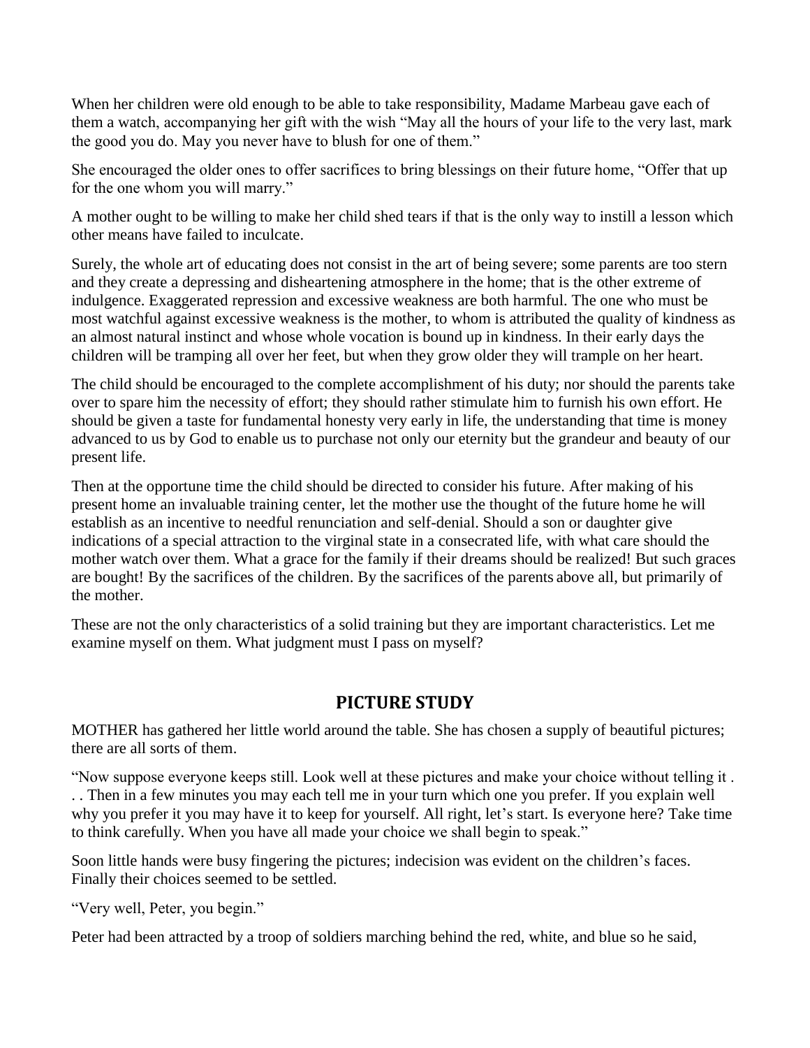When her children were old enough to be able to take responsibility, Madame Marbeau gave each of them a watch, accompanying her gift with the wish "May all the hours of your life to the very last, mark the good you do. May you never have to blush for one of them."

She encouraged the older ones to offer sacrifices to bring blessings on their future home, "Offer that up for the one whom you will marry."

A mother ought to be willing to make her child shed tears if that is the only way to instill a lesson which other means have failed to inculcate.

Surely, the whole art of educating does not consist in the art of being severe; some parents are too stern and they create a depressing and disheartening atmosphere in the home; that is the other extreme of indulgence. Exaggerated repression and excessive weakness are both harmful. The one who must be most watchful against excessive weakness is the mother, to whom is attributed the quality of kindness as an almost natural instinct and whose whole vocation is bound up in kindness. In their early days the children will be tramping all over her feet, but when they grow older they will trample on her heart.

The child should be encouraged to the complete accomplishment of his duty; nor should the parents take over to spare him the necessity of effort; they should rather stimulate him to furnish his own effort. He should be given a taste for fundamental honesty very early in life, the understanding that time is money advanced to us by God to enable us to purchase not only our eternity but the grandeur and beauty of our present life.

Then at the opportune time the child should be directed to consider his future. After making of his present home an invaluable training center, let the mother use the thought of the future home he will establish as an incentive to needful renunciation and self-denial. Should a son or daughter give indications of a special attraction to the virginal state in a consecrated life, with what care should the mother watch over them. What a grace for the family if their dreams should be realized! But such graces are bought! By the sacrifices of the children. By the sacrifices of the parents above all, but primarily of the mother.

These are not the only characteristics of a solid training but they are important characteristics. Let me examine myself on them. What judgment must I pass on myself?

## PICTURE STUDY

MOTHER has gathered her little world around the table. She has chosen a supply of beautiful pictures; there are all sorts of them.

"Now suppose everyone keeps still. Look well at these pictures and make your choice without telling it . . . Then in a few minutes you may each tell me in your turn which one you prefer. If you explain well why you prefer it you may have it to keep for yourself. All right, let's start. Is everyone here? Take time to think carefully. When you have all made your choice we shall begin to speak."

Soon little hands were busy fingering the pictures; indecision was evident on the children's faces. Finally their choices seemed to be settled.

"Very well, Peter, you begin."

Peter had been attracted by a troop of soldiers marching behind the red, white, and blue so he said,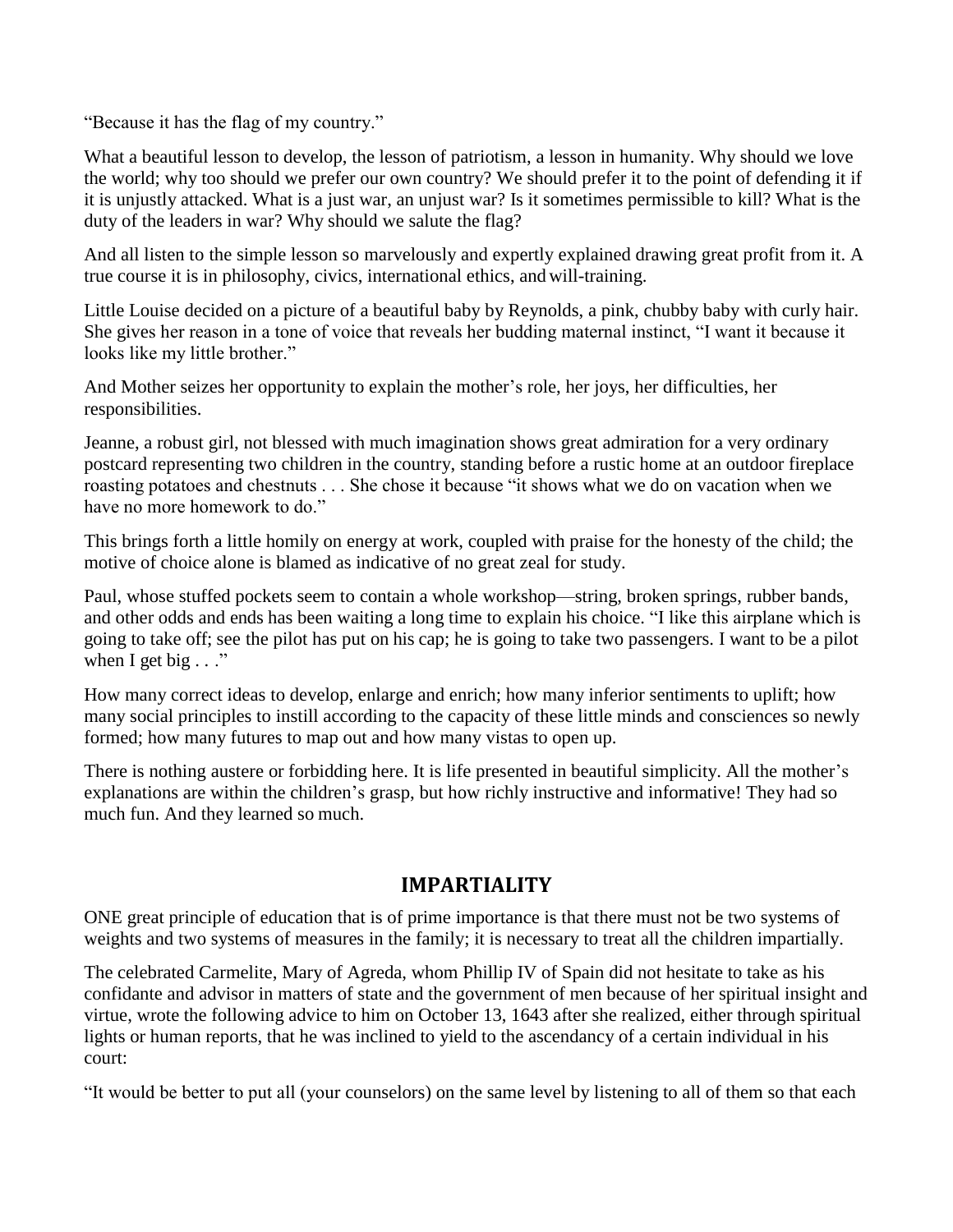"Because it has the flag of my country."

What a beautiful lesson to develop, the lesson of patriotism, a lesson in humanity. Why should we love the world; why too should we prefer our own country? We should prefer it to the point of defending it if it is unjustly attacked. What is a just war, an unjust war? Is it sometimes permissible to kill? What is the duty of the leaders in war? Why should we salute the flag?

And all listen to the simple lesson so marvelously and expertly explained drawing great profit from it. A true course it is in philosophy, civics, international ethics, and will-training.

Little Louise decided on a picture of a beautiful baby by Reynolds, a pink, chubby baby with curly hair. She gives her reason in a tone of voice that reveals her budding maternal instinct, "I want it because it looks like my little brother."

And Mother seizes her opportunity to explain the mother's role, her joys, her difficulties, her responsibilities.

Jeanne, a robust girl, not blessed with much imagination shows great admiration for a very ordinary postcard representing two children in the country, standing before a rustic home at an outdoor fireplace roasting potatoes and chestnuts . . . She chose it because "it shows what we do on vacation when we have no more homework to do."

This brings forth a little homily on energy at work, coupled with praise for the honesty of the child; the motive of choice alone is blamed as indicative of no great zeal for study.

Paul, whose stuffed pockets seem to contain a whole workshop—string, broken springs, rubber bands, and other odds and ends has been waiting a long time to explain his choice. "I like this airplane which is going to take off; see the pilot has put on his cap; he is going to take two passengers. I want to be a pilot when I get big . . ."

How many correct ideas to develop, enlarge and enrich; how many inferior sentiments to uplift; how many social principles to instill according to the capacity of these little minds and consciences so newly formed; how many futures to map out and how many vistas to open up.

There is nothing austere or forbidding here. It is life presented in beautiful simplicity. All the mother's explanations are within the children's grasp, but how richly instructive and informative! They had so much fun. And they learned so much.

## IMPARTIALITY

ONE great principle of education that is of prime importance is that there must not be two systems of weights and two systems of measures in the family; it is necessary to treat all the children impartially.

The celebrated Carmelite, Mary of Agreda, whom Phillip IV of Spain did not hesitate to take as his confidante and advisor in matters of state and the government of men because of her spiritual insight and virtue, wrote the following advice to him on October 13, 1643 after she realized, either through spiritual lights or human reports, that he was inclined to yield to the ascendancy of a certain individual in his court:

"It would be better to put all (your counselors) on the same level by listening to all of them so that each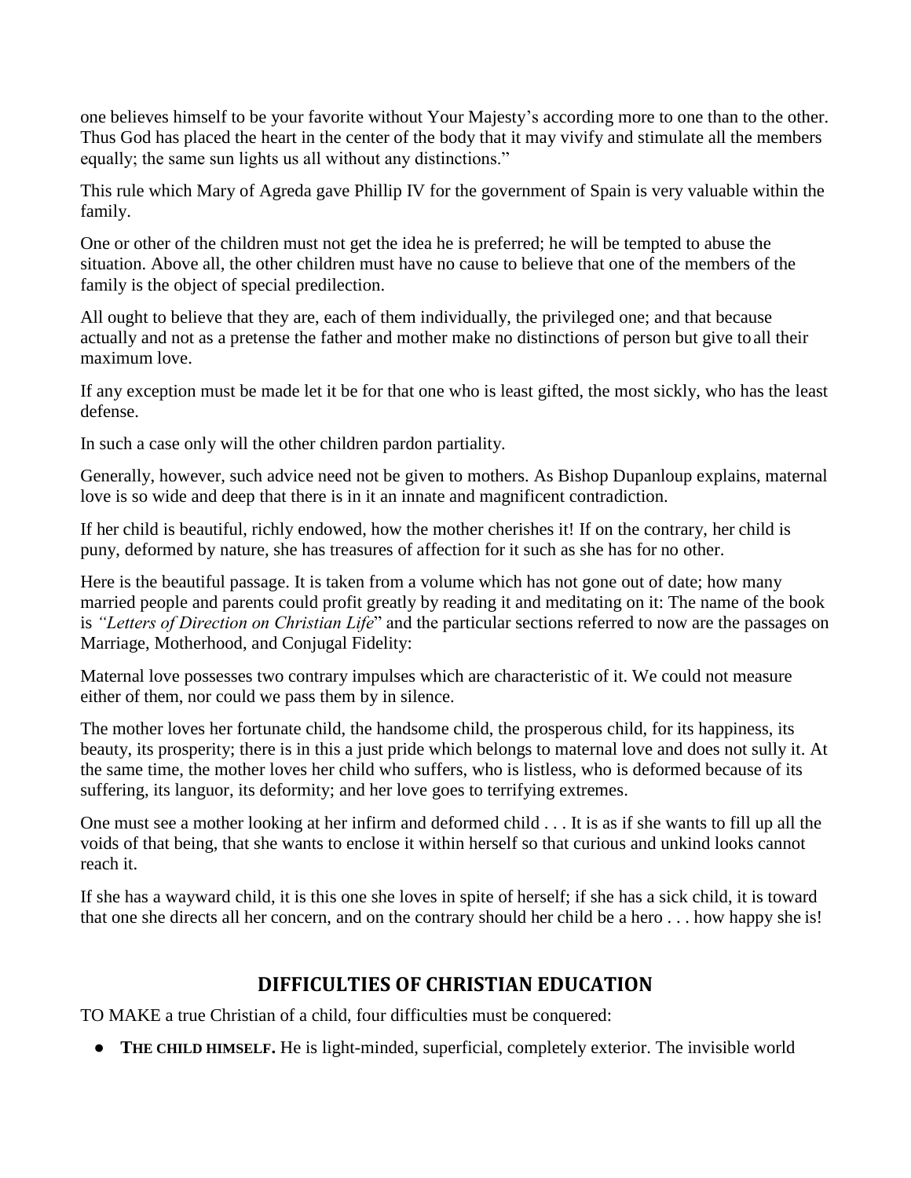one believes himself to be your favorite without Your Majesty's according more to one than to the other. Thus God has placed the heart in the center of the body that it may vivify and stimulate all the members equally; the same sun lights us all without any distinctions."

This rule which Mary of Agreda gave Phillip IV for the government of Spain is very valuable within the family.

One or other of the children must not get the idea he is preferred; he will be tempted to abuse the situation. Above all, the other children must have no cause to believe that one of the members of the family is the object of special predilection.

All ought to believe that they are, each of them individually, the privileged one; and that because actually and not as a pretense the father and mother make no distinctions of person but give to all their maximum love.

If any exception must be made let it be for that one who is least gifted, the most sickly, who has the least defense.

In such a case only will the other children pardon partiality.

Generally, however, such advice need not be given to mothers. As Bishop Dupanloup explains, maternal love is so wide and deep that there is in it an innate and magnificent contradiction.

If her child is beautiful, richly endowed, how the mother cherishes it! If on the contrary, her child is puny, deformed by nature, she has treasures of affection for it such as she has for no other.

Here is the beautiful passage. It is taken from a volume which has not gone out of date; how many married people and parents could profit greatly by reading it and meditating on it: The name of the book is *"Letters of Direction on Christian Life*" and the particular sections referred to now are the passages on Marriage, Motherhood, and Conjugal Fidelity:

Maternal love possesses two contrary impulses which are characteristic of it. We could not measure either of them, nor could we pass them by in silence.

The mother loves her fortunate child, the handsome child, the prosperous child, for its happiness, its beauty, its prosperity; there is in this a just pride which belongs to maternal love and does not sully it. At the same time, the mother loves her child who suffers, who is listless, who is deformed because of its suffering, its languor, its deformity; and her love goes to terrifying extremes.

One must see a mother looking at her infirm and deformed child . . . It is as if she wants to fill up all the voids of that being, that she wants to enclose it within herself so that curious and unkind looks cannot reach it.

If she has a wayward child, it is this one she loves in spite of herself; if she has a sick child, it is toward that one she directs all her concern, and on the contrary should her child be a hero . . . how happy she is!

## DIFFICULTIES OF CHRISTIAN EDUCATION

TO MAKE a true Christian of a child, four difficulties must be conquered:

- **THE CHILD HIMSELF.** He is light-minded, superficial, completely exterior. The invisible world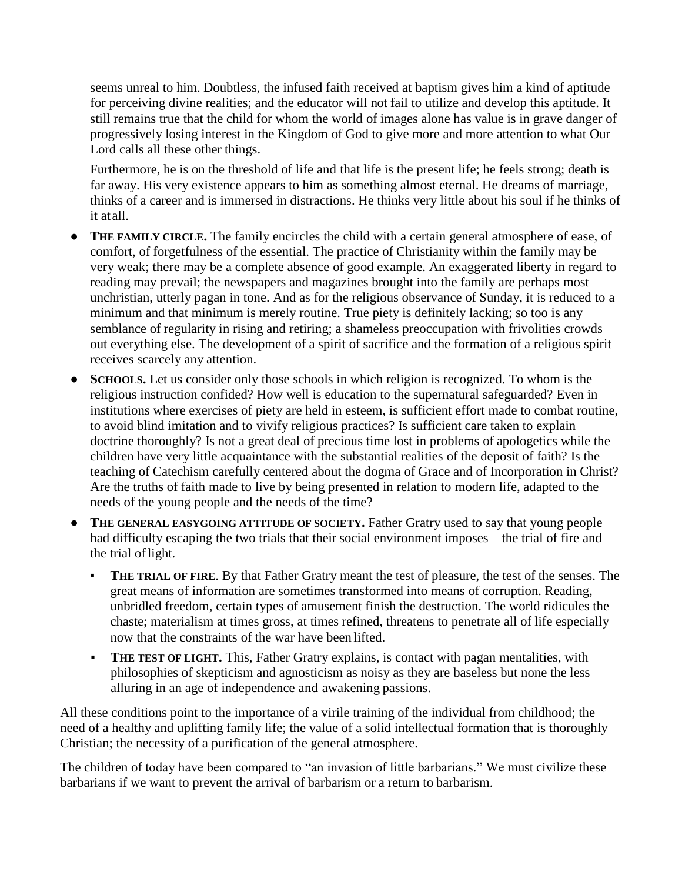seems unreal to him. Doubtless, the infused faith received at baptism gives him a kind of aptitude for perceiving divine realities; and the educator will not fail to utilize and develop this aptitude. It still remains true that the child for whom the world of images alone has value is in grave danger of progressively losing interest in the Kingdom of God to give more and more attention to what Our Lord calls all these other things.

Furthermore, he is on the threshold of life and that life is the present life; he feels strong; death is far away. His very existence appears to him as something almost eternal. He dreams of marriage, thinks of a career and is immersed in distractions. He thinks very little about his soul if he thinks of it at all.

- **THE FAMILY CIRCLE.** The family encircles the child with a certain general atmosphere of ease, of comfort, of forgetfulness of the essential. The practice of Christianity within the family may be very weak; there may be a complete absence of good example. An exaggerated liberty in regard to reading may prevail; the newspapers and magazines brought into the family are perhaps most unchristian, utterly pagan in tone. And as for the religious observance of Sunday, it is reduced to a minimum and that minimum is merely routine. True piety is definitely lacking; so too is any semblance of regularity in rising and retiring; a shameless preoccupation with frivolities crowds out everything else. The development of a spirit of sacrifice and the formation of a religious spirit receives scarcely any attention.
- **SCHOOLS.** Let us consider only those schools in which religion is recognized. To whom is the religious instruction confided? How well is education to the supernatural safeguarded? Even in institutions where exercises of piety are held in esteem, is sufficient effort made to combat routine, to avoid blind imitation and to vivify religious practices? Is sufficient care taken to explain doctrine thoroughly? Is not a great deal of precious time lost in problems of apologetics while the children have very little acquaintance with the substantial realities of the deposit of faith? Is the teaching of Catechism carefully centered about the dogma of Grace and of Incorporation in Christ? Are the truths of faith made to live by being presented in relation to modern life, adapted to the needs of the young people and the needs of the time?
- **THE GENERAL EASYGOING ATTITUDE OF SOCIETY.** Father Gratry used to say that young people had difficulty escaping the two trials that their social environment imposes—the trial of fire and the trial of light.
  - **THE TRIAL OF FIRE**. By that Father Gratry meant the test of pleasure, the test of the senses. The great means of information are sometimes transformed into means of corruption. Reading, unbridled freedom, certain types of amusement finish the destruction. The world ridicules the chaste; materialism at times gross, at times refined, threatens to penetrate all of life especially now that the constraints of the war have been lifted.
  - **THE TEST OF LIGHT.** This, Father Gratry explains, is contact with pagan mentalities, with philosophies of skepticism and agnosticism as noisy as they are baseless but none the less alluring in an age of independence and awakening passions.

All these conditions point to the importance of a virile training of the individual from childhood; the need of a healthy and uplifting family life; the value of a solid intellectual formation that is thoroughly Christian; the necessity of a purification of the general atmosphere.

The children of today have been compared to "an invasion of little barbarians." We must civilize these barbarians if we want to prevent the arrival of barbarism or a return to barbarism.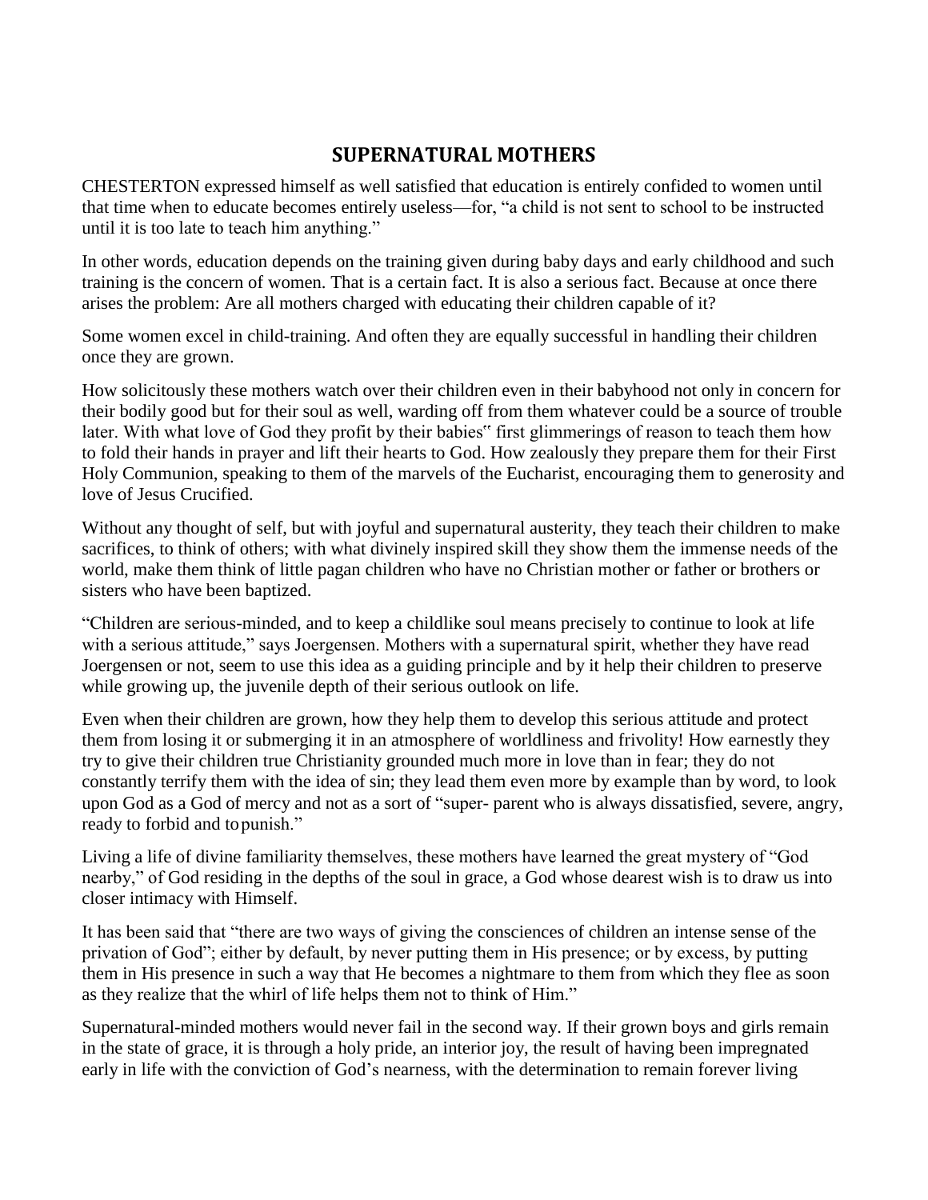## SUPERNATURAL MOTHERS

CHESTERTON expressed himself as well satisfied that education is entirely confided to women until that time when to educate becomes entirely useless—for, "a child is not sent to school to be instructed until it is too late to teach him anything."

In other words, education depends on the training given during baby days and early childhood and such training is the concern of women. That is a certain fact. It is also a serious fact. Because at once there arises the problem: Are all mothers charged with educating their children capable of it?

Some women excel in child-training. And often they are equally successful in handling their children once they are grown.

How solicitously these mothers watch over their children even in their babyhood not only in concern for their bodily good but for their soul as well, warding off from them whatever could be a source of trouble later. With what love of God they profit by their babies" first glimmerings of reason to teach them how to fold their hands in prayer and lift their hearts to God. How zealously they prepare them for their First Holy Communion, speaking to them of the marvels of the Eucharist, encouraging them to generosity and love of Jesus Crucified.

Without any thought of self, but with joyful and supernatural austerity, they teach their children to make sacrifices, to think of others; with what divinely inspired skill they show them the immense needs of the world, make them think of little pagan children who have no Christian mother or father or brothers or sisters who have been baptized.

"Children are serious-minded, and to keep a childlike soul means precisely to continue to look at life with a serious attitude," says Joergensen. Mothers with a supernatural spirit, whether they have read Joergensen or not, seem to use this idea as a guiding principle and by it help their children to preserve while growing up, the juvenile depth of their serious outlook on life.

Even when their children are grown, how they help them to develop this serious attitude and protect them from losing it or submerging it in an atmosphere of worldliness and frivolity! How earnestly they try to give their children true Christianity grounded much more in love than in fear; they do not constantly terrify them with the idea of sin; they lead them even more by example than by word, to look upon God as a God of mercy and not as a sort of "super- parent who is always dissatisfied, severe, angry, ready to forbid and to punish."

Living a life of divine familiarity themselves, these mothers have learned the great mystery of "God nearby," of God residing in the depths of the soul in grace, a God whose dearest wish is to draw us into closer intimacy with Himself.

It has been said that "there are two ways of giving the consciences of children an intense sense of the privation of God"; either by default, by never putting them in His presence; or by excess, by putting them in His presence in such a way that He becomes a nightmare to them from which they flee as soon as they realize that the whirl of life helps them not to think of Him."

Supernatural-minded mothers would never fail in the second way. If their grown boys and girls remain in the state of grace, it is through a holy pride, an interior joy, the result of having been impregnated early in life with the conviction of God's nearness, with the determination to remain forever living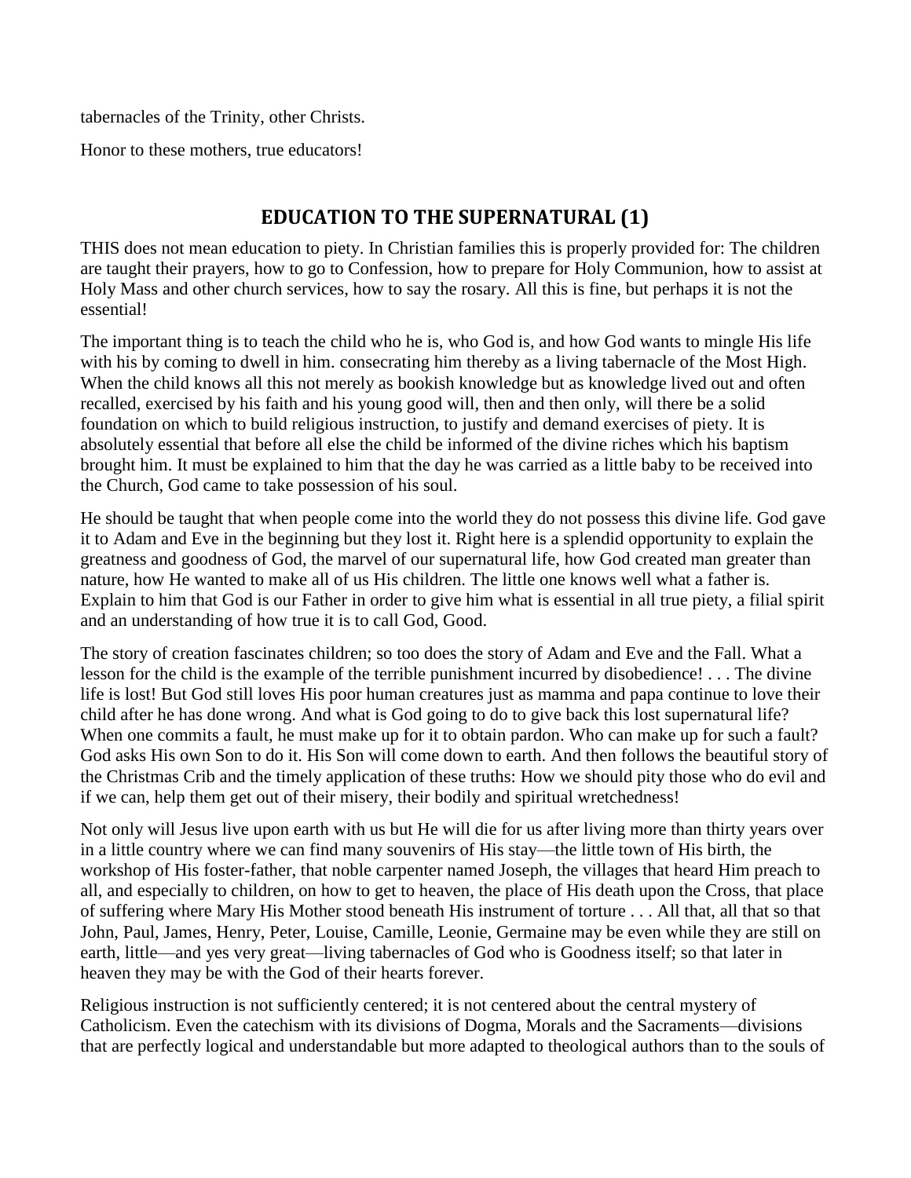tabernacles of the Trinity, other Christs.

Honor to these mothers, true educators!

## EDUCATION TO THE SUPERNATURAL (1)

THIS does not mean education to piety. In Christian families this is properly provided for: The children are taught their prayers, how to go to Confession, how to prepare for Holy Communion, how to assist at Holy Mass and other church services, how to say the rosary. All this is fine, but perhaps it is not the essential!

The important thing is to teach the child who he is, who God is, and how God wants to mingle His life with his by coming to dwell in him. consecrating him thereby as a living tabernacle of the Most High. When the child knows all this not merely as bookish knowledge but as knowledge lived out and often recalled, exercised by his faith and his young good will, then and then only, will there be a solid foundation on which to build religious instruction, to justify and demand exercises of piety. It is absolutely essential that before all else the child be informed of the divine riches which his baptism brought him. It must be explained to him that the day he was carried as a little baby to be received into the Church, God came to take possession of his soul.

He should be taught that when people come into the world they do not possess this divine life. God gave it to Adam and Eve in the beginning but they lost it. Right here is a splendid opportunity to explain the greatness and goodness of God, the marvel of our supernatural life, how God created man greater than nature, how He wanted to make all of us His children. The little one knows well what a father is. Explain to him that God is our Father in order to give him what is essential in all true piety, a filial spirit and an understanding of how true it is to call God, Good.

The story of creation fascinates children; so too does the story of Adam and Eve and the Fall. What a lesson for the child is the example of the terrible punishment incurred by disobedience! . . . The divine life is lost! But God still loves His poor human creatures just as mamma and papa continue to love their child after he has done wrong. And what is God going to do to give back this lost supernatural life? When one commits a fault, he must make up for it to obtain pardon. Who can make up for such a fault? God asks His own Son to do it. His Son will come down to earth. And then follows the beautiful story of the Christmas Crib and the timely application of these truths: How we should pity those who do evil and if we can, help them get out of their misery, their bodily and spiritual wretchedness!

Not only will Jesus live upon earth with us but He will die for us after living more than thirty years over in a little country where we can find many souvenirs of His stay—the little town of His birth, the workshop of His foster-father, that noble carpenter named Joseph, the villages that heard Him preach to all, and especially to children, on how to get to heaven, the place of His death upon the Cross, that place of suffering where Mary His Mother stood beneath His instrument of torture . . . All that, all that so that John, Paul, James, Henry, Peter, Louise, Camille, Leonie, Germaine may be even while they are still on earth, little—and yes very great—living tabernacles of God who is Goodness itself; so that later in heaven they may be with the God of their hearts forever.

Religious instruction is not sufficiently centered; it is not centered about the central mystery of Catholicism. Even the catechism with its divisions of Dogma, Morals and the Sacraments—divisions that are perfectly logical and understandable but more adapted to theological authors than to the souls of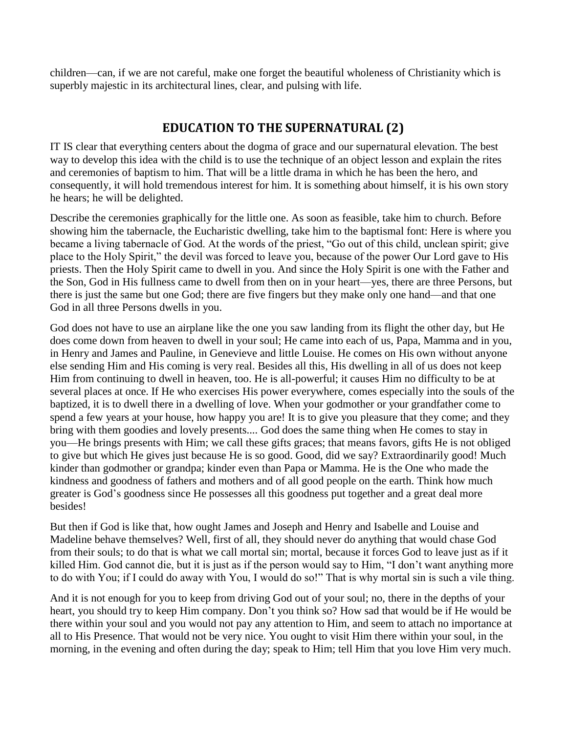children—can, if we are not careful, make one forget the beautiful wholeness of Christianity which is superbly majestic in its architectural lines, clear, and pulsing with life.

## EDUCATION TO THE SUPERNATURAL (2)

IT IS clear that everything centers about the dogma of grace and our supernatural elevation. The best way to develop this idea with the child is to use the technique of an object lesson and explain the rites and ceremonies of baptism to him. That will be a little drama in which he has been the hero, and consequently, it will hold tremendous interest for him. It is something about himself, it is his own story he hears; he will be delighted.

Describe the ceremonies graphically for the little one. As soon as feasible, take him to church. Before showing him the tabernacle, the Eucharistic dwelling, take him to the baptismal font: Here is where you became a living tabernacle of God. At the words of the priest, "Go out of this child, unclean spirit; give place to the Holy Spirit," the devil was forced to leave you, because of the power Our Lord gave to His priests. Then the Holy Spirit came to dwell in you. And since the Holy Spirit is one with the Father and the Son, God in His fullness came to dwell from then on in your heart—yes, there are three Persons, but there is just the same but one God; there are five fingers but they make only one hand—and that one God in all three Persons dwells in you.

God does not have to use an airplane like the one you saw landing from its flight the other day, but He does come down from heaven to dwell in your soul; He came into each of us, Papa, Mamma and in you, in Henry and James and Pauline, in Genevieve and little Louise. He comes on His own without anyone else sending Him and His coming is very real. Besides all this, His dwelling in all of us does not keep Him from continuing to dwell in heaven, too. He is all-powerful; it causes Him no difficulty to be at several places at once. If He who exercises His power everywhere, comes especially into the souls of the baptized, it is to dwell there in a dwelling of love. When your godmother or your grandfather come to spend a few years at your house, how happy you are! It is to give you pleasure that they come; and they bring with them goodies and lovely presents.... God does the same thing when He comes to stay in you—He brings presents with Him; we call these gifts graces; that means favors, gifts He is not obliged to give but which He gives just because He is so good. Good, did we say? Extraordinarily good! Much kinder than godmother or grandpa; kinder even than Papa or Mamma. He is the One who made the kindness and goodness of fathers and mothers and of all good people on the earth. Think how much greater is God's goodness since He possesses all this goodness put together and a great deal more besides!

But then if God is like that, how ought James and Joseph and Henry and Isabelle and Louise and Madeline behave themselves? Well, first of all, they should never do anything that would chase God from their souls; to do that is what we call mortal sin; mortal, because it forces God to leave just as if it killed Him. God cannot die, but it is just as if the person would say to Him, "I don't want anything more to do with You; if I could do away with You, I would do so!" That is why mortal sin is such a vile thing.

And it is not enough for you to keep from driving God out of your soul; no, there in the depths of your heart, you should try to keep Him company. Don't you think so? How sad that would be if He would be there within your soul and you would not pay any attention to Him, and seem to attach no importance at all to His Presence. That would not be very nice. You ought to visit Him there within your soul, in the morning, in the evening and often during the day; speak to Him; tell Him that you love Him very much.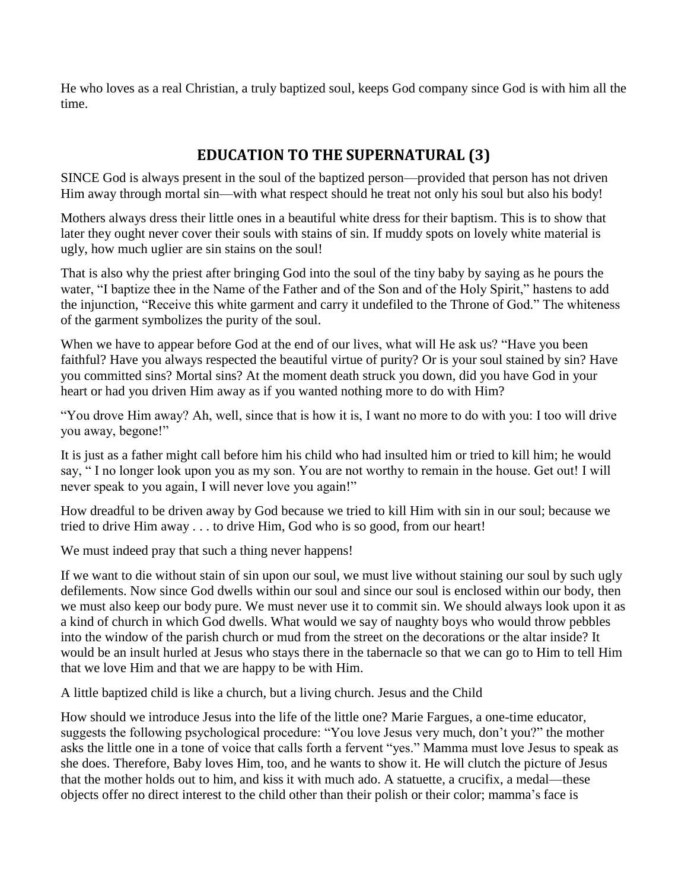He who loves as a real Christian, a truly baptized soul, keeps God company since God is with him all the time.

## EDUCATION TO THE SUPERNATURAL (3)

SINCE God is always present in the soul of the baptized person—provided that person has not driven Him away through mortal sin—with what respect should he treat not only his soul but also his body!

Mothers always dress their little ones in a beautiful white dress for their baptism. This is to show that later they ought never cover their souls with stains of sin. If muddy spots on lovely white material is ugly, how much uglier are sin stains on the soul!

That is also why the priest after bringing God into the soul of the tiny baby by saying as he pours the water, "I baptize thee in the Name of the Father and of the Son and of the Holy Spirit," hastens to add the injunction, "Receive this white garment and carry it undefiled to the Throne of God." The whiteness of the garment symbolizes the purity of the soul.

When we have to appear before God at the end of our lives, what will He ask us? "Have you been faithful? Have you always respected the beautiful virtue of purity? Or is your soul stained by sin? Have you committed sins? Mortal sins? At the moment death struck you down, did you have God in your heart or had you driven Him away as if you wanted nothing more to do with Him?

"You drove Him away? Ah, well, since that is how it is, I want no more to do with you: I too will drive you away, begone!"

It is just as a father might call before him his child who had insulted him or tried to kill him; he would say, " I no longer look upon you as my son. You are not worthy to remain in the house. Get out! I will never speak to you again, I will never love you again!"

How dreadful to be driven away by God because we tried to kill Him with sin in our soul; because we tried to drive Him away . . . to drive Him, God who is so good, from our heart!

We must indeed pray that such a thing never happens!

If we want to die without stain of sin upon our soul, we must live without staining our soul by such ugly defilements. Now since God dwells within our soul and since our soul is enclosed within our body, then we must also keep our body pure. We must never use it to commit sin. We should always look upon it as a kind of church in which God dwells. What would we say of naughty boys who would throw pebbles into the window of the parish church or mud from the street on the decorations or the altar inside? It would be an insult hurled at Jesus who stays there in the tabernacle so that we can go to Him to tell Him that we love Him and that we are happy to be with Him.

A little baptized child is like a church, but a living church. Jesus and the Child

How should we introduce Jesus into the life of the little one? Marie Fargues, a one-time educator, suggests the following psychological procedure: "You love Jesus very much, don't you?" the mother asks the little one in a tone of voice that calls forth a fervent "yes." Mamma must love Jesus to speak as she does. Therefore, Baby loves Him, too, and he wants to show it. He will clutch the picture of Jesus that the mother holds out to him, and kiss it with much ado. A statuette, a crucifix, a medal—these objects offer no direct interest to the child other than their polish or their color; mamma's face is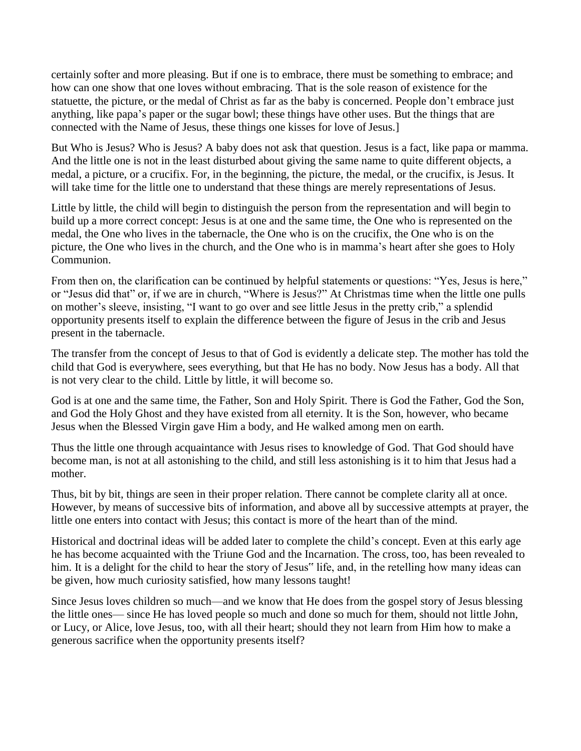certainly softer and more pleasing. But if one is to embrace, there must be something to embrace; and how can one show that one loves without embracing. That is the sole reason of existence for the statuette, the picture, or the medal of Christ as far as the baby is concerned. People don't embrace just anything, like papa's paper or the sugar bowl; these things have other uses. But the things that are connected with the Name of Jesus, these things one kisses for love of Jesus.]

But Who is Jesus? Who is Jesus? A baby does not ask that question. Jesus is a fact, like papa or mamma. And the little one is not in the least disturbed about giving the same name to quite different objects, a medal, a picture, or a crucifix. For, in the beginning, the picture, the medal, or the crucifix, is Jesus. It will take time for the little one to understand that these things are merely representations of Jesus.

Little by little, the child will begin to distinguish the person from the representation and will begin to build up a more correct concept: Jesus is at one and the same time, the One who is represented on the medal, the One who lives in the tabernacle, the One who is on the crucifix, the One who is on the picture, the One who lives in the church, and the One who is in mamma's heart after she goes to Holy Communion.

From then on, the clarification can be continued by helpful statements or questions: "Yes, Jesus is here," or "Jesus did that" or, if we are in church, "Where is Jesus?" At Christmas time when the little one pulls on mother's sleeve, insisting, "I want to go over and see little Jesus in the pretty crib," a splendid opportunity presents itself to explain the difference between the figure of Jesus in the crib and Jesus present in the tabernacle.

The transfer from the concept of Jesus to that of God is evidently a delicate step. The mother has told the child that God is everywhere, sees everything, but that He has no body. Now Jesus has a body. All that is not very clear to the child. Little by little, it will become so.

God is at one and the same time, the Father, Son and Holy Spirit. There is God the Father, God the Son, and God the Holy Ghost and they have existed from all eternity. It is the Son, however, who became Jesus when the Blessed Virgin gave Him a body, and He walked among men on earth.

Thus the little one through acquaintance with Jesus rises to knowledge of God. That God should have become man, is not at all astonishing to the child, and still less astonishing is it to him that Jesus had a mother.

Thus, bit by bit, things are seen in their proper relation. There cannot be complete clarity all at once. However, by means of successive bits of information, and above all by successive attempts at prayer, the little one enters into contact with Jesus; this contact is more of the heart than of the mind.

Historical and doctrinal ideas will be added later to complete the child's concept. Even at this early age he has become acquainted with the Triune God and the Incarnation. The cross, too, has been revealed to him. It is a delight for the child to hear the story of Jesus" life, and, in the retelling how many ideas can be given, how much curiosity satisfied, how many lessons taught!

Since Jesus loves children so much—and we know that He does from the gospel story of Jesus blessing the little ones— since He has loved people so much and done so much for them, should not little John, or Lucy, or Alice, love Jesus, too, with all their heart; should they not learn from Him how to make a generous sacrifice when the opportunity presents itself?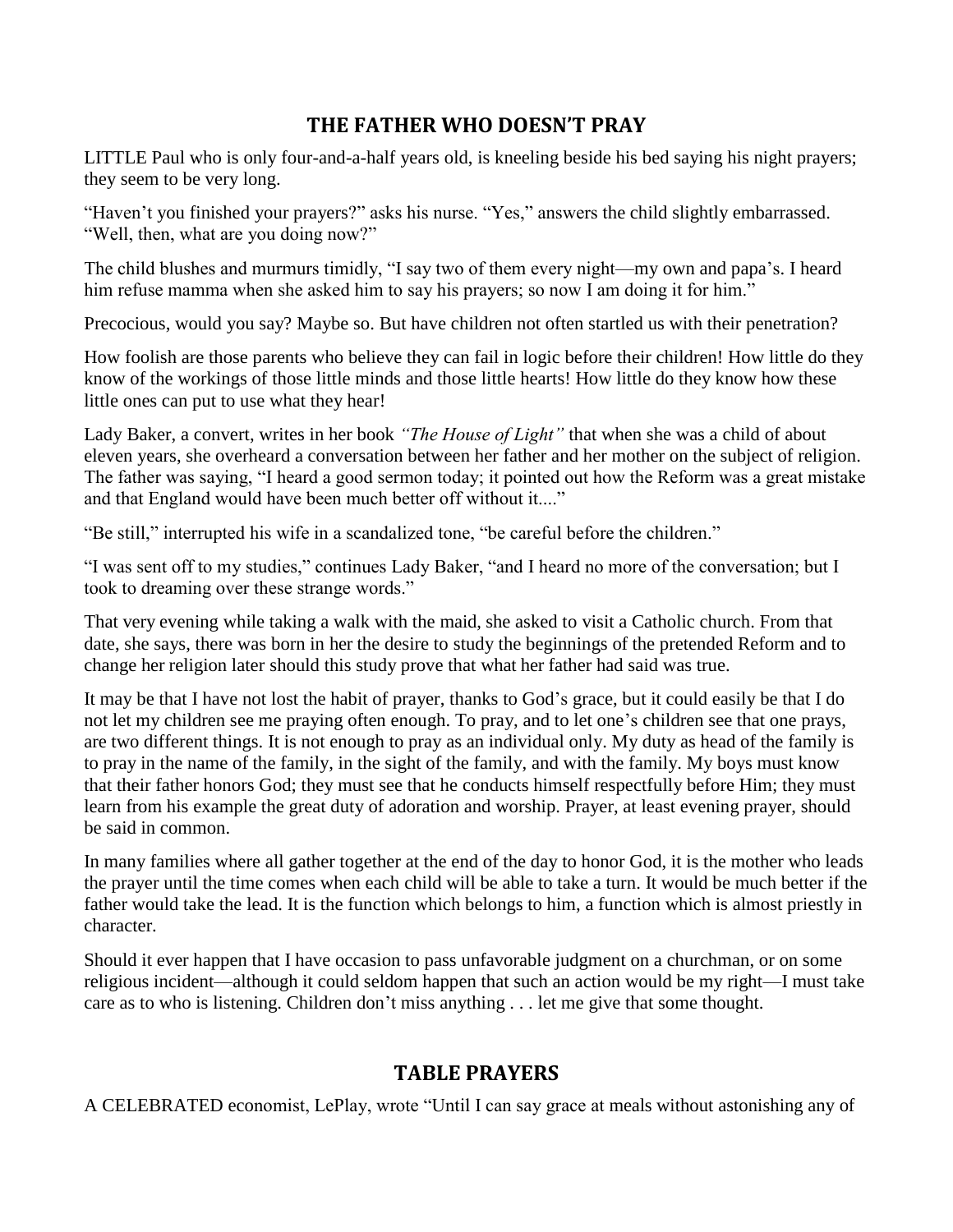## THE FATHER WHO DOESN'T PRAY

LITTLE Paul who is only four-and-a-half years old, is kneeling beside his bed saying his night prayers; they seem to be very long.

"Haven't you finished your prayers?" asks his nurse. "Yes," answers the child slightly embarrassed. "Well, then, what are you doing now?"

The child blushes and murmurs timidly, "I say two of them every night—my own and papa's. I heard him refuse mamma when she asked him to say his prayers; so now I am doing it for him."

Precocious, would you say? Maybe so. But have children not often startled us with their penetration?

How foolish are those parents who believe they can fail in logic before their children! How little do they know of the workings of those little minds and those little hearts! How little do they know how these little ones can put to use what they hear!

Lady Baker, a convert, writes in her book *"The House of Light"* that when she was a child of about eleven years, she overheard a conversation between her father and her mother on the subject of religion. The father was saying, "I heard a good sermon today; it pointed out how the Reform was a great mistake and that England would have been much better off without it...."

"Be still," interrupted his wife in a scandalized tone, "be careful before the children."

"I was sent off to my studies," continues Lady Baker, "and I heard no more of the conversation; but I took to dreaming over these strange words."

That very evening while taking a walk with the maid, she asked to visit a Catholic church. From that date, she says, there was born in her the desire to study the beginnings of the pretended Reform and to change her religion later should this study prove that what her father had said was true.

It may be that I have not lost the habit of prayer, thanks to God's grace, but it could easily be that I do not let my children see me praying often enough. To pray, and to let one's children see that one prays, are two different things. It is not enough to pray as an individual only. My duty as head of the family is to pray in the name of the family, in the sight of the family, and with the family. My boys must know that their father honors God; they must see that he conducts himself respectfully before Him; they must learn from his example the great duty of adoration and worship. Prayer, at least evening prayer, should be said in common.

In many families where all gather together at the end of the day to honor God, it is the mother who leads the prayer until the time comes when each child will be able to take a turn. It would be much better if the father would take the lead. It is the function which belongs to him, a function which is almost priestly in character.

Should it ever happen that I have occasion to pass unfavorable judgment on a churchman, or on some religious incident—although it could seldom happen that such an action would be my right—I must take care as to who is listening. Children don't miss anything . . . let me give that some thought.

## TABLE PRAYERS

A CELEBRATED economist, LePlay, wrote "Until I can say grace at meals without astonishing any of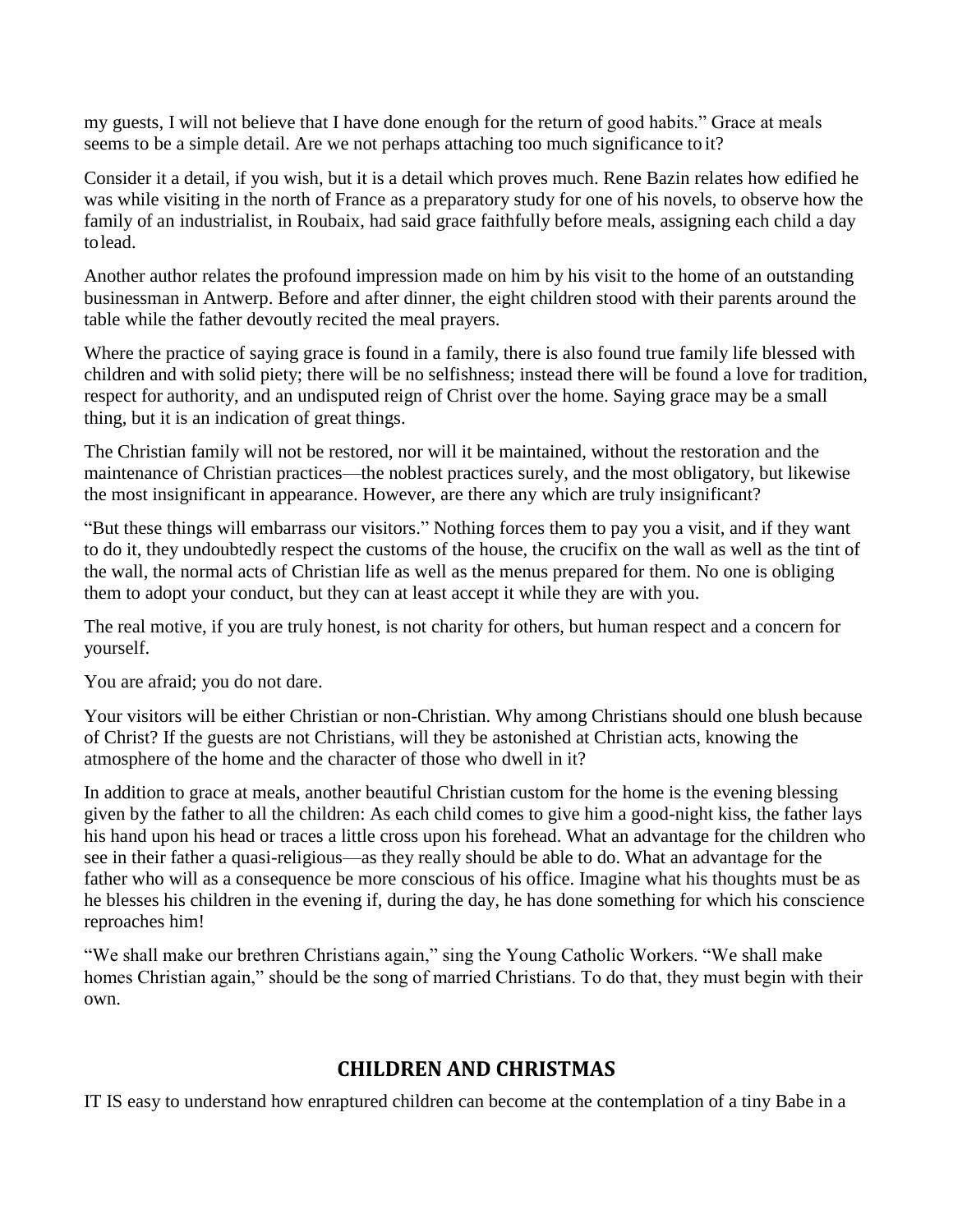my guests, I will not believe that I have done enough for the return of good habits." Grace at meals seems to be a simple detail. Are we not perhaps attaching too much significance to it?

Consider it a detail, if you wish, but it is a detail which proves much. Rene Bazin relates how edified he was while visiting in the north of France as a preparatory study for one of his novels, to observe how the family of an industrialist, in Roubaix, had said grace faithfully before meals, assigning each child a day to lead.

Another author relates the profound impression made on him by his visit to the home of an outstanding businessman in Antwerp. Before and after dinner, the eight children stood with their parents around the table while the father devoutly recited the meal prayers.

Where the practice of saying grace is found in a family, there is also found true family life blessed with children and with solid piety; there will be no selfishness; instead there will be found a love for tradition, respect for authority, and an undisputed reign of Christ over the home. Saying grace may be a small thing, but it is an indication of great things.

The Christian family will not be restored, nor will it be maintained, without the restoration and the maintenance of Christian practices—the noblest practices surely, and the most obligatory, but likewise the most insignificant in appearance. However, are there any which are truly insignificant?

"But these things will embarrass our visitors." Nothing forces them to pay you a visit, and if they want to do it, they undoubtedly respect the customs of the house, the crucifix on the wall as well as the tint of the wall, the normal acts of Christian life as well as the menus prepared for them. No one is obliging them to adopt your conduct, but they can at least accept it while they are with you.

The real motive, if you are truly honest, is not charity for others, but human respect and a concern for yourself.

You are afraid; you do not dare.

Your visitors will be either Christian or non-Christian. Why among Christians should one blush because of Christ? If the guests are not Christians, will they be astonished at Christian acts, knowing the atmosphere of the home and the character of those who dwell in it?

In addition to grace at meals, another beautiful Christian custom for the home is the evening blessing given by the father to all the children: As each child comes to give him a good-night kiss, the father lays his hand upon his head or traces a little cross upon his forehead. What an advantage for the children who see in their father a quasi-religious—as they really should be able to do. What an advantage for the father who will as a consequence be more conscious of his office. Imagine what his thoughts must be as he blesses his children in the evening if, during the day, he has done something for which his conscience reproaches him!

"We shall make our brethren Christians again," sing the Young Catholic Workers. "We shall make homes Christian again," should be the song of married Christians. To do that, they must begin with their own.

## CHILDREN AND CHRISTMAS

IT IS easy to understand how enraptured children can become at the contemplation of a tiny Babe in a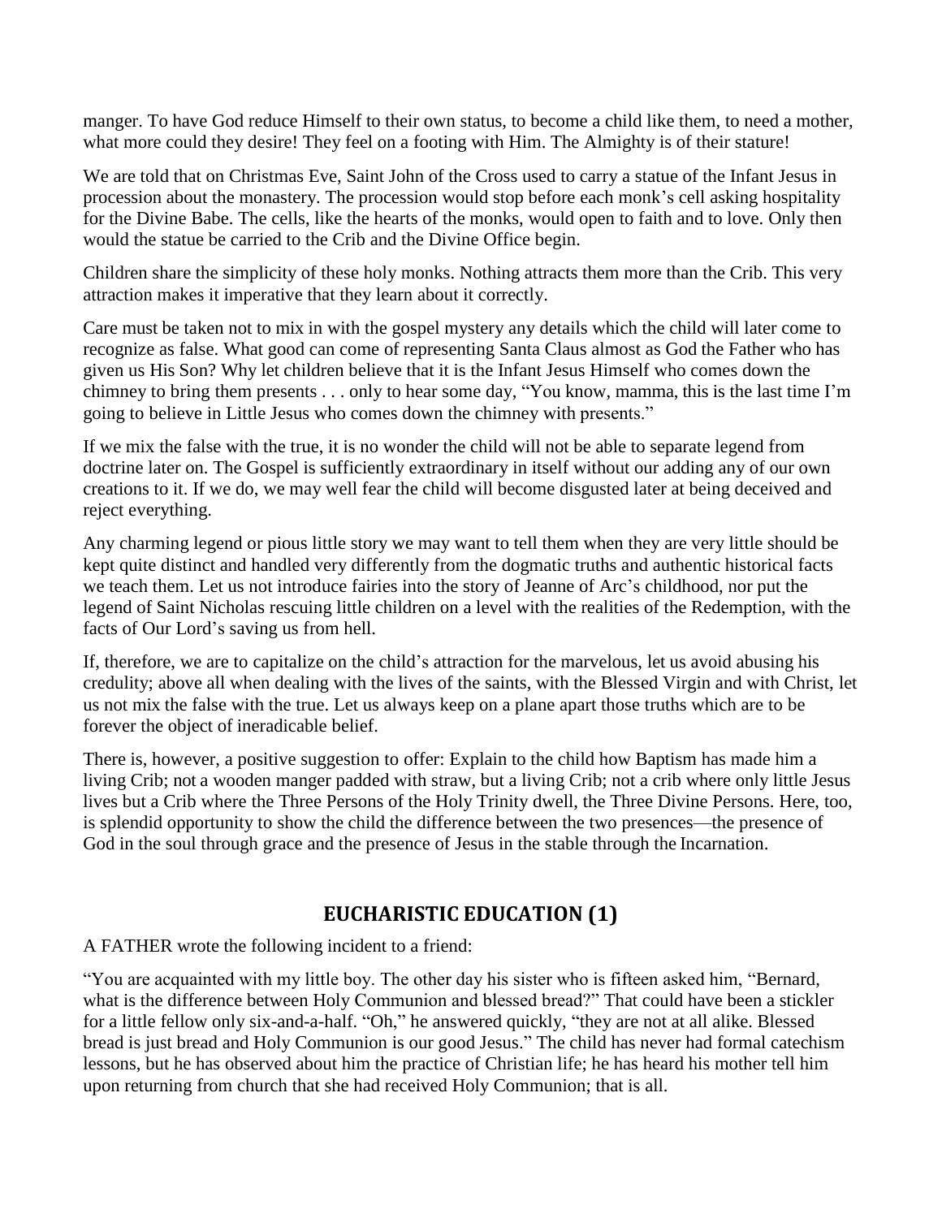manger. To have God reduce Himself to their own status, to become a child like them, to need a mother, what more could they desire! They feel on a footing with Him. The Almighty is of their stature!

We are told that on Christmas Eve, Saint John of the Cross used to carry a statue of the Infant Jesus in procession about the monastery. The procession would stop before each monk's cell asking hospitality for the Divine Babe. The cells, like the hearts of the monks, would open to faith and to love. Only then would the statue be carried to the Crib and the Divine Office begin.

Children share the simplicity of these holy monks. Nothing attracts them more than the Crib. This very attraction makes it imperative that they learn about it correctly.

Care must be taken not to mix in with the gospel mystery any details which the child will later come to recognize as false. What good can come of representing Santa Claus almost as God the Father who has given us His Son? Why let children believe that it is the Infant Jesus Himself who comes down the chimney to bring them presents . . . only to hear some day, "You know, mamma, this is the last time I'm going to believe in Little Jesus who comes down the chimney with presents."

If we mix the false with the true, it is no wonder the child will not be able to separate legend from doctrine later on. The Gospel is sufficiently extraordinary in itself without our adding any of our own creations to it. If we do, we may well fear the child will become disgusted later at being deceived and reject everything.

Any charming legend or pious little story we may want to tell them when they are very little should be kept quite distinct and handled very differently from the dogmatic truths and authentic historical facts we teach them. Let us not introduce fairies into the story of Jeanne of Arc's childhood, nor put the legend of Saint Nicholas rescuing little children on a level with the realities of the Redemption, with the facts of Our Lord's saving us from hell.

If, therefore, we are to capitalize on the child's attraction for the marvelous, let us avoid abusing his credulity; above all when dealing with the lives of the saints, with the Blessed Virgin and with Christ, let us not mix the false with the true. Let us always keep on a plane apart those truths which are to be forever the object of ineradicable belief.

There is, however, a positive suggestion to offer: Explain to the child how Baptism has made him a living Crib; not a wooden manger padded with straw, but a living Crib; not a crib where only little Jesus lives but a Crib where the Three Persons of the Holy Trinity dwell, the Three Divine Persons. Here, too, is splendid opportunity to show the child the difference between the two presences—the presence of God in the soul through grace and the presence of Jesus in the stable through the Incarnation.

## EUCHARISTIC EDUCATION (1)

A FATHER wrote the following incident to a friend:

"You are acquainted with my little boy. The other day his sister who is fifteen asked him, "Bernard, what is the difference between Holy Communion and blessed bread?" That could have been a stickler for a little fellow only six-and-a-half. "Oh," he answered quickly, "they are not at all alike. Blessed bread is just bread and Holy Communion is our good Jesus." The child has never had formal catechism lessons, but he has observed about him the practice of Christian life; he has heard his mother tell him upon returning from church that she had received Holy Communion; that is all.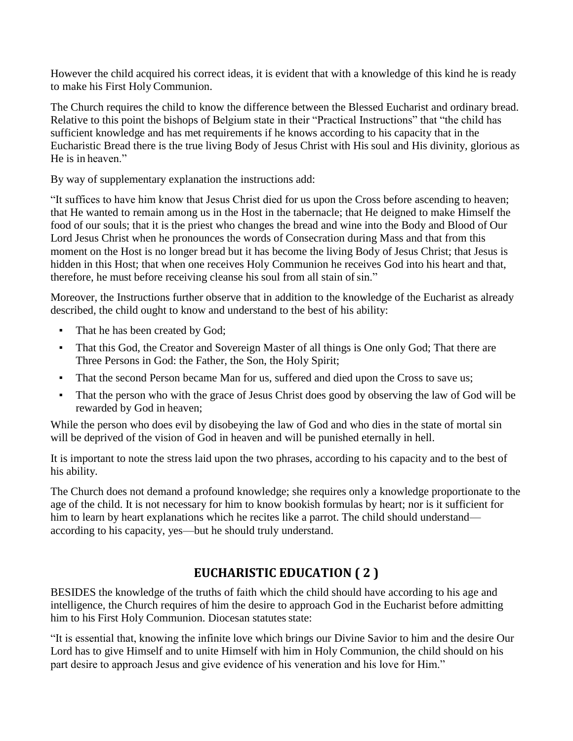However the child acquired his correct ideas, it is evident that with a knowledge of this kind he is ready to make his First Holy Communion.

The Church requires the child to know the difference between the Blessed Eucharist and ordinary bread. Relative to this point the bishops of Belgium state in their "Practical Instructions" that "the child has sufficient knowledge and has met requirements if he knows according to his capacity that in the Eucharistic Bread there is the true living Body of Jesus Christ with His soul and His divinity, glorious as He is in heaven."

By way of supplementary explanation the instructions add:

"It suffices to have him know that Jesus Christ died for us upon the Cross before ascending to heaven; that He wanted to remain among us in the Host in the tabernacle; that He deigned to make Himself the food of our souls; that it is the priest who changes the bread and wine into the Body and Blood of Our Lord Jesus Christ when he pronounces the words of Consecration during Mass and that from this moment on the Host is no longer bread but it has become the living Body of Jesus Christ; that Jesus is hidden in this Host; that when one receives Holy Communion he receives God into his heart and that, therefore, he must before receiving cleanse his soul from all stain of sin."

Moreover, the Instructions further observe that in addition to the knowledge of the Eucharist as already described, the child ought to know and understand to the best of his ability:

- That he has been created by God;
- That this God, the Creator and Sovereign Master of all things is One only God; That there are Three Persons in God: the Father, the Son, the Holy Spirit;
- That the second Person became Man for us, suffered and died upon the Cross to save us;
- That the person who with the grace of Jesus Christ does good by observing the law of God will be rewarded by God in heaven;

While the person who does evil by disobeying the law of God and who dies in the state of mortal sin will be deprived of the vision of God in heaven and will be punished eternally in hell.

It is important to note the stress laid upon the two phrases, according to his capacity and to the best of his ability.

The Church does not demand a profound knowledge; she requires only a knowledge proportionate to the age of the child. It is not necessary for him to know bookish formulas by heart; nor is it sufficient for him to learn by heart explanations which he recites like a parrot. The child should understand—according to his capacity, yes—but he should truly understand.

## EUCHARISTIC EDUCATION ( 2 )

BESIDES the knowledge of the truths of faith which the child should have according to his age and intelligence, the Church requires of him the desire to approach God in the Eucharist before admitting him to his First Holy Communion. Diocesan statutes state:

"It is essential that, knowing the infinite love which brings our Divine Savior to him and the desire Our Lord has to give Himself and to unite Himself with him in Holy Communion, the child should on his part desire to approach Jesus and give evidence of his veneration and his love for Him."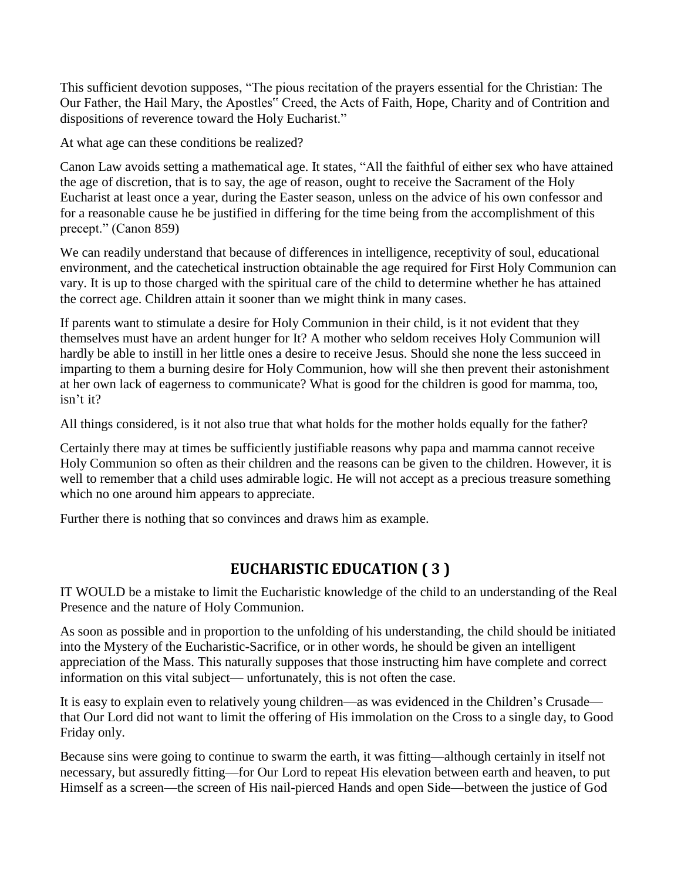This sufficient devotion supposes, "The pious recitation of the prayers essential for the Christian: The Our Father, the Hail Mary, the Apostles" Creed, the Acts of Faith, Hope, Charity and of Contrition and dispositions of reverence toward the Holy Eucharist."

At what age can these conditions be realized?

Canon Law avoids setting a mathematical age. It states, "All the faithful of either sex who have attained the age of discretion, that is to say, the age of reason, ought to receive the Sacrament of the Holy Eucharist at least once a year, during the Easter season, unless on the advice of his own confessor and for a reasonable cause he be justified in differing for the time being from the accomplishment of this precept." (Canon 859)

We can readily understand that because of differences in intelligence, receptivity of soul, educational environment, and the catechetical instruction obtainable the age required for First Holy Communion can vary. It is up to those charged with the spiritual care of the child to determine whether he has attained the correct age. Children attain it sooner than we might think in many cases.

If parents want to stimulate a desire for Holy Communion in their child, is it not evident that they themselves must have an ardent hunger for It? A mother who seldom receives Holy Communion will hardly be able to instill in her little ones a desire to receive Jesus. Should she none the less succeed in imparting to them a burning desire for Holy Communion, how will she then prevent their astonishment at her own lack of eagerness to communicate? What is good for the children is good for mamma, too, isn't it?

All things considered, is it not also true that what holds for the mother holds equally for the father?

Certainly there may at times be sufficiently justifiable reasons why papa and mamma cannot receive Holy Communion so often as their children and the reasons can be given to the children. However, it is well to remember that a child uses admirable logic. He will not accept as a precious treasure something which no one around him appears to appreciate.

Further there is nothing that so convinces and draws him as example.

## EUCHARISTIC EDUCATION ( 3 )

IT WOULD be a mistake to limit the Eucharistic knowledge of the child to an understanding of the Real Presence and the nature of Holy Communion.

As soon as possible and in proportion to the unfolding of his understanding, the child should be initiated into the Mystery of the Eucharistic-Sacrifice, or in other words, he should be given an intelligent appreciation of the Mass. This naturally supposes that those instructing him have complete and correct information on this vital subject— unfortunately, this is not often the case.

It is easy to explain even to relatively young children—as was evidenced in the Children's Crusade—that Our Lord did not want to limit the offering of His immolation on the Cross to a single day, to Good Friday only.

Because sins were going to continue to swarm the earth, it was fitting—although certainly in itself not necessary, but assuredly fitting—for Our Lord to repeat His elevation between earth and heaven, to put Himself as a screen—the screen of His nail-pierced Hands and open Side—between the justice of God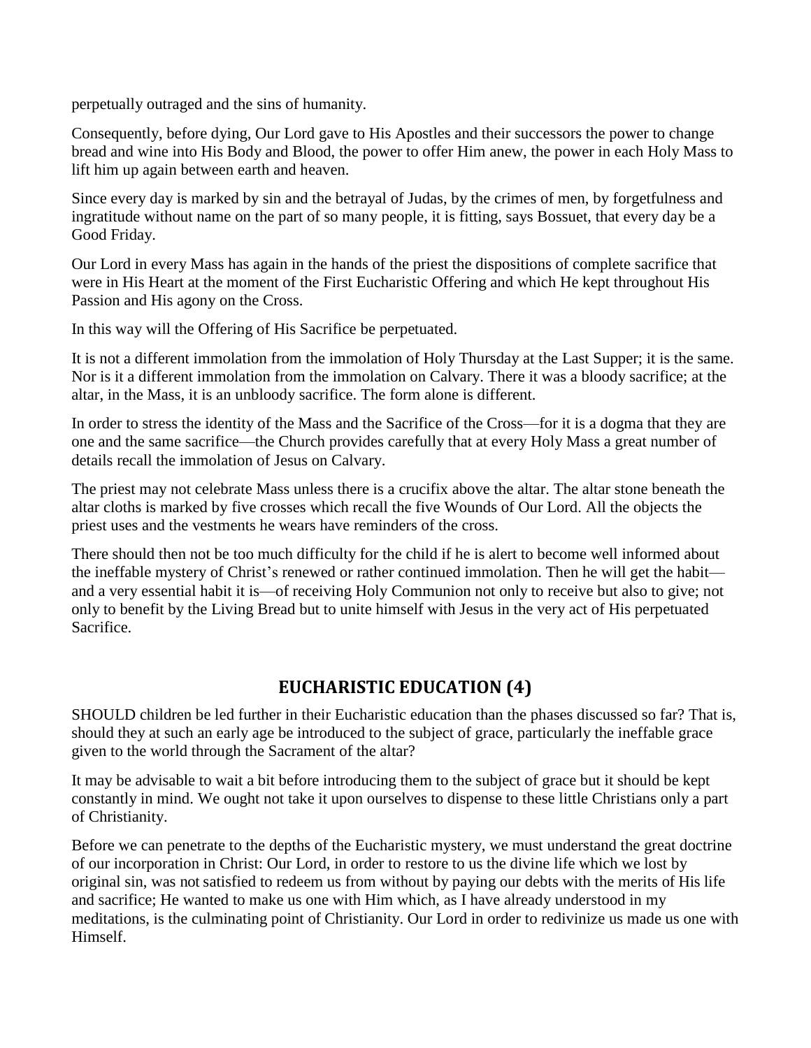perpetually outraged and the sins of humanity.

Consequently, before dying, Our Lord gave to His Apostles and their successors the power to change bread and wine into His Body and Blood, the power to offer Him anew, the power in each Holy Mass to lift him up again between earth and heaven.

Since every day is marked by sin and the betrayal of Judas, by the crimes of men, by forgetfulness and ingratitude without name on the part of so many people, it is fitting, says Bossuet, that every day be a Good Friday.

Our Lord in every Mass has again in the hands of the priest the dispositions of complete sacrifice that were in His Heart at the moment of the First Eucharistic Offering and which He kept throughout His Passion and His agony on the Cross.

In this way will the Offering of His Sacrifice be perpetuated.

It is not a different immolation from the immolation of Holy Thursday at the Last Supper; it is the same. Nor is it a different immolation from the immolation on Calvary. There it was a bloody sacrifice; at the altar, in the Mass, it is an unbloody sacrifice. The form alone is different.

In order to stress the identity of the Mass and the Sacrifice of the Cross—for it is a dogma that they are one and the same sacrifice—the Church provides carefully that at every Holy Mass a great number of details recall the immolation of Jesus on Calvary.

The priest may not celebrate Mass unless there is a crucifix above the altar. The altar stone beneath the altar cloths is marked by five crosses which recall the five Wounds of Our Lord. All the objects the priest uses and the vestments he wears have reminders of the cross.

There should then not be too much difficulty for the child if he is alert to become well informed about the ineffable mystery of Christ's renewed or rather continued immolation. Then he will get the habit—and a very essential habit it is—of receiving Holy Communion not only to receive but also to give; not only to benefit by the Living Bread but to unite himself with Jesus in the very act of His perpetuated Sacrifice.

## EUCHARISTIC EDUCATION (4)

SHOULD children be led further in their Eucharistic education than the phases discussed so far? That is, should they at such an early age be introduced to the subject of grace, particularly the ineffable grace given to the world through the Sacrament of the altar?

It may be advisable to wait a bit before introducing them to the subject of grace but it should be kept constantly in mind. We ought not take it upon ourselves to dispense to these little Christians only a part of Christianity.

Before we can penetrate to the depths of the Eucharistic mystery, we must understand the great doctrine of our incorporation in Christ: Our Lord, in order to restore to us the divine life which we lost by original sin, was not satisfied to redeem us from without by paying our debts with the merits of His life and sacrifice; He wanted to make us one with Him which, as I have already understood in my meditations, is the culminating point of Christianity. Our Lord in order to redivinize us made us one with Himself.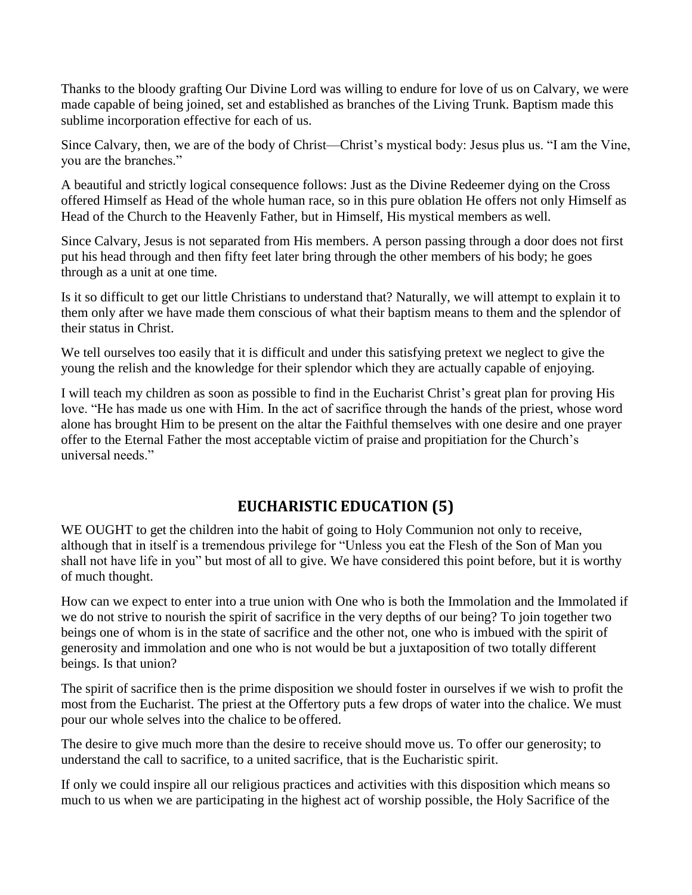Thanks to the bloody grafting Our Divine Lord was willing to endure for love of us on Calvary, we were made capable of being joined, set and established as branches of the Living Trunk. Baptism made this sublime incorporation effective for each of us.

Since Calvary, then, we are of the body of Christ—Christ's mystical body: Jesus plus us. "I am the Vine, you are the branches."

A beautiful and strictly logical consequence follows: Just as the Divine Redeemer dying on the Cross offered Himself as Head of the whole human race, so in this pure oblation He offers not only Himself as Head of the Church to the Heavenly Father, but in Himself, His mystical members as well.

Since Calvary, Jesus is not separated from His members. A person passing through a door does not first put his head through and then fifty feet later bring through the other members of his body; he goes through as a unit at one time.

Is it so difficult to get our little Christians to understand that? Naturally, we will attempt to explain it to them only after we have made them conscious of what their baptism means to them and the splendor of their status in Christ.

We tell ourselves too easily that it is difficult and under this satisfying pretext we neglect to give the young the relish and the knowledge for their splendor which they are actually capable of enjoying.

I will teach my children as soon as possible to find in the Eucharist Christ's great plan for proving His love. "He has made us one with Him. In the act of sacrifice through the hands of the priest, whose word alone has brought Him to be present on the altar the Faithful themselves with one desire and one prayer offer to the Eternal Father the most acceptable victim of praise and propitiation for the Church's universal needs."

## EUCHARISTIC EDUCATION (5)

WE OUGHT to get the children into the habit of going to Holy Communion not only to receive, although that in itself is a tremendous privilege for "Unless you eat the Flesh of the Son of Man you shall not have life in you" but most of all to give. We have considered this point before, but it is worthy of much thought.

How can we expect to enter into a true union with One who is both the Immolation and the Immolated if we do not strive to nourish the spirit of sacrifice in the very depths of our being? To join together two beings one of whom is in the state of sacrifice and the other not, one who is imbued with the spirit of generosity and immolation and one who is not would be but a juxtaposition of two totally different beings. Is that union?

The spirit of sacrifice then is the prime disposition we should foster in ourselves if we wish to profit the most from the Eucharist. The priest at the Offertory puts a few drops of water into the chalice. We must pour our whole selves into the chalice to be offered.

The desire to give much more than the desire to receive should move us. To offer our generosity; to understand the call to sacrifice, to a united sacrifice, that is the Eucharistic spirit.

If only we could inspire all our religious practices and activities with this disposition which means so much to us when we are participating in the highest act of worship possible, the Holy Sacrifice of the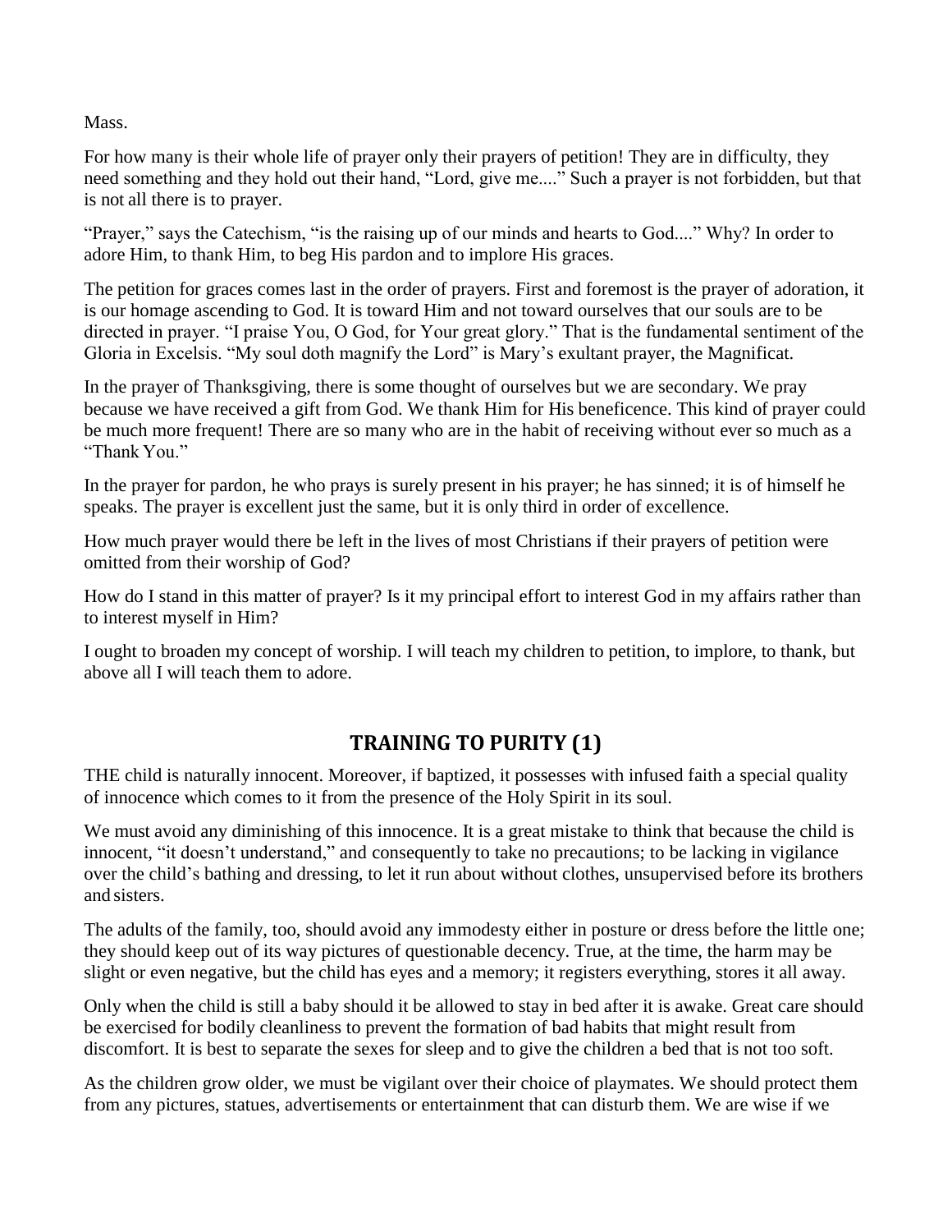Mass.

For how many is their whole life of prayer only their prayers of petition! They are in difficulty, they need something and they hold out their hand, "Lord, give me...." Such a prayer is not forbidden, but that is not all there is to prayer.

"Prayer," says the Catechism, "is the raising up of our minds and hearts to God...." Why? In order to adore Him, to thank Him, to beg His pardon and to implore His graces.

The petition for graces comes last in the order of prayers. First and foremost is the prayer of adoration, it is our homage ascending to God. It is toward Him and not toward ourselves that our souls are to be directed in prayer. "I praise You, O God, for Your great glory." That is the fundamental sentiment of the Gloria in Excelsis. "My soul doth magnify the Lord" is Mary's exultant prayer, the Magnificat.

In the prayer of Thanksgiving, there is some thought of ourselves but we are secondary. We pray because we have received a gift from God. We thank Him for His beneficence. This kind of prayer could be much more frequent! There are so many who are in the habit of receiving without ever so much as a "Thank You."

In the prayer for pardon, he who prays is surely present in his prayer; he has sinned; it is of himself he speaks. The prayer is excellent just the same, but it is only third in order of excellence.

How much prayer would there be left in the lives of most Christians if their prayers of petition were omitted from their worship of God?

How do I stand in this matter of prayer? Is it my principal effort to interest God in my affairs rather than to interest myself in Him?

I ought to broaden my concept of worship. I will teach my children to petition, to implore, to thank, but above all I will teach them to adore.

## TRAINING TO PURITY (1)

THE child is naturally innocent. Moreover, if baptized, it possesses with infused faith a special quality of innocence which comes to it from the presence of the Holy Spirit in its soul.

We must avoid any diminishing of this innocence. It is a great mistake to think that because the child is innocent, "it doesn't understand," and consequently to take no precautions; to be lacking in vigilance over the child's bathing and dressing, to let it run about without clothes, unsupervised before its brothers and sisters.

The adults of the family, too, should avoid any immodesty either in posture or dress before the little one; they should keep out of its way pictures of questionable decency. True, at the time, the harm may be slight or even negative, but the child has eyes and a memory; it registers everything, stores it all away.

Only when the child is still a baby should it be allowed to stay in bed after it is awake. Great care should be exercised for bodily cleanliness to prevent the formation of bad habits that might result from discomfort. It is best to separate the sexes for sleep and to give the children a bed that is not too soft.

As the children grow older, we must be vigilant over their choice of playmates. We should protect them from any pictures, statues, advertisements or entertainment that can disturb them. We are wise if we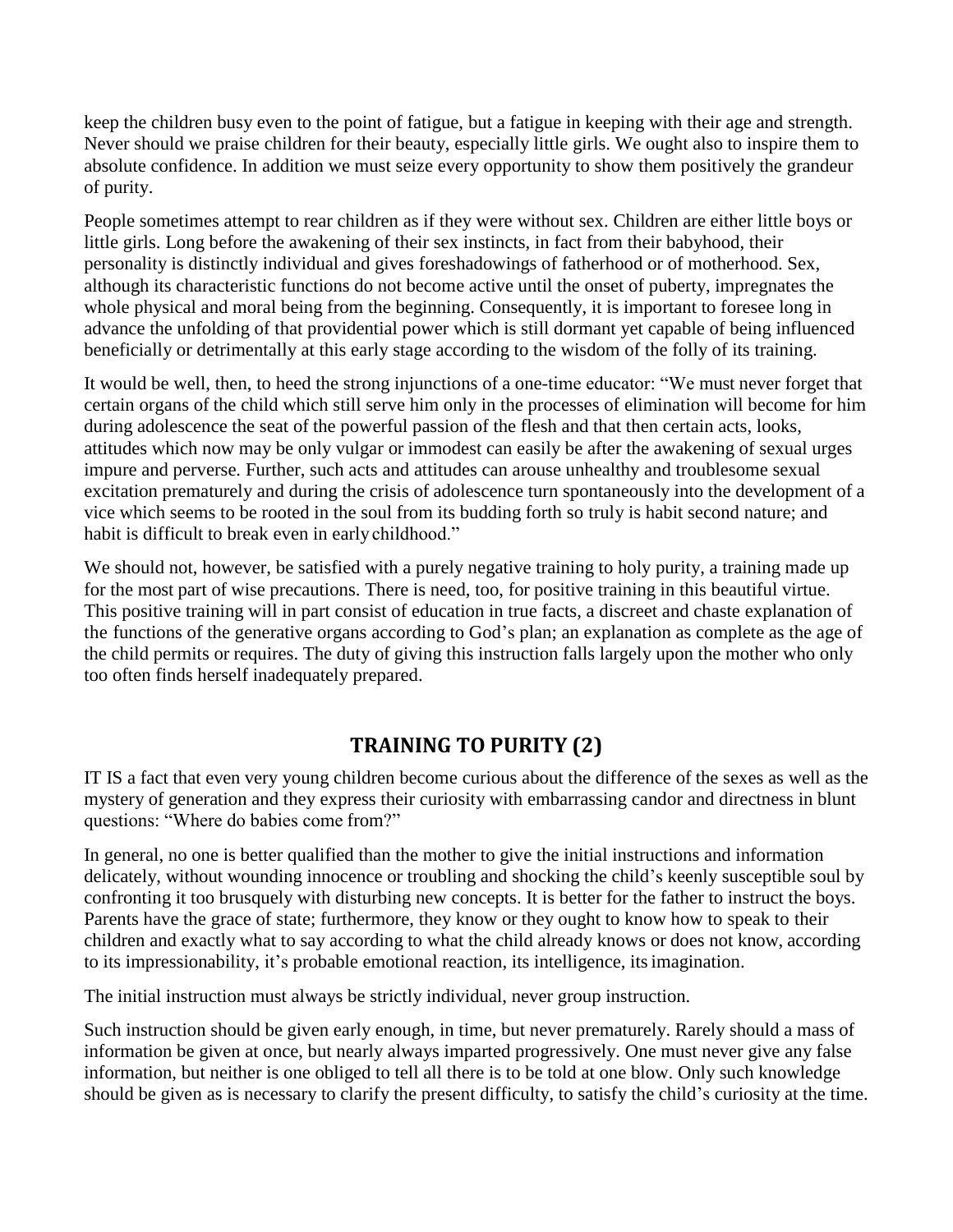keep the children busy even to the point of fatigue, but a fatigue in keeping with their age and strength. Never should we praise children for their beauty, especially little girls. We ought also to inspire them to absolute confidence. In addition we must seize every opportunity to show them positively the grandeur of purity.

People sometimes attempt to rear children as if they were without sex. Children are either little boys or little girls. Long before the awakening of their sex instincts, in fact from their babyhood, their personality is distinctly individual and gives foreshadowings of fatherhood or of motherhood. Sex, although its characteristic functions do not become active until the onset of puberty, impregnates the whole physical and moral being from the beginning. Consequently, it is important to foresee long in advance the unfolding of that providential power which is still dormant yet capable of being influenced beneficially or detrimentally at this early stage according to the wisdom of the folly of its training.

It would be well, then, to heed the strong injunctions of a one-time educator: "We must never forget that certain organs of the child which still serve him only in the processes of elimination will become for him during adolescence the seat of the powerful passion of the flesh and that then certain acts, looks, attitudes which now may be only vulgar or immodest can easily be after the awakening of sexual urges impure and perverse. Further, such acts and attitudes can arouse unhealthy and troublesome sexual excitation prematurely and during the crisis of adolescence turn spontaneously into the development of a vice which seems to be rooted in the soul from its budding forth so truly is habit second nature; and habit is difficult to break even in early childhood."

We should not, however, be satisfied with a purely negative training to holy purity, a training made up for the most part of wise precautions. There is need, too, for positive training in this beautiful virtue. This positive training will in part consist of education in true facts, a discreet and chaste explanation of the functions of the generative organs according to God's plan; an explanation as complete as the age of the child permits or requires. The duty of giving this instruction falls largely upon the mother who only too often finds herself inadequately prepared.

## TRAINING TO PURITY (2)

IT IS a fact that even very young children become curious about the difference of the sexes as well as the mystery of generation and they express their curiosity with embarrassing candor and directness in blunt questions: "Where do babies come from?"

In general, no one is better qualified than the mother to give the initial instructions and information delicately, without wounding innocence or troubling and shocking the child's keenly susceptible soul by confronting it too brusquely with disturbing new concepts. It is better for the father to instruct the boys. Parents have the grace of state; furthermore, they know or they ought to know how to speak to their children and exactly what to say according to what the child already knows or does not know, according to its impressionability, it's probable emotional reaction, its intelligence, its imagination.

The initial instruction must always be strictly individual, never group instruction.

Such instruction should be given early enough, in time, but never prematurely. Rarely should a mass of information be given at once, but nearly always imparted progressively. One must never give any false information, but neither is one obliged to tell all there is to be told at one blow. Only such knowledge should be given as is necessary to clarify the present difficulty, to satisfy the child's curiosity at the time.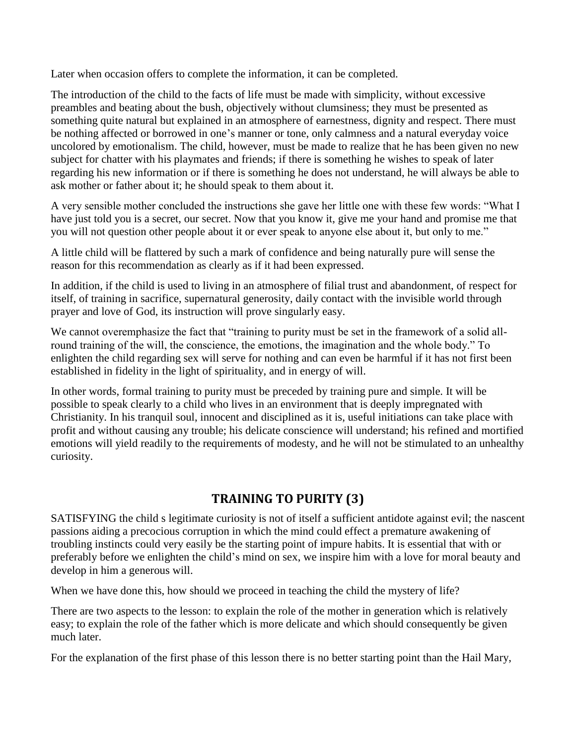Later when occasion offers to complete the information, it can be completed.

The introduction of the child to the facts of life must be made with simplicity, without excessive preambles and beating about the bush, objectively without clumsiness; they must be presented as something quite natural but explained in an atmosphere of earnestness, dignity and respect. There must be nothing affected or borrowed in one's manner or tone, only calmness and a natural everyday voice uncolored by emotionalism. The child, however, must be made to realize that he has been given no new subject for chatter with his playmates and friends; if there is something he wishes to speak of later regarding his new information or if there is something he does not understand, he will always be able to ask mother or father about it; he should speak to them about it.

A very sensible mother concluded the instructions she gave her little one with these few words: "What I have just told you is a secret, our secret. Now that you know it, give me your hand and promise me that you will not question other people about it or ever speak to anyone else about it, but only to me."

A little child will be flattered by such a mark of confidence and being naturally pure will sense the reason for this recommendation as clearly as if it had been expressed.

In addition, if the child is used to living in an atmosphere of filial trust and abandonment, of respect for itself, of training in sacrifice, supernatural generosity, daily contact with the invisible world through prayer and love of God, its instruction will prove singularly easy.

We cannot overemphasize the fact that "training to purity must be set in the framework of a solid all-round training of the will, the conscience, the emotions, the imagination and the whole body." To enlighten the child regarding sex will serve for nothing and can even be harmful if it has not first been established in fidelity in the light of spirituality, and in energy of will.

In other words, formal training to purity must be preceded by training pure and simple. It will be possible to speak clearly to a child who lives in an environment that is deeply impregnated with Christianity. In his tranquil soul, innocent and disciplined as it is, useful initiations can take place with profit and without causing any trouble; his delicate conscience will understand; his refined and mortified emotions will yield readily to the requirements of modesty, and he will not be stimulated to an unhealthy curiosity.

## TRAINING TO PURITY (3)

SATISFYING the child s legitimate curiosity is not of itself a sufficient antidote against evil; the nascent passions aiding a precocious corruption in which the mind could effect a premature awakening of troubling instincts could very easily be the starting point of impure habits. It is essential that with or preferably before we enlighten the child's mind on sex, we inspire him with a love for moral beauty and develop in him a generous will.

When we have done this, how should we proceed in teaching the child the mystery of life?

There are two aspects to the lesson: to explain the role of the mother in generation which is relatively easy; to explain the role of the father which is more delicate and which should consequently be given much later.

For the explanation of the first phase of this lesson there is no better starting point than the Hail Mary,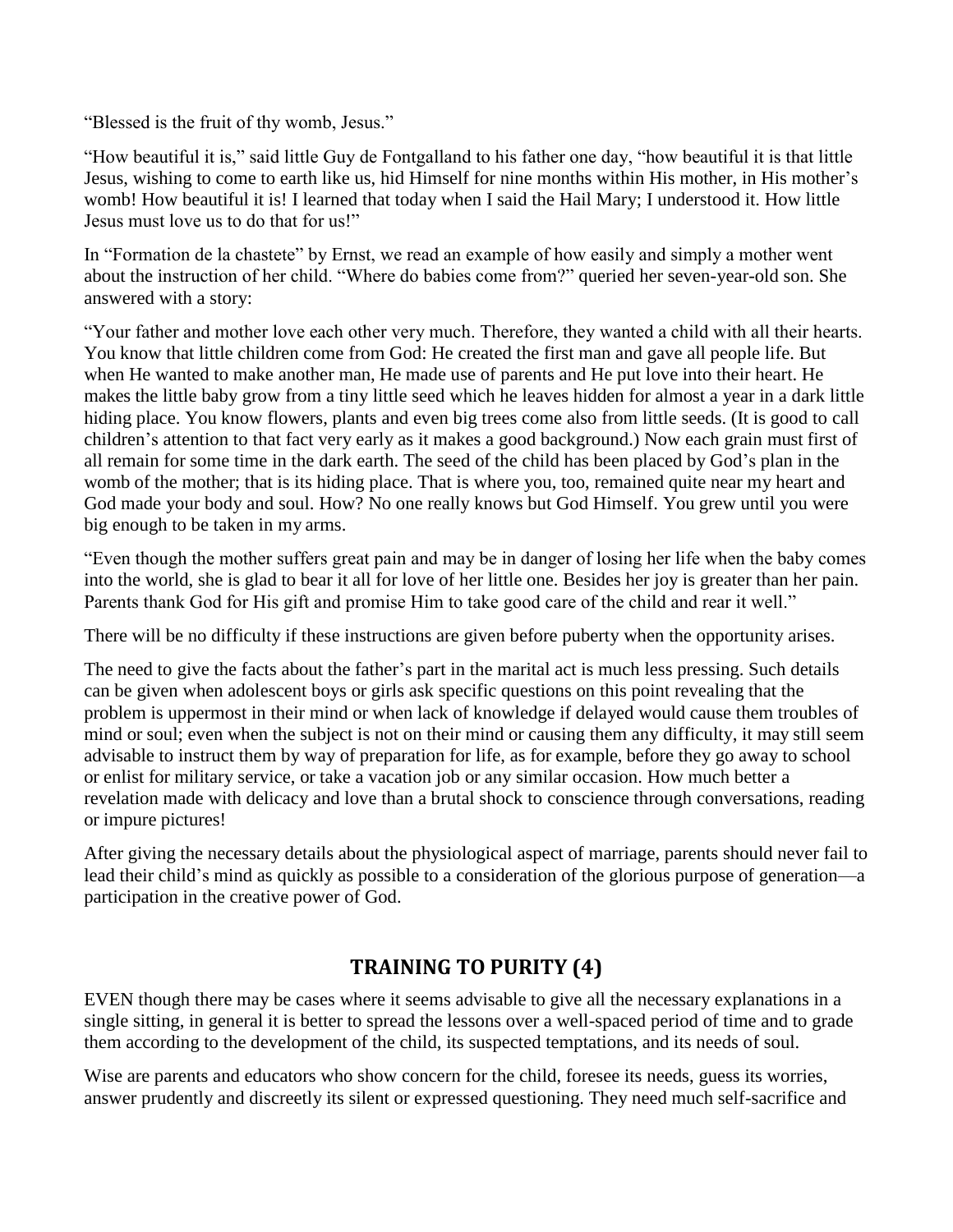"Blessed is the fruit of thy womb, Jesus."

"How beautiful it is," said little Guy de Fontgalland to his father one day, "how beautiful it is that little Jesus, wishing to come to earth like us, hid Himself for nine months within His mother, in His mother's womb! How beautiful it is! I learned that today when I said the Hail Mary; I understood it. How little Jesus must love us to do that for us!"

In "Formation de la chastete" by Ernst, we read an example of how easily and simply a mother went about the instruction of her child. "Where do babies come from?" queried her seven-year-old son. She answered with a story:

"Your father and mother love each other very much. Therefore, they wanted a child with all their hearts. You know that little children come from God: He created the first man and gave all people life. But when He wanted to make another man, He made use of parents and He put love into their heart. He makes the little baby grow from a tiny little seed which he leaves hidden for almost a year in a dark little hiding place. You know flowers, plants and even big trees come also from little seeds. (It is good to call children's attention to that fact very early as it makes a good background.) Now each grain must first of all remain for some time in the dark earth. The seed of the child has been placed by God's plan in the womb of the mother; that is its hiding place. That is where you, too, remained quite near my heart and God made your body and soul. How? No one really knows but God Himself. You grew until you were big enough to be taken in my arms.

"Even though the mother suffers great pain and may be in danger of losing her life when the baby comes into the world, she is glad to bear it all for love of her little one. Besides her joy is greater than her pain. Parents thank God for His gift and promise Him to take good care of the child and rear it well."

There will be no difficulty if these instructions are given before puberty when the opportunity arises.

The need to give the facts about the father's part in the marital act is much less pressing. Such details can be given when adolescent boys or girls ask specific questions on this point revealing that the problem is uppermost in their mind or when lack of knowledge if delayed would cause them troubles of mind or soul; even when the subject is not on their mind or causing them any difficulty, it may still seem advisable to instruct them by way of preparation for life, as for example, before they go away to school or enlist for military service, or take a vacation job or any similar occasion. How much better a revelation made with delicacy and love than a brutal shock to conscience through conversations, reading or impure pictures!

After giving the necessary details about the physiological aspect of marriage, parents should never fail to lead their child's mind as quickly as possible to a consideration of the glorious purpose of generation—a participation in the creative power of God.

## TRAINING TO PURITY (4)

EVEN though there may be cases where it seems advisable to give all the necessary explanations in a single sitting, in general it is better to spread the lessons over a well-spaced period of time and to grade them according to the development of the child, its suspected temptations, and its needs of soul.

Wise are parents and educators who show concern for the child, foresee its needs, guess its worries, answer prudently and discreetly its silent or expressed questioning. They need much self-sacrifice and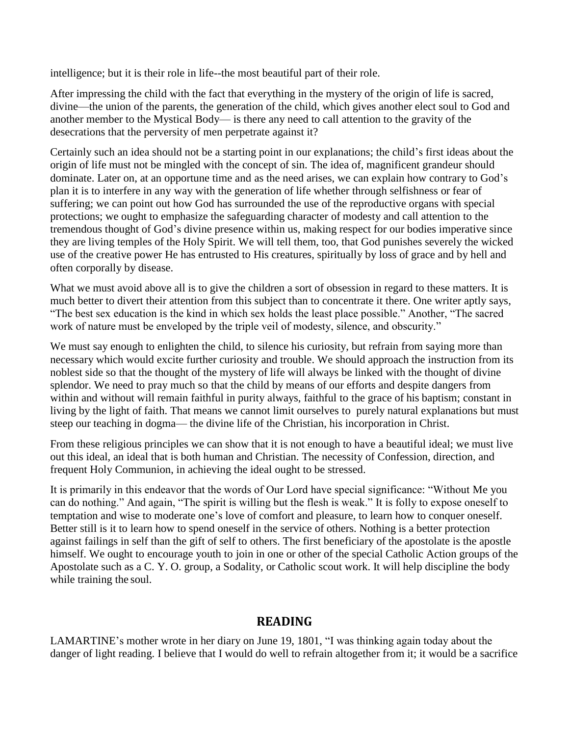intelligence; but it is their role in life--the most beautiful part of their role.

After impressing the child with the fact that everything in the mystery of the origin of life is sacred, divine—the union of the parents, the generation of the child, which gives another elect soul to God and another member to the Mystical Body— is there any need to call attention to the gravity of the desecrations that the perversity of men perpetrate against it?

Certainly such an idea should not be a starting point in our explanations; the child's first ideas about the origin of life must not be mingled with the concept of sin. The idea of, magnificent grandeur should dominate. Later on, at an opportune time and as the need arises, we can explain how contrary to God's plan it is to interfere in any way with the generation of life whether through selfishness or fear of suffering; we can point out how God has surrounded the use of the reproductive organs with special protections; we ought to emphasize the safeguarding character of modesty and call attention to the tremendous thought of God's divine presence within us, making respect for our bodies imperative since they are living temples of the Holy Spirit. We will tell them, too, that God punishes severely the wicked use of the creative power He has entrusted to His creatures, spiritually by loss of grace and by hell and often corporally by disease.

What we must avoid above all is to give the children a sort of obsession in regard to these matters. It is much better to divert their attention from this subject than to concentrate it there. One writer aptly says, "The best sex education is the kind in which sex holds the least place possible." Another, "The sacred work of nature must be enveloped by the triple veil of modesty, silence, and obscurity."

We must say enough to enlighten the child, to silence his curiosity, but refrain from saying more than necessary which would excite further curiosity and trouble. We should approach the instruction from its noblest side so that the thought of the mystery of life will always be linked with the thought of divine splendor. We need to pray much so that the child by means of our efforts and despite dangers from within and without will remain faithful in purity always, faithful to the grace of his baptism; constant in living by the light of faith. That means we cannot limit ourselves to purely natural explanations but must steep our teaching in dogma— the divine life of the Christian, his incorporation in Christ.

From these religious principles we can show that it is not enough to have a beautiful ideal; we must live out this ideal, an ideal that is both human and Christian. The necessity of Confession, direction, and frequent Holy Communion, in achieving the ideal ought to be stressed.

It is primarily in this endeavor that the words of Our Lord have special significance: "Without Me you can do nothing." And again, "The spirit is willing but the flesh is weak." It is folly to expose oneself to temptation and wise to moderate one's love of comfort and pleasure, to learn how to conquer oneself. Better still is it to learn how to spend oneself in the service of others. Nothing is a better protection against failings in self than the gift of self to others. The first beneficiary of the apostolate is the apostle himself. We ought to encourage youth to join in one or other of the special Catholic Action groups of the Apostolate such as a C. Y. O. group, a Sodality, or Catholic scout work. It will help discipline the body while training the soul.

## READING

LAMARTINE's mother wrote in her diary on June 19, 1801, "I was thinking again today about the danger of light reading. I believe that I would do well to refrain altogether from it; it would be a sacrifice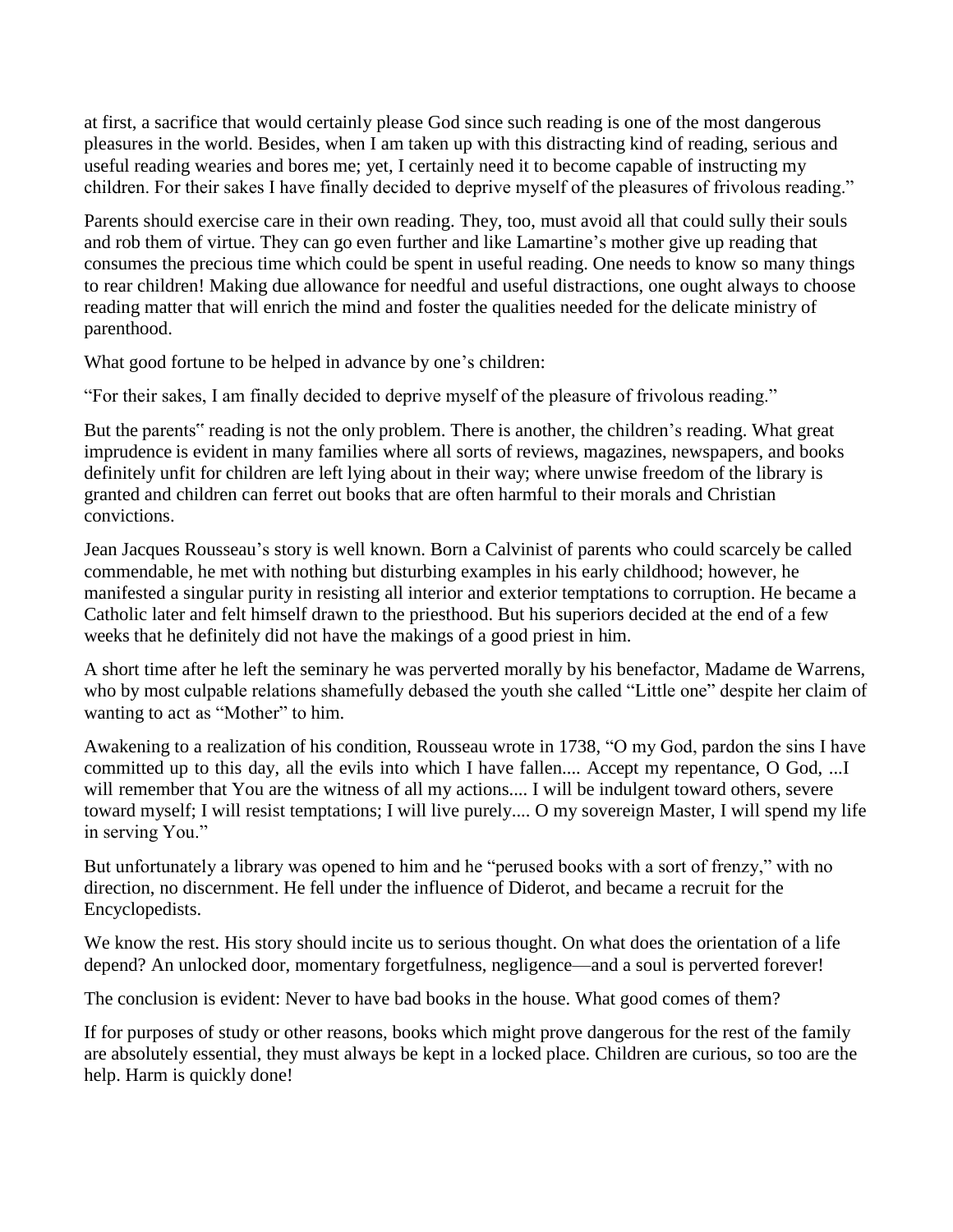at first, a sacrifice that would certainly please God since such reading is one of the most dangerous pleasures in the world. Besides, when I am taken up with this distracting kind of reading, serious and useful reading wearies and bores me; yet, I certainly need it to become capable of instructing my children. For their sakes I have finally decided to deprive myself of the pleasures of frivolous reading."

Parents should exercise care in their own reading. They, too, must avoid all that could sully their souls and rob them of virtue. They can go even further and like Lamartine's mother give up reading that consumes the precious time which could be spent in useful reading. One needs to know so many things to rear children! Making due allowance for needful and useful distractions, one ought always to choose reading matter that will enrich the mind and foster the qualities needed for the delicate ministry of parenthood.

What good fortune to be helped in advance by one's children:

"For their sakes, I am finally decided to deprive myself of the pleasure of frivolous reading."

But the parents" reading is not the only problem. There is another, the children's reading. What great imprudence is evident in many families where all sorts of reviews, magazines, newspapers, and books definitely unfit for children are left lying about in their way; where unwise freedom of the library is granted and children can ferret out books that are often harmful to their morals and Christian convictions.

Jean Jacques Rousseau's story is well known. Born a Calvinist of parents who could scarcely be called commendable, he met with nothing but disturbing examples in his early childhood; however, he manifested a singular purity in resisting all interior and exterior temptations to corruption. He became a Catholic later and felt himself drawn to the priesthood. But his superiors decided at the end of a few weeks that he definitely did not have the makings of a good priest in him.

A short time after he left the seminary he was perverted morally by his benefactor, Madame de Warrens, who by most culpable relations shamefully debased the youth she called "Little one" despite her claim of wanting to act as "Mother" to him.

Awakening to a realization of his condition, Rousseau wrote in 1738, "O my God, pardon the sins I have committed up to this day, all the evils into which I have fallen.... Accept my repentance, O God, ...I will remember that You are the witness of all my actions.... I will be indulgent toward others, severe toward myself; I will resist temptations; I will live purely.... O my sovereign Master, I will spend my life in serving You."

But unfortunately a library was opened to him and he "perused books with a sort of frenzy," with no direction, no discernment. He fell under the influence of Diderot, and became a recruit for the Encyclopedists.

We know the rest. His story should incite us to serious thought. On what does the orientation of a life depend? An unlocked door, momentary forgetfulness, negligence—and a soul is perverted forever!

The conclusion is evident: Never to have bad books in the house. What good comes of them?

If for purposes of study or other reasons, books which might prove dangerous for the rest of the family are absolutely essential, they must always be kept in a locked place. Children are curious, so too are the help. Harm is quickly done!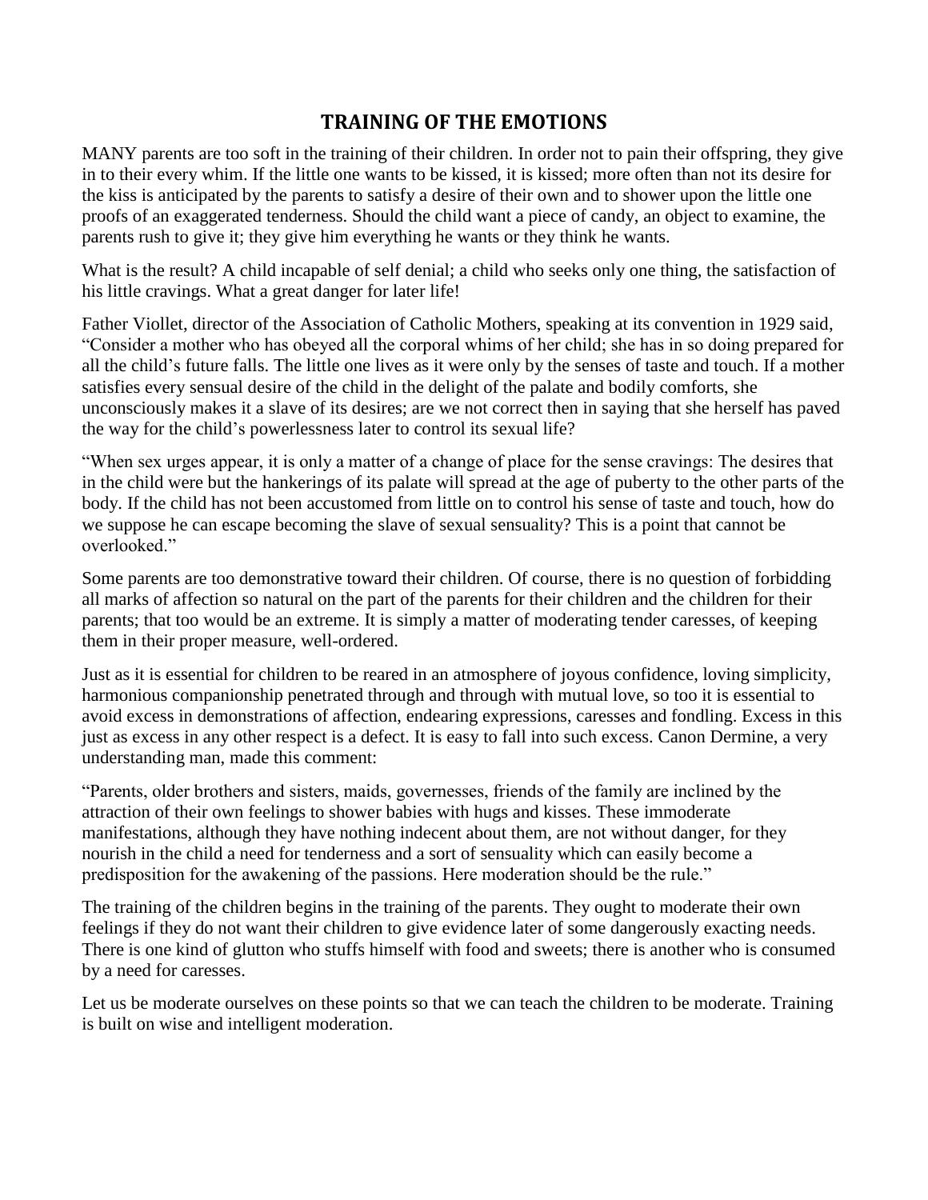# TRAINING OF THE EMOTIONS

MANY parents are too soft in the training of their children. In order not to pain their offspring, they give in to their every whim. If the little one wants to be kissed, it is kissed; more often than not its desire for the kiss is anticipated by the parents to satisfy a desire of their own and to shower upon the little one proofs of an exaggerated tenderness. Should the child want a piece of candy, an object to examine, the parents rush to give it; they give him everything he wants or they think he wants.

What is the result? A child incapable of self denial; a child who seeks only one thing, the satisfaction of his little cravings. What a great danger for later life!

Father Viollet, director of the Association of Catholic Mothers, speaking at its convention in 1929 said, "Consider a mother who has obeyed all the corporal whims of her child; she has in so doing prepared for all the child's future falls. The little one lives as it were only by the senses of taste and touch. If a mother satisfies every sensual desire of the child in the delight of the palate and bodily comforts, she unconsciously makes it a slave of its desires; are we not correct then in saying that she herself has paved the way for the child's powerlessness later to control its sexual life?

"When sex urges appear, it is only a matter of a change of place for the sense cravings: The desires that in the child were but the hankerings of its palate will spread at the age of puberty to the other parts of the body. If the child has not been accustomed from little on to control his sense of taste and touch, how do we suppose he can escape becoming the slave of sexual sensuality? This is a point that cannot be overlooked."

Some parents are too demonstrative toward their children. Of course, there is no question of forbidding all marks of affection so natural on the part of the parents for their children and the children for their parents; that too would be an extreme. It is simply a matter of moderating tender caresses, of keeping them in their proper measure, well-ordered.

Just as it is essential for children to be reared in an atmosphere of joyous confidence, loving simplicity, harmonious companionship penetrated through and through with mutual love, so too it is essential to avoid excess in demonstrations of affection, endearing expressions, caresses and fondling. Excess in this just as excess in any other respect is a defect. It is easy to fall into such excess. Canon Dermine, a very understanding man, made this comment:

"Parents, older brothers and sisters, maids, governesses, friends of the family are inclined by the attraction of their own feelings to shower babies with hugs and kisses. These immoderate manifestations, although they have nothing indecent about them, are not without danger, for they nourish in the child a need for tenderness and a sort of sensuality which can easily become a predisposition for the awakening of the passions. Here moderation should be the rule."

The training of the children begins in the training of the parents. They ought to moderate their own feelings if they do not want their children to give evidence later of some dangerously exacting needs. There is one kind of glutton who stuffs himself with food and sweets; there is another who is consumed by a need for caresses.

Let us be moderate ourselves on these points so that we can teach the children to be moderate. Training is built on wise and intelligent moderation.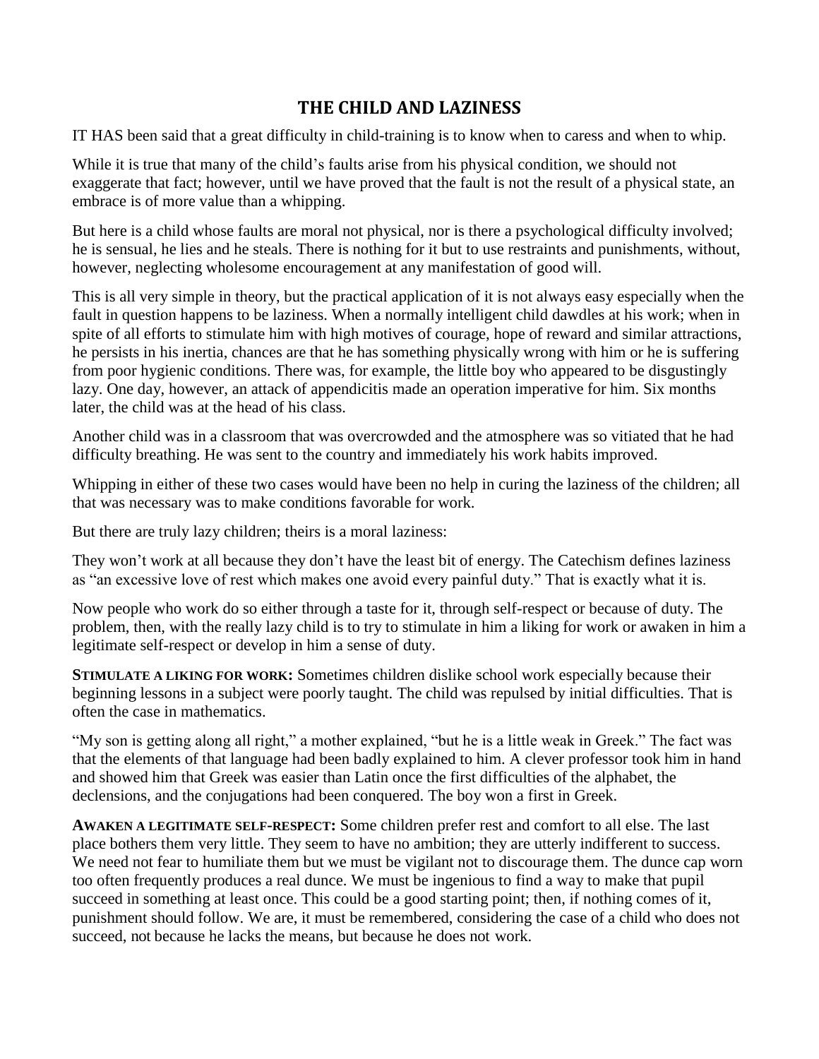## THE CHILD AND LAZINESS

IT HAS been said that a great difficulty in child-training is to know when to caress and when to whip.

While it is true that many of the child's faults arise from his physical condition, we should not exaggerate that fact; however, until we have proved that the fault is not the result of a physical state, an embrace is of more value than a whipping.

But here is a child whose faults are moral not physical, nor is there a psychological difficulty involved; he is sensual, he lies and he steals. There is nothing for it but to use restraints and punishments, without, however, neglecting wholesome encouragement at any manifestation of good will.

This is all very simple in theory, but the practical application of it is not always easy especially when the fault in question happens to be laziness. When a normally intelligent child dawdles at his work; when in spite of all efforts to stimulate him with high motives of courage, hope of reward and similar attractions, he persists in his inertia, chances are that he has something physically wrong with him or he is suffering from poor hygienic conditions. There was, for example, the little boy who appeared to be disgustingly lazy. One day, however, an attack of appendicitis made an operation imperative for him. Six months later, the child was at the head of his class.

Another child was in a classroom that was overcrowded and the atmosphere was so vitiated that he had difficulty breathing. He was sent to the country and immediately his work habits improved.

Whipping in either of these two cases would have been no help in curing the laziness of the children; all that was necessary was to make conditions favorable for work.

But there are truly lazy children; theirs is a moral laziness:

They won't work at all because they don't have the least bit of energy. The Catechism defines laziness as "an excessive love of rest which makes one avoid every painful duty." That is exactly what it is.

Now people who work do so either through a taste for it, through self-respect or because of duty. The problem, then, with the really lazy child is to try to stimulate in him a liking for work or awaken in him a legitimate self-respect or develop in him a sense of duty.

**STIMULATE A LIKING FOR WORK:** Sometimes children dislike school work especially because their beginning lessons in a subject were poorly taught. The child was repulsed by initial difficulties. That is often the case in mathematics.

"My son is getting along all right," a mother explained, "but he is a little weak in Greek." The fact was that the elements of that language had been badly explained to him. A clever professor took him in hand and showed him that Greek was easier than Latin once the first difficulties of the alphabet, the declensions, and the conjugations had been conquered. The boy won a first in Greek.

**AWAKEN A LEGITIMATE SELF-RESPECT:** Some children prefer rest and comfort to all else. The last place bothers them very little. They seem to have no ambition; they are utterly indifferent to success. We need not fear to humiliate them but we must be vigilant not to discourage them. The dunce cap worn too often frequently produces a real dunce. We must be ingenious to find a way to make that pupil succeed in something at least once. This could be a good starting point; then, if nothing comes of it, punishment should follow. We are, it must be remembered, considering the case of a child who does not succeed, not because he lacks the means, but because he does not work.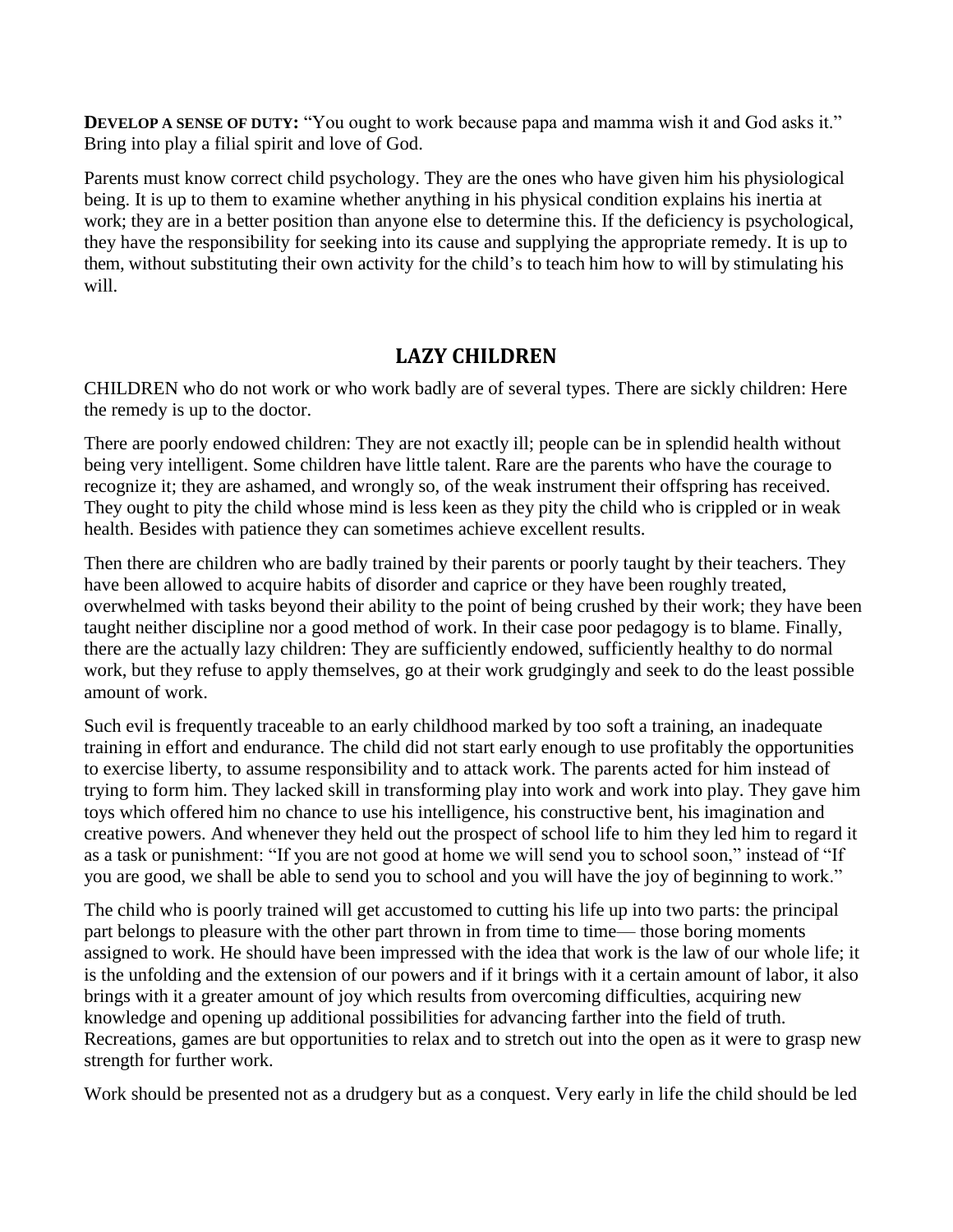**DEVELOP A SENSE OF DUTY:** "You ought to work because papa and mamma wish it and God asks it." Bring into play a filial spirit and love of God.

Parents must know correct child psychology. They are the ones who have given him his physiological being. It is up to them to examine whether anything in his physical condition explains his inertia at work; they are in a better position than anyone else to determine this. If the deficiency is psychological, they have the responsibility for seeking into its cause and supplying the appropriate remedy. It is up to them, without substituting their own activity for the child's to teach him how to will by stimulating his will.

## LAZY CHILDREN

CHILDREN who do not work or who work badly are of several types. There are sickly children: Here the remedy is up to the doctor.

There are poorly endowed children: They are not exactly ill; people can be in splendid health without being very intelligent. Some children have little talent. Rare are the parents who have the courage to recognize it; they are ashamed, and wrongly so, of the weak instrument their offspring has received. They ought to pity the child whose mind is less keen as they pity the child who is crippled or in weak health. Besides with patience they can sometimes achieve excellent results.

Then there are children who are badly trained by their parents or poorly taught by their teachers. They have been allowed to acquire habits of disorder and caprice or they have been roughly treated, overwhelmed with tasks beyond their ability to the point of being crushed by their work; they have been taught neither discipline nor a good method of work. In their case poor pedagogy is to blame. Finally, there are the actually lazy children: They are sufficiently endowed, sufficiently healthy to do normal work, but they refuse to apply themselves, go at their work grudgingly and seek to do the least possible amount of work.

Such evil is frequently traceable to an early childhood marked by too soft a training, an inadequate training in effort and endurance. The child did not start early enough to use profitably the opportunities to exercise liberty, to assume responsibility and to attack work. The parents acted for him instead of trying to form him. They lacked skill in transforming play into work and work into play. They gave him toys which offered him no chance to use his intelligence, his constructive bent, his imagination and creative powers. And whenever they held out the prospect of school life to him they led him to regard it as a task or punishment: "If you are not good at home we will send you to school soon," instead of "If you are good, we shall be able to send you to school and you will have the joy of beginning to work."

The child who is poorly trained will get accustomed to cutting his life up into two parts: the principal part belongs to pleasure with the other part thrown in from time to time— those boring moments assigned to work. He should have been impressed with the idea that work is the law of our whole life; it is the unfolding and the extension of our powers and if it brings with it a certain amount of labor, it also brings with it a greater amount of joy which results from overcoming difficulties, acquiring new knowledge and opening up additional possibilities for advancing farther into the field of truth. Recreations, games are but opportunities to relax and to stretch out into the open as it were to grasp new strength for further work.

Work should be presented not as a drudgery but as a conquest. Very early in life the child should be led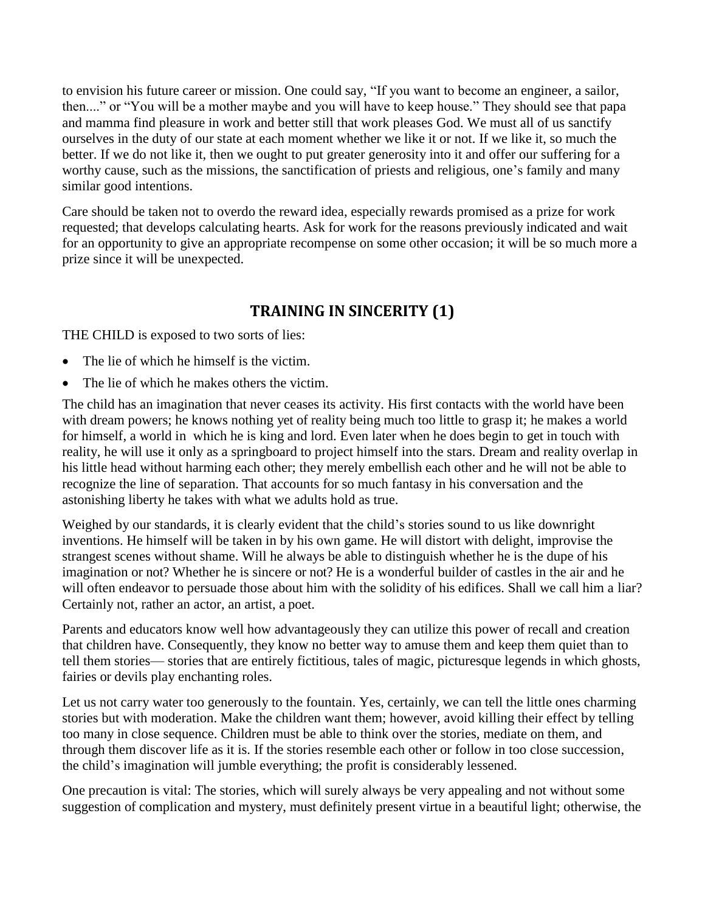to envision his future career or mission. One could say, "If you want to become an engineer, a sailor, then...." or "You will be a mother maybe and you will have to keep house." They should see that papa and mamma find pleasure in work and better still that work pleases God. We must all of us sanctify ourselves in the duty of our state at each moment whether we like it or not. If we like it, so much the better. If we do not like it, then we ought to put greater generosity into it and offer our suffering for a worthy cause, such as the missions, the sanctification of priests and religious, one's family and many similar good intentions.

Care should be taken not to overdo the reward idea, especially rewards promised as a prize for work requested; that develops calculating hearts. Ask for work for the reasons previously indicated and wait for an opportunity to give an appropriate recompense on some other occasion; it will be so much more a prize since it will be unexpected.

## TRAINING IN SINCERITY (1)

THE CHILD is exposed to two sorts of lies:

- The lie of which he himself is the victim.
- The lie of which he makes others the victim.

The child has an imagination that never ceases its activity. His first contacts with the world have been with dream powers; he knows nothing yet of reality being much too little to grasp it; he makes a world for himself, a world in which he is king and lord. Even later when he does begin to get in touch with reality, he will use it only as a springboard to project himself into the stars. Dream and reality overlap in his little head without harming each other; they merely embellish each other and he will not be able to recognize the line of separation. That accounts for so much fantasy in his conversation and the astonishing liberty he takes with what we adults hold as true.

Weighed by our standards, it is clearly evident that the child's stories sound to us like downright inventions. He himself will be taken in by his own game. He will distort with delight, improvise the strangest scenes without shame. Will he always be able to distinguish whether he is the dupe of his imagination or not? Whether he is sincere or not? He is a wonderful builder of castles in the air and he will often endeavor to persuade those about him with the solidity of his edifices. Shall we call him a liar? Certainly not, rather an actor, an artist, a poet.

Parents and educators know well how advantageously they can utilize this power of recall and creation that children have. Consequently, they know no better way to amuse them and keep them quiet than to tell them stories— stories that are entirely fictitious, tales of magic, picturesque legends in which ghosts, fairies or devils play enchanting roles.

Let us not carry water too generously to the fountain. Yes, certainly, we can tell the little ones charming stories but with moderation. Make the children want them; however, avoid killing their effect by telling too many in close sequence. Children must be able to think over the stories, mediate on them, and through them discover life as it is. If the stories resemble each other or follow in too close succession, the child's imagination will jumble everything; the profit is considerably lessened.

One precaution is vital: The stories, which will surely always be very appealing and not without some suggestion of complication and mystery, must definitely present virtue in a beautiful light; otherwise, the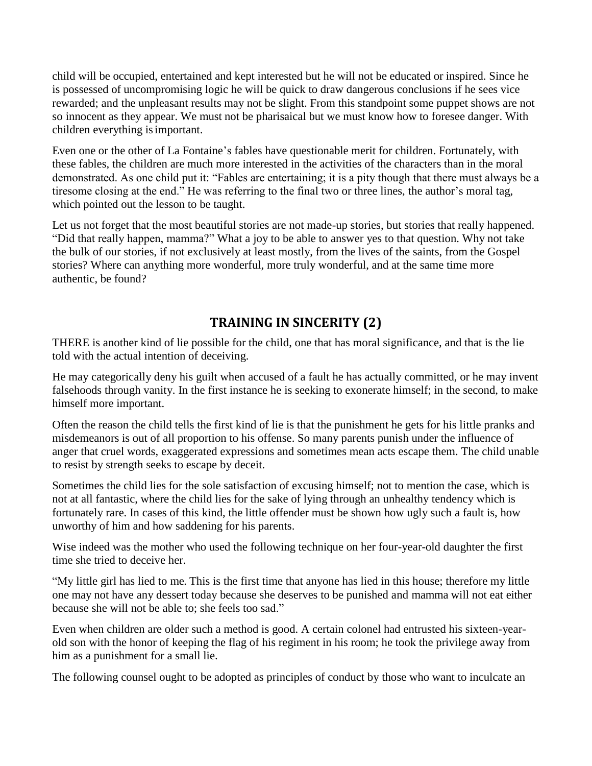child will be occupied, entertained and kept interested but he will not be educated or inspired. Since he is possessed of uncompromising logic he will be quick to draw dangerous conclusions if he sees vice rewarded; and the unpleasant results may not be slight. From this standpoint some puppet shows are not so innocent as they appear. We must not be pharisaical but we must know how to foresee danger. With children everything is important.

Even one or the other of La Fontaine's fables have questionable merit for children. Fortunately, with these fables, the children are much more interested in the activities of the characters than in the moral demonstrated. As one child put it: "Fables are entertaining; it is a pity though that there must always be a tiresome closing at the end." He was referring to the final two or three lines, the author's moral tag, which pointed out the lesson to be taught.

Let us not forget that the most beautiful stories are not made-up stories, but stories that really happened. "Did that really happen, mamma?" What a joy to be able to answer yes to that question. Why not take the bulk of our stories, if not exclusively at least mostly, from the lives of the saints, from the Gospel stories? Where can anything more wonderful, more truly wonderful, and at the same time more authentic, be found?

## TRAINING IN SINCERITY (2)

THERE is another kind of lie possible for the child, one that has moral significance, and that is the lie told with the actual intention of deceiving.

He may categorically deny his guilt when accused of a fault he has actually committed, or he may invent falsehoods through vanity. In the first instance he is seeking to exonerate himself; in the second, to make himself more important.

Often the reason the child tells the first kind of lie is that the punishment he gets for his little pranks and misdemeanors is out of all proportion to his offense. So many parents punish under the influence of anger that cruel words, exaggerated expressions and sometimes mean acts escape them. The child unable to resist by strength seeks to escape by deceit.

Sometimes the child lies for the sole satisfaction of excusing himself; not to mention the case, which is not at all fantastic, where the child lies for the sake of lying through an unhealthy tendency which is fortunately rare. In cases of this kind, the little offender must be shown how ugly such a fault is, how unworthy of him and how saddening for his parents.

Wise indeed was the mother who used the following technique on her four-year-old daughter the first time she tried to deceive her.

"My little girl has lied to me. This is the first time that anyone has lied in this house; therefore my little one may not have any dessert today because she deserves to be punished and mamma will not eat either because she will not be able to; she feels too sad."

Even when children are older such a method is good. A certain colonel had entrusted his sixteen-year-old son with the honor of keeping the flag of his regiment in his room; he took the privilege away from him as a punishment for a small lie.

The following counsel ought to be adopted as principles of conduct by those who want to inculcate an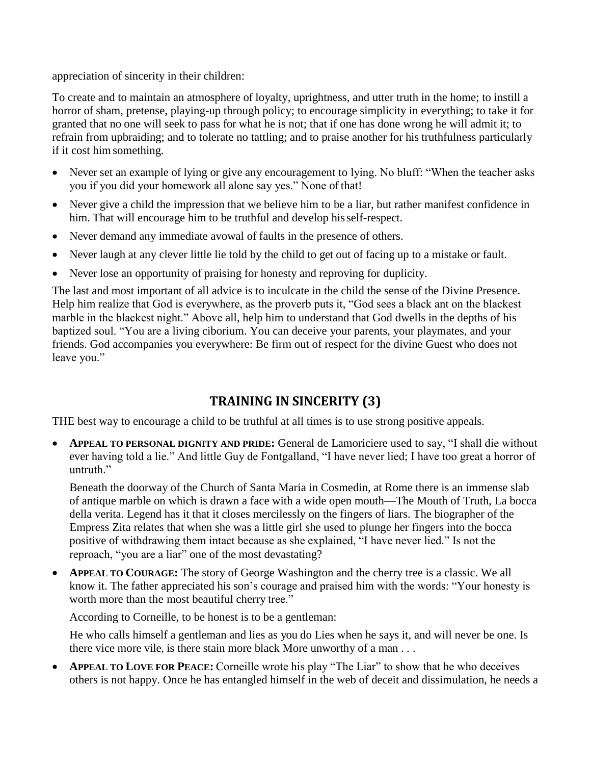appreciation of sincerity in their children:

To create and to maintain an atmosphere of loyalty, uprightness, and utter truth in the home; to instill a horror of sham, pretense, playing-up through policy; to encourage simplicity in everything; to take it for granted that no one will seek to pass for what he is not; that if one has done wrong he will admit it; to refrain from upbraiding; and to tolerate no tattling; and to praise another for his truthfulness particularly if it cost him something.

- Never set an example of lying or give any encouragement to lying. No bluff: "When the teacher asks you if you did your homework all alone say yes." None of that!
- Never give a child the impression that we believe him to be a liar, but rather manifest confidence in him. That will encourage him to be truthful and develop his self-respect.
- Never demand any immediate avowal of faults in the presence of others.
- Never laugh at any clever little lie told by the child to get out of facing up to a mistake or fault.
- Never lose an opportunity of praising for honesty and reproving for duplicity.

The last and most important of all advice is to inculcate in the child the sense of the Divine Presence. Help him realize that God is everywhere, as the proverb puts it, "God sees a black ant on the blackest marble in the blackest night." Above all, help him to understand that God dwells in the depths of his baptized soul. "You are a living ciborium. You can deceive your parents, your playmates, and your friends. God accompanies you everywhere: Be firm out of respect for the divine Guest who does not leave you."

## TRAINING IN SINCERITY (3)

THE best way to encourage a child to be truthful at all times is to use strong positive appeals.

- **APPEAL TO PERSONAL DIGNITY AND PRIDE:** General de Lamoriciere used to say, "I shall die without ever having told a lie." And little Guy de Fontgalland, "I have never lied; I have too great a horror of untruth."

  Beneath the doorway of the Church of Santa Maria in Cosmedin, at Rome there is an immense slab of antique marble on which is drawn a face with a wide open mouth—The Mouth of Truth, La bocca della verita. Legend has it that it closes mercilessly on the fingers of liars. The biographer of the Empress Zita relates that when she was a little girl she used to plunge her fingers into the bocca positive of withdrawing them intact because as she explained, "I have never lied." Is not the reproach, "you are a liar" one of the most devastating?

- **APPEAL TO COURAGE:** The story of George Washington and the cherry tree is a classic. We all know it. The father appreciated his son's courage and praised him with the words: "Your honesty is worth more than the most beautiful cherry tree."

  According to Corneille, to be honest is to be a gentleman:

  He who calls himself a gentleman and lies as you do Lies when he says it, and will never be one. Is there vice more vile, is there stain more black More unworthy of a man . . .

- **APPEAL TO LOVE FOR PEACE:** Corneille wrote his play "The Liar" to show that he who deceives others is not happy. Once he has entangled himself in the web of deceit and dissimulation, he needs a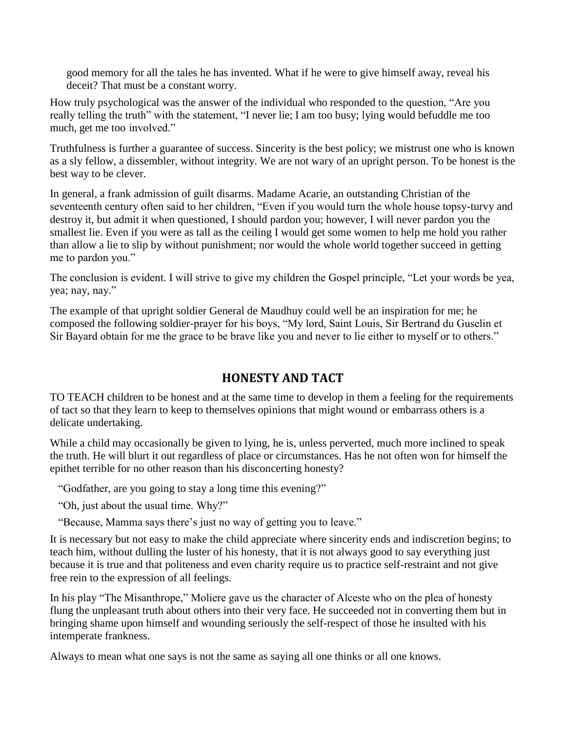good memory for all the tales he has invented. What if he were to give himself away, reveal his deceit? That must be a constant worry.

How truly psychological was the answer of the individual who responded to the question, "Are you really telling the truth" with the statement, "I never lie; I am too busy; lying would befuddle me too much, get me too involved."

Truthfulness is further a guarantee of success. Sincerity is the best policy; we mistrust one who is known as a sly fellow, a dissembler, without integrity. We are not wary of an upright person. To be honest is the best way to be clever.

In general, a frank admission of guilt disarms. Madame Acarie, an outstanding Christian of the seventeenth century often said to her children, "Even if you would turn the whole house topsy-turvy and destroy it, but admit it when questioned, I should pardon you; however, I will never pardon you the smallest lie. Even if you were as tall as the ceiling I would get some women to help me hold you rather than allow a lie to slip by without punishment; nor would the whole world together succeed in getting me to pardon you."

The conclusion is evident. I will strive to give my children the Gospel principle, "Let your words be yea, yea; nay, nay."

The example of that upright soldier General de Maudhuy could well be an inspiration for me; he composed the following soldier-prayer for his boys, "My lord, Saint Louis, Sir Bertrand du Guselin et Sir Bayard obtain for me the grace to be brave like you and never to lie either to myself or to others."

## HONESTY AND TACT

TO TEACH children to be honest and at the same time to develop in them a feeling for the requirements of tact so that they learn to keep to themselves opinions that might wound or embarrass others is a delicate undertaking.

While a child may occasionally be given to lying, he is, unless perverted, much more inclined to speak the truth. He will blurt it out regardless of place or circumstances. Has he not often won for himself the epithet terrible for no other reason than his disconcerting honesty?

"Godfather, are you going to stay a long time this evening?"

"Oh, just about the usual time. Why?"

"Because, Mamma says there's just no way of getting you to leave."

It is necessary but not easy to make the child appreciate where sincerity ends and indiscretion begins; to teach him, without dulling the luster of his honesty, that it is not always good to say everything just because it is true and that politeness and even charity require us to practice self-restraint and not give free rein to the expression of all feelings.

In his play "The Misanthrope," Moliere gave us the character of Alceste who on the plea of honesty flung the unpleasant truth about others into their very face. He succeeded not in converting them but in bringing shame upon himself and wounding seriously the self-respect of those he insulted with his intemperate frankness.

Always to mean what one says is not the same as saying all one thinks or all one knows.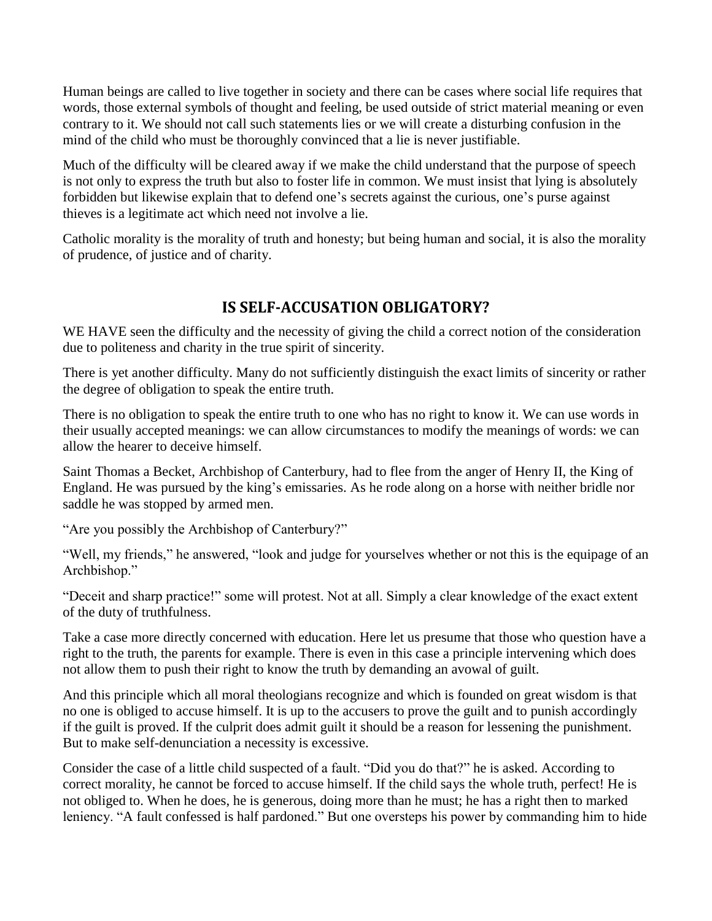Human beings are called to live together in society and there can be cases where social life requires that words, those external symbols of thought and feeling, be used outside of strict material meaning or even contrary to it. We should not call such statements lies or we will create a disturbing confusion in the mind of the child who must be thoroughly convinced that a lie is never justifiable.

Much of the difficulty will be cleared away if we make the child understand that the purpose of speech is not only to express the truth but also to foster life in common. We must insist that lying is absolutely forbidden but likewise explain that to defend one's secrets against the curious, one's purse against thieves is a legitimate act which need not involve a lie.

Catholic morality is the morality of truth and honesty; but being human and social, it is also the morality of prudence, of justice and of charity.

## IS SELF-ACCUSATION OBLIGATORY?

WE HAVE seen the difficulty and the necessity of giving the child a correct notion of the consideration due to politeness and charity in the true spirit of sincerity.

There is yet another difficulty. Many do not sufficiently distinguish the exact limits of sincerity or rather the degree of obligation to speak the entire truth.

There is no obligation to speak the entire truth to one who has no right to know it. We can use words in their usually accepted meanings: we can allow circumstances to modify the meanings of words: we can allow the hearer to deceive himself.

Saint Thomas a Becket, Archbishop of Canterbury, had to flee from the anger of Henry II, the King of England. He was pursued by the king's emissaries. As he rode along on a horse with neither bridle nor saddle he was stopped by armed men.

"Are you possibly the Archbishop of Canterbury?"

"Well, my friends," he answered, "look and judge for yourselves whether or not this is the equipage of an Archbishop."

"Deceit and sharp practice!" some will protest. Not at all. Simply a clear knowledge of the exact extent of the duty of truthfulness.

Take a case more directly concerned with education. Here let us presume that those who question have a right to the truth, the parents for example. There is even in this case a principle intervening which does not allow them to push their right to know the truth by demanding an avowal of guilt.

And this principle which all moral theologians recognize and which is founded on great wisdom is that no one is obliged to accuse himself. It is up to the accusers to prove the guilt and to punish accordingly if the guilt is proved. If the culprit does admit guilt it should be a reason for lessening the punishment. But to make self-denunciation a necessity is excessive.

Consider the case of a little child suspected of a fault. "Did you do that?" he is asked. According to correct morality, he cannot be forced to accuse himself. If the child says the whole truth, perfect! He is not obliged to. When he does, he is generous, doing more than he must; he has a right then to marked leniency. "A fault confessed is half pardoned." But one oversteps his power by commanding him to hide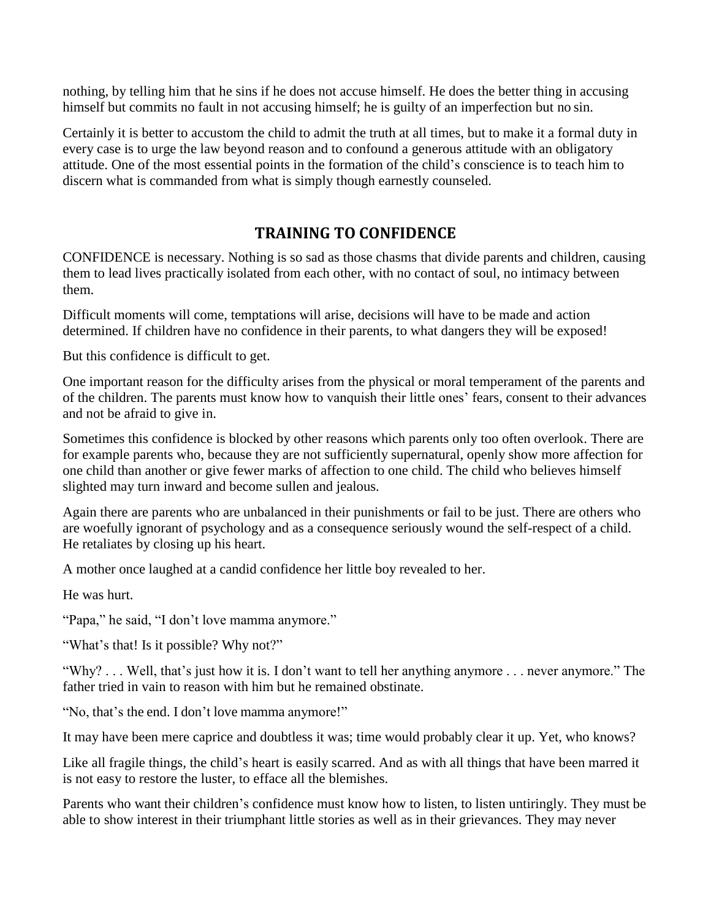nothing, by telling him that he sins if he does not accuse himself. He does the better thing in accusing himself but commits no fault in not accusing himself; he is guilty of an imperfection but no sin.

Certainly it is better to accustom the child to admit the truth at all times, but to make it a formal duty in every case is to urge the law beyond reason and to confound a generous attitude with an obligatory attitude. One of the most essential points in the formation of the child's conscience is to teach him to discern what is commanded from what is simply though earnestly counseled.

## TRAINING TO CONFIDENCE

CONFIDENCE is necessary. Nothing is so sad as those chasms that divide parents and children, causing them to lead lives practically isolated from each other, with no contact of soul, no intimacy between them.

Difficult moments will come, temptations will arise, decisions will have to be made and action determined. If children have no confidence in their parents, to what dangers they will be exposed!

But this confidence is difficult to get.

One important reason for the difficulty arises from the physical or moral temperament of the parents and of the children. The parents must know how to vanquish their little ones' fears, consent to their advances and not be afraid to give in.

Sometimes this confidence is blocked by other reasons which parents only too often overlook. There are for example parents who, because they are not sufficiently supernatural, openly show more affection for one child than another or give fewer marks of affection to one child. The child who believes himself slighted may turn inward and become sullen and jealous.

Again there are parents who are unbalanced in their punishments or fail to be just. There are others who are woefully ignorant of psychology and as a consequence seriously wound the self-respect of a child. He retaliates by closing up his heart.

A mother once laughed at a candid confidence her little boy revealed to her.

He was hurt.

"Papa," he said, "I don't love mamma anymore."

"What's that! Is it possible? Why not?"

"Why? . . . Well, that's just how it is. I don't want to tell her anything anymore . . . never anymore." The father tried in vain to reason with him but he remained obstinate.

"No, that's the end. I don't love mamma anymore!"

It may have been mere caprice and doubtless it was; time would probably clear it up. Yet, who knows?

Like all fragile things, the child's heart is easily scarred. And as with all things that have been marred it is not easy to restore the luster, to efface all the blemishes.

Parents who want their children's confidence must know how to listen, to listen untiringly. They must be able to show interest in their triumphant little stories as well as in their grievances. They may never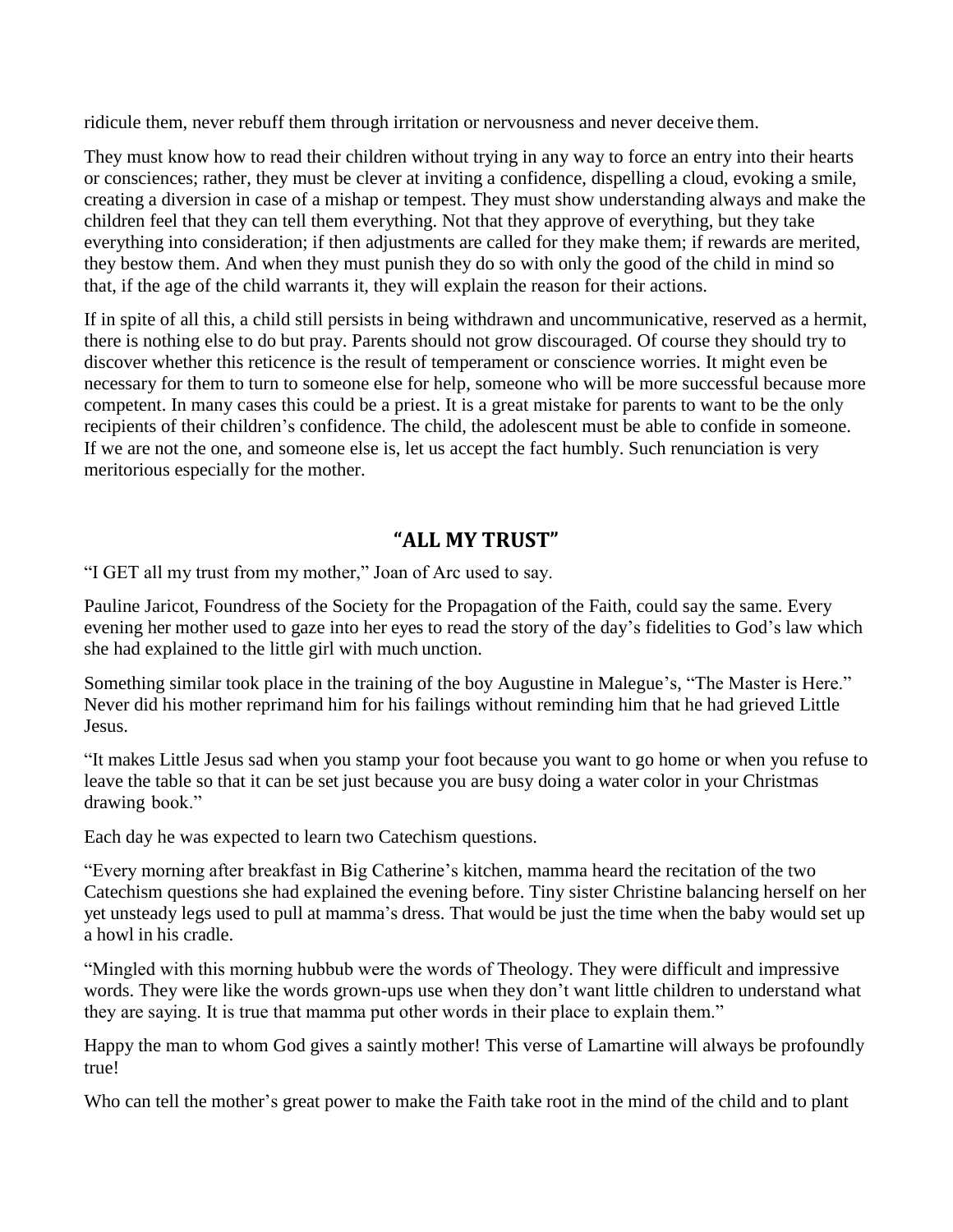ridicule them, never rebuff them through irritation or nervousness and never deceive them.

They must know how to read their children without trying in any way to force an entry into their hearts or consciences; rather, they must be clever at inviting a confidence, dispelling a cloud, evoking a smile, creating a diversion in case of a mishap or tempest. They must show understanding always and make the children feel that they can tell them everything. Not that they approve of everything, but they take everything into consideration; if then adjustments are called for they make them; if rewards are merited, they bestow them. And when they must punish they do so with only the good of the child in mind so that, if the age of the child warrants it, they will explain the reason for their actions.

If in spite of all this, a child still persists in being withdrawn and uncommunicative, reserved as a hermit, there is nothing else to do but pray. Parents should not grow discouraged. Of course they should try to discover whether this reticence is the result of temperament or conscience worries. It might even be necessary for them to turn to someone else for help, someone who will be more successful because more competent. In many cases this could be a priest. It is a great mistake for parents to want to be the only recipients of their children's confidence. The child, the adolescent must be able to confide in someone. If we are not the one, and someone else is, let us accept the fact humbly. Such renunciation is very meritorious especially for the mother.

## "ALL MY TRUST"

"I GET all my trust from my mother," Joan of Arc used to say.

Pauline Jaricot, Foundress of the Society for the Propagation of the Faith, could say the same. Every evening her mother used to gaze into her eyes to read the story of the day's fidelities to God's law which she had explained to the little girl with much unction.

Something similar took place in the training of the boy Augustine in Malegue's, "The Master is Here." Never did his mother reprimand him for his failings without reminding him that he had grieved Little Jesus.

"It makes Little Jesus sad when you stamp your foot because you want to go home or when you refuse to leave the table so that it can be set just because you are busy doing a water color in your Christmas drawing book."

Each day he was expected to learn two Catechism questions.

"Every morning after breakfast in Big Catherine's kitchen, mamma heard the recitation of the two Catechism questions she had explained the evening before. Tiny sister Christine balancing herself on her yet unsteady legs used to pull at mamma's dress. That would be just the time when the baby would set up a howl in his cradle.

"Mingled with this morning hubbub were the words of Theology. They were difficult and impressive words. They were like the words grown-ups use when they don't want little children to understand what they are saying. It is true that mamma put other words in their place to explain them."

Happy the man to whom God gives a saintly mother! This verse of Lamartine will always be profoundly true!

Who can tell the mother's great power to make the Faith take root in the mind of the child and to plant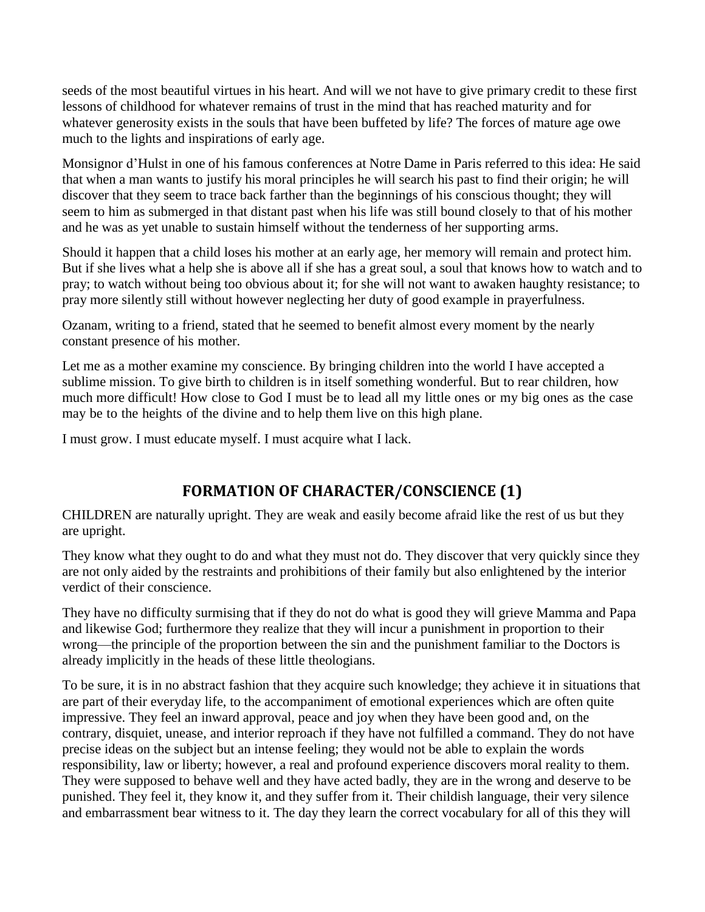seeds of the most beautiful virtues in his heart. And will we not have to give primary credit to these first lessons of childhood for whatever remains of trust in the mind that has reached maturity and for whatever generosity exists in the souls that have been buffeted by life? The forces of mature age owe much to the lights and inspirations of early age.

Monsignor d'Hulst in one of his famous conferences at Notre Dame in Paris referred to this idea: He said that when a man wants to justify his moral principles he will search his past to find their origin; he will discover that they seem to trace back farther than the beginnings of his conscious thought; they will seem to him as submerged in that distant past when his life was still bound closely to that of his mother and he was as yet unable to sustain himself without the tenderness of her supporting arms.

Should it happen that a child loses his mother at an early age, her memory will remain and protect him. But if she lives what a help she is above all if she has a great soul, a soul that knows how to watch and to pray; to watch without being too obvious about it; for she will not want to awaken haughty resistance; to pray more silently still without however neglecting her duty of good example in prayerfulness.

Ozanam, writing to a friend, stated that he seemed to benefit almost every moment by the nearly constant presence of his mother.

Let me as a mother examine my conscience. By bringing children into the world I have accepted a sublime mission. To give birth to children is in itself something wonderful. But to rear children, how much more difficult! How close to God I must be to lead all my little ones or my big ones as the case may be to the heights of the divine and to help them live on this high plane.

I must grow. I must educate myself. I must acquire what I lack.

## FORMATION OF CHARACTER/CONSCIENCE (1)

CHILDREN are naturally upright. They are weak and easily become afraid like the rest of us but they are upright.

They know what they ought to do and what they must not do. They discover that very quickly since they are not only aided by the restraints and prohibitions of their family but also enlightened by the interior verdict of their conscience.

They have no difficulty surmising that if they do not do what is good they will grieve Mamma and Papa and likewise God; furthermore they realize that they will incur a punishment in proportion to their wrong—the principle of the proportion between the sin and the punishment familiar to the Doctors is already implicitly in the heads of these little theologians.

To be sure, it is in no abstract fashion that they acquire such knowledge; they achieve it in situations that are part of their everyday life, to the accompaniment of emotional experiences which are often quite impressive. They feel an inward approval, peace and joy when they have been good and, on the contrary, disquiet, unease, and interior reproach if they have not fulfilled a command. They do not have precise ideas on the subject but an intense feeling; they would not be able to explain the words responsibility, law or liberty; however, a real and profound experience discovers moral reality to them. They were supposed to behave well and they have acted badly, they are in the wrong and deserve to be punished. They feel it, they know it, and they suffer from it. Their childish language, their very silence and embarrassment bear witness to it. The day they learn the correct vocabulary for all of this they will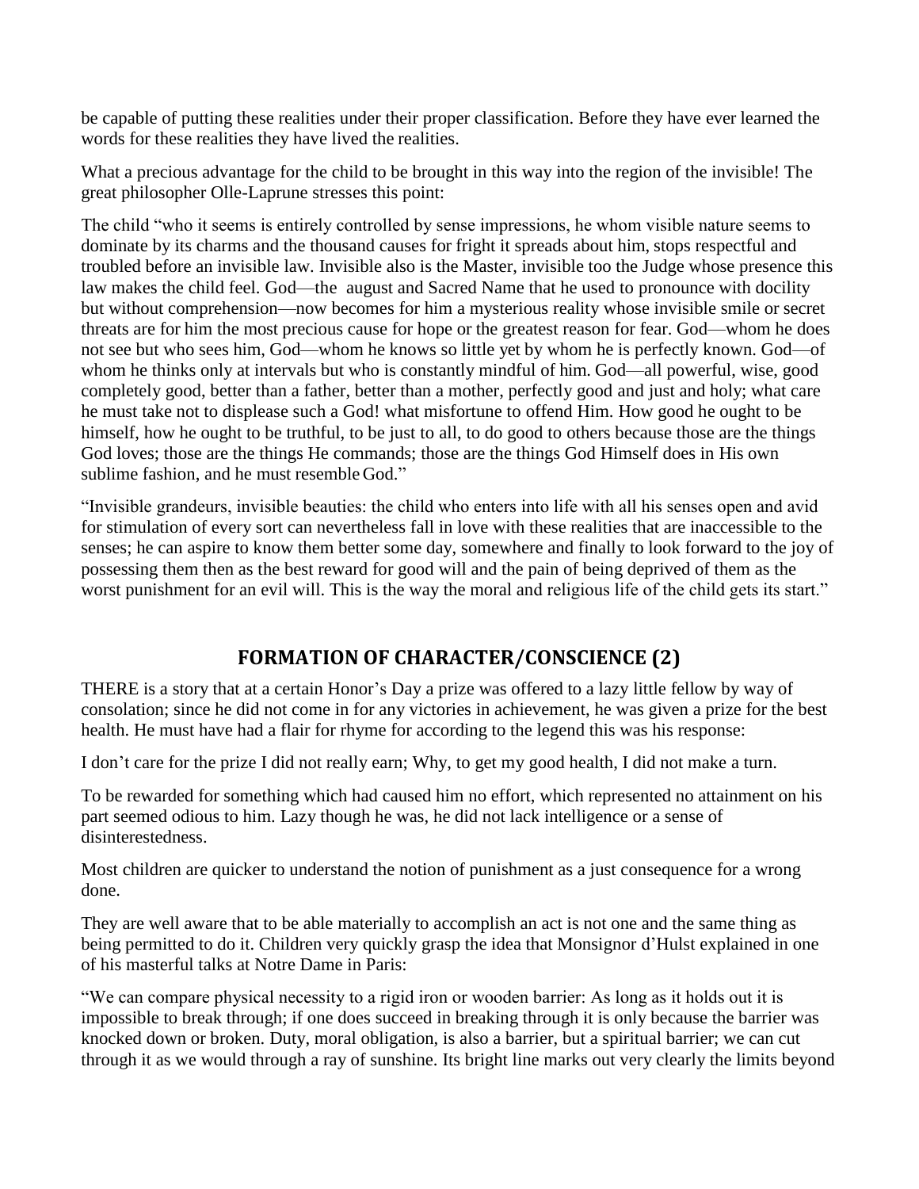be capable of putting these realities under their proper classification. Before they have ever learned the words for these realities they have lived the realities.

What a precious advantage for the child to be brought in this way into the region of the invisible! The great philosopher Olle-Laprune stresses this point:

The child "who it seems is entirely controlled by sense impressions, he whom visible nature seems to dominate by its charms and the thousand causes for fright it spreads about him, stops respectful and troubled before an invisible law. Invisible also is the Master, invisible too the Judge whose presence this law makes the child feel. God—the august and Sacred Name that he used to pronounce with docility but without comprehension—now becomes for him a mysterious reality whose invisible smile or secret threats are for him the most precious cause for hope or the greatest reason for fear. God—whom he does not see but who sees him, God—whom he knows so little yet by whom he is perfectly known. God—of whom he thinks only at intervals but who is constantly mindful of him. God—all powerful, wise, good completely good, better than a father, better than a mother, perfectly good and just and holy; what care he must take not to displease such a God! what misfortune to offend Him. How good he ought to be himself, how he ought to be truthful, to be just to all, to do good to others because those are the things God loves; those are the things He commands; those are the things God Himself does in His own sublime fashion, and he must resemble God."

"Invisible grandeurs, invisible beauties: the child who enters into life with all his senses open and avid for stimulation of every sort can nevertheless fall in love with these realities that are inaccessible to the senses; he can aspire to know them better some day, somewhere and finally to look forward to the joy of possessing them then as the best reward for good will and the pain of being deprived of them as the worst punishment for an evil will. This is the way the moral and religious life of the child gets its start."

## FORMATION OF CHARACTER/CONSCIENCE (2)

THERE is a story that at a certain Honor's Day a prize was offered to a lazy little fellow by way of consolation; since he did not come in for any victories in achievement, he was given a prize for the best health. He must have had a flair for rhyme for according to the legend this was his response:

I don't care for the prize I did not really earn; Why, to get my good health, I did not make a turn.

To be rewarded for something which had caused him no effort, which represented no attainment on his part seemed odious to him. Lazy though he was, he did not lack intelligence or a sense of disinterestedness.

Most children are quicker to understand the notion of punishment as a just consequence for a wrong done.

They are well aware that to be able materially to accomplish an act is not one and the same thing as being permitted to do it. Children very quickly grasp the idea that Monsignor d'Hulst explained in one of his masterful talks at Notre Dame in Paris:

"We can compare physical necessity to a rigid iron or wooden barrier: As long as it holds out it is impossible to break through; if one does succeed in breaking through it is only because the barrier was knocked down or broken. Duty, moral obligation, is also a barrier, but a spiritual barrier; we can cut through it as we would through a ray of sunshine. Its bright line marks out very clearly the limits beyond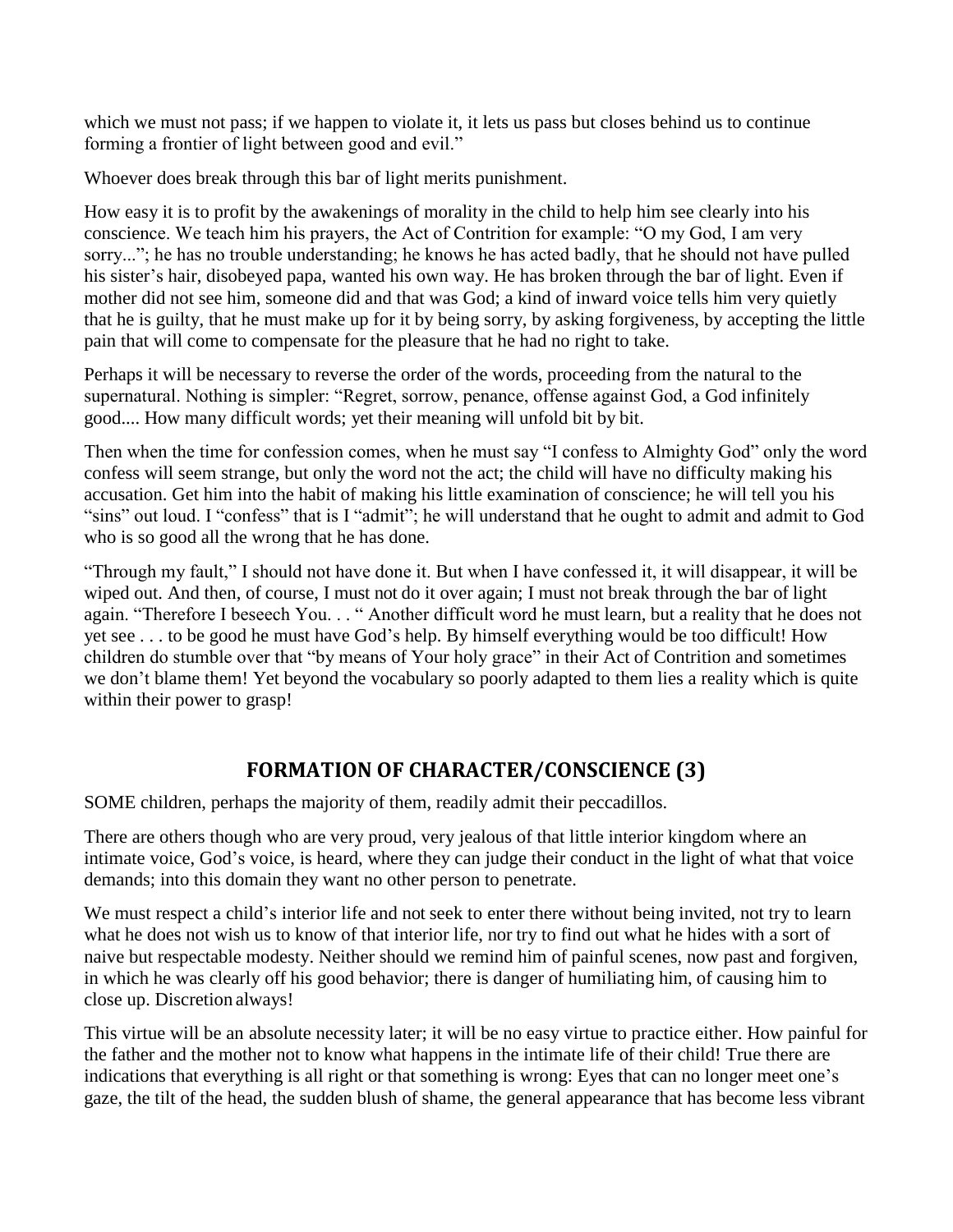which we must not pass; if we happen to violate it, it lets us pass but closes behind us to continue forming a frontier of light between good and evil."

Whoever does break through this bar of light merits punishment.

How easy it is to profit by the awakenings of morality in the child to help him see clearly into his conscience. We teach him his prayers, the Act of Contrition for example: "O my God, I am very sorry..."; he has no trouble understanding; he knows he has acted badly, that he should not have pulled his sister's hair, disobeyed papa, wanted his own way. He has broken through the bar of light. Even if mother did not see him, someone did and that was God; a kind of inward voice tells him very quietly that he is guilty, that he must make up for it by being sorry, by asking forgiveness, by accepting the little pain that will come to compensate for the pleasure that he had no right to take.

Perhaps it will be necessary to reverse the order of the words, proceeding from the natural to the supernatural. Nothing is simpler: "Regret, sorrow, penance, offense against God, a God infinitely good.... How many difficult words; yet their meaning will unfold bit by bit.

Then when the time for confession comes, when he must say "I confess to Almighty God" only the word confess will seem strange, but only the word not the act; the child will have no difficulty making his accusation. Get him into the habit of making his little examination of conscience; he will tell you his "sins" out loud. I "confess" that is I "admit"; he will understand that he ought to admit and admit to God who is so good all the wrong that he has done.

"Through my fault," I should not have done it. But when I have confessed it, it will disappear, it will be wiped out. And then, of course, I must not do it over again; I must not break through the bar of light again. "Therefore I beseech You. . . " Another difficult word he must learn, but a reality that he does not yet see . . . to be good he must have God's help. By himself everything would be too difficult! How children do stumble over that "by means of Your holy grace" in their Act of Contrition and sometimes we don't blame them! Yet beyond the vocabulary so poorly adapted to them lies a reality which is quite within their power to grasp!

## FORMATION OF CHARACTER/CONSCIENCE (3)

SOME children, perhaps the majority of them, readily admit their peccadillos.

There are others though who are very proud, very jealous of that little interior kingdom where an intimate voice, God's voice, is heard, where they can judge their conduct in the light of what that voice demands; into this domain they want no other person to penetrate.

We must respect a child's interior life and not seek to enter there without being invited, not try to learn what he does not wish us to know of that interior life, nor try to find out what he hides with a sort of naive but respectable modesty. Neither should we remind him of painful scenes, now past and forgiven, in which he was clearly off his good behavior; there is danger of humiliating him, of causing him to close up. Discretion always!

This virtue will be an absolute necessity later; it will be no easy virtue to practice either. How painful for the father and the mother not to know what happens in the intimate life of their child! True there are indications that everything is all right or that something is wrong: Eyes that can no longer meet one's gaze, the tilt of the head, the sudden blush of shame, the general appearance that has become less vibrant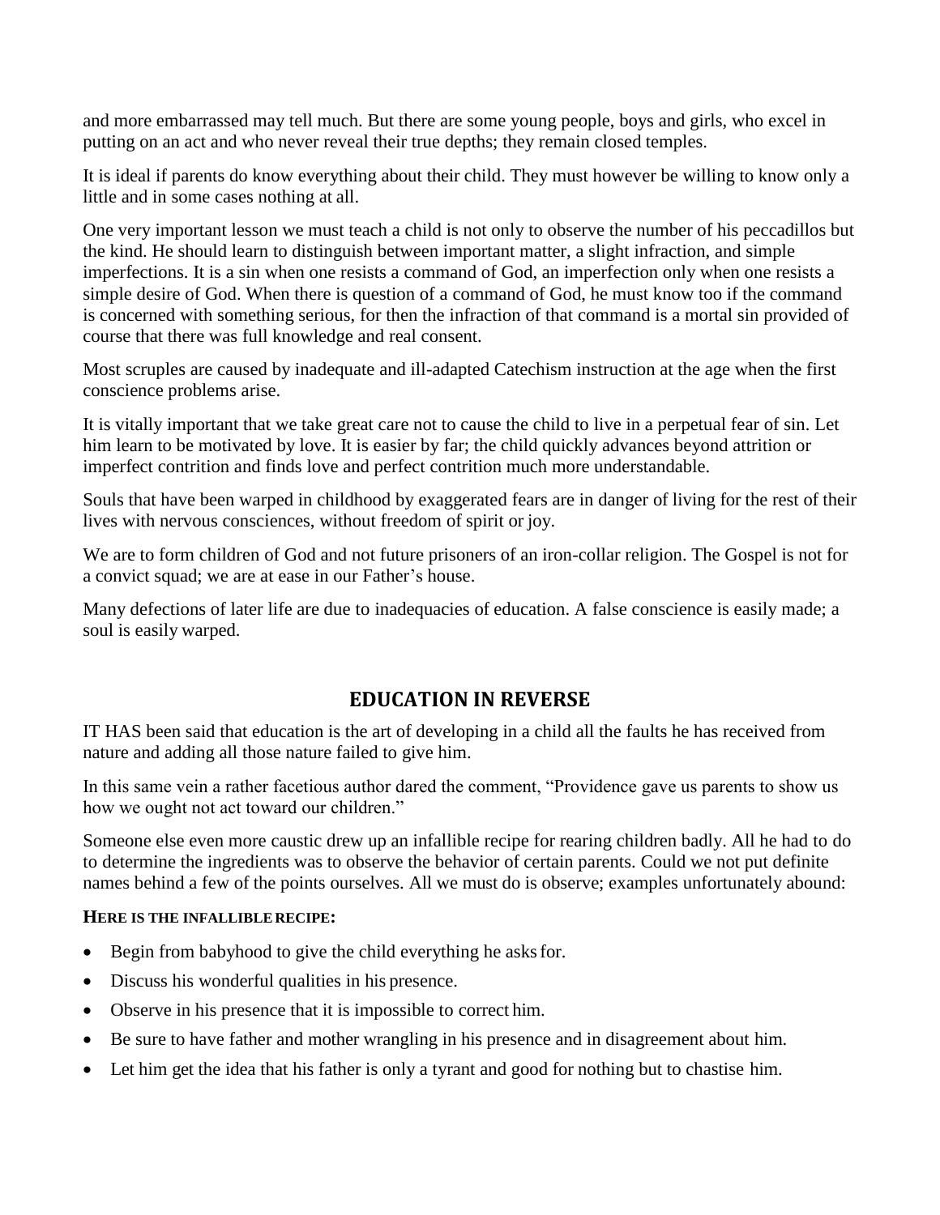and more embarrassed may tell much. But there are some young people, boys and girls, who excel in putting on an act and who never reveal their true depths; they remain closed temples.

It is ideal if parents do know everything about their child. They must however be willing to know only a little and in some cases nothing at all.

One very important lesson we must teach a child is not only to observe the number of his peccadillos but the kind. He should learn to distinguish between important matter, a slight infraction, and simple imperfections. It is a sin when one resists a command of God, an imperfection only when one resists a simple desire of God. When there is question of a command of God, he must know too if the command is concerned with something serious, for then the infraction of that command is a mortal sin provided of course that there was full knowledge and real consent.

Most scruples are caused by inadequate and ill-adapted Catechism instruction at the age when the first conscience problems arise.

It is vitally important that we take great care not to cause the child to live in a perpetual fear of sin. Let him learn to be motivated by love. It is easier by far; the child quickly advances beyond attrition or imperfect contrition and finds love and perfect contrition much more understandable.

Souls that have been warped in childhood by exaggerated fears are in danger of living for the rest of their lives with nervous consciences, without freedom of spirit or joy.

We are to form children of God and not future prisoners of an iron-collar religion. The Gospel is not for a convict squad; we are at ease in our Father's house.

Many defections of later life are due to inadequacies of education. A false conscience is easily made; a soul is easily warped.

## EDUCATION IN REVERSE

IT HAS been said that education is the art of developing in a child all the faults he has received from nature and adding all those nature failed to give him.

In this same vein a rather facetious author dared the comment, "Providence gave us parents to show us how we ought not act toward our children."

Someone else even more caustic drew up an infallible recipe for rearing children badly. All he had to do to determine the ingredients was to observe the behavior of certain parents. Could we not put definite names behind a few of the points ourselves. All we must do is observe; examples unfortunately abound:

**HERE IS THE INFALLIBLE RECIPE:**

- Begin from babyhood to give the child everything he asks for.
- Discuss his wonderful qualities in his presence.
- Observe in his presence that it is impossible to correct him.
- Be sure to have father and mother wrangling in his presence and in disagreement about him.
- Let him get the idea that his father is only a tyrant and good for nothing but to chastise him.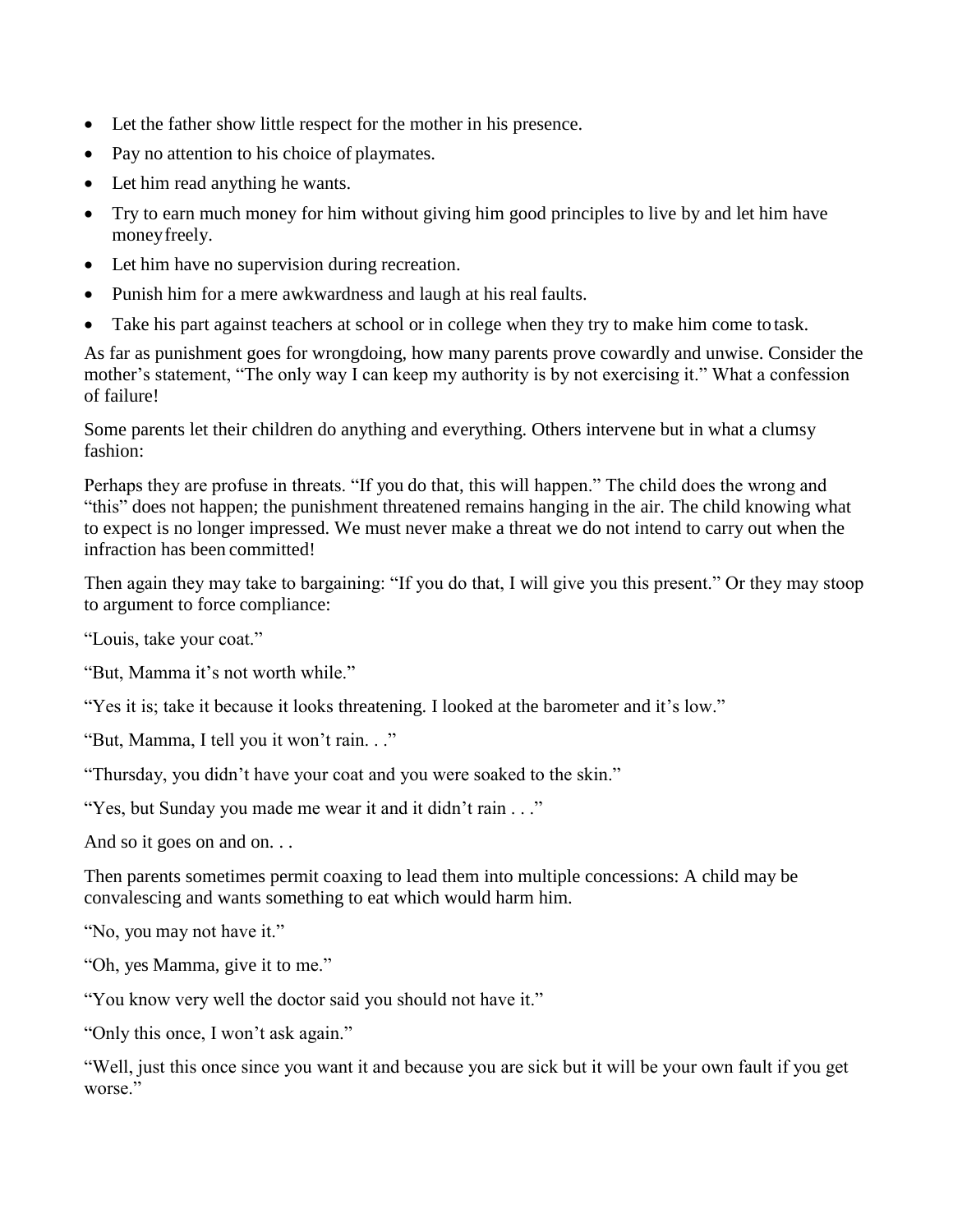- Let the father show little respect for the mother in his presence.
- Pay no attention to his choice of playmates.
- Let him read anything he wants.
- Try to earn much money for him without giving him good principles to live by and let him have money freely.
- Let him have no supervision during recreation.
- Punish him for a mere awkwardness and laugh at his real faults.
- Take his part against teachers at school or in college when they try to make him come to task.

As far as punishment goes for wrongdoing, how many parents prove cowardly and unwise. Consider the mother's statement, "The only way I can keep my authority is by not exercising it." What a confession of failure!

Some parents let their children do anything and everything. Others intervene but in what a clumsy fashion:

Perhaps they are profuse in threats. "If you do that, this will happen." The child does the wrong and "this" does not happen; the punishment threatened remains hanging in the air. The child knowing what to expect is no longer impressed. We must never make a threat we do not intend to carry out when the infraction has been committed!

Then again they may take to bargaining: "If you do that, I will give you this present." Or they may stoop to argument to force compliance:

"Louis, take your coat."

"But, Mamma it's not worth while."

"Yes it is; take it because it looks threatening. I looked at the barometer and it's low."

"But, Mamma, I tell you it won't rain. . ."

"Thursday, you didn't have your coat and you were soaked to the skin."

"Yes, but Sunday you made me wear it and it didn't rain . . ."

And so it goes on and on. . .

Then parents sometimes permit coaxing to lead them into multiple concessions: A child may be convalescing and wants something to eat which would harm him.

"No, you may not have it."

"Oh, yes Mamma, give it to me."

"You know very well the doctor said you should not have it."

"Only this once, I won't ask again."

"Well, just this once since you want it and because you are sick but it will be your own fault if you get worse."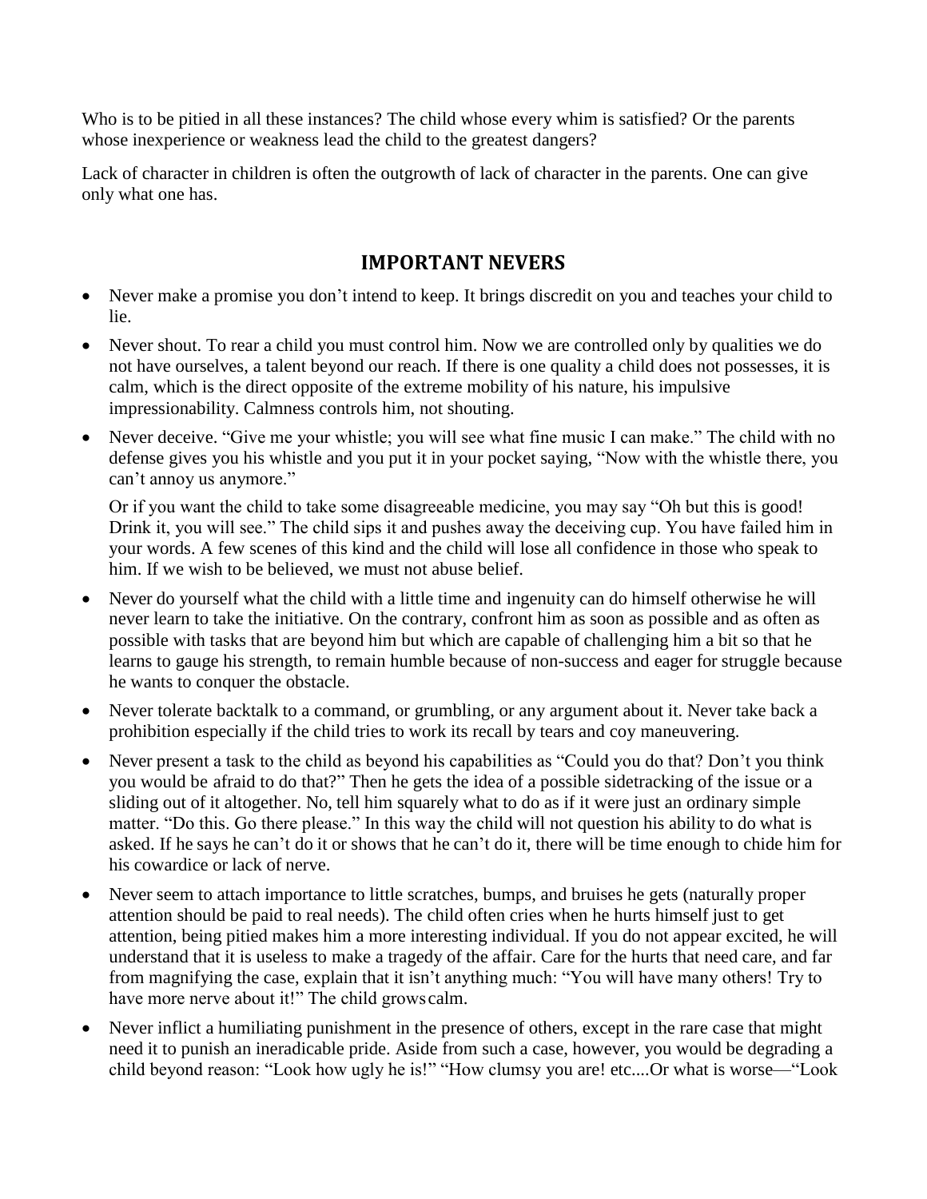Who is to be pitied in all these instances? The child whose every whim is satisfied? Or the parents whose inexperience or weakness lead the child to the greatest dangers?

Lack of character in children is often the outgrowth of lack of character in the parents. One can give only what one has.

## IMPORTANT NEVERS

- Never make a promise you don't intend to keep. It brings discredit on you and teaches your child to lie.
- Never shout. To rear a child you must control him. Now we are controlled only by qualities we do not have ourselves, a talent beyond our reach. If there is one quality a child does not possesses, it is calm, which is the direct opposite of the extreme mobility of his nature, his impulsive impressionability. Calmness controls him, not shouting.
- Never deceive. "Give me your whistle; you will see what fine music I can make." The child with no defense gives you his whistle and you put it in your pocket saying, "Now with the whistle there, you can't annoy us anymore."

  Or if you want the child to take some disagreeable medicine, you may say "Oh but this is good! Drink it, you will see." The child sips it and pushes away the deceiving cup. You have failed him in your words. A few scenes of this kind and the child will lose all confidence in those who speak to him. If we wish to be believed, we must not abuse belief.
- Never do yourself what the child with a little time and ingenuity can do himself otherwise he will never learn to take the initiative. On the contrary, confront him as soon as possible and as often as possible with tasks that are beyond him but which are capable of challenging him a bit so that he learns to gauge his strength, to remain humble because of non-success and eager for struggle because he wants to conquer the obstacle.
- Never tolerate backtalk to a command, or grumbling, or any argument about it. Never take back a prohibition especially if the child tries to work its recall by tears and coy maneuvering.
- Never present a task to the child as beyond his capabilities as "Could you do that? Don't you think you would be afraid to do that?" Then he gets the idea of a possible sidetracking of the issue or a sliding out of it altogether. No, tell him squarely what to do as if it were just an ordinary simple matter. "Do this. Go there please." In this way the child will not question his ability to do what is asked. If he says he can't do it or shows that he can't do it, there will be time enough to chide him for his cowardice or lack of nerve.
- Never seem to attach importance to little scratches, bumps, and bruises he gets (naturally proper attention should be paid to real needs). The child often cries when he hurts himself just to get attention, being pitied makes him a more interesting individual. If you do not appear excited, he will understand that it is useless to make a tragedy of the affair. Care for the hurts that need care, and far from magnifying the case, explain that it isn't anything much: "You will have many others! Try to have more nerve about it!" The child grows calm.
- Never inflict a humiliating punishment in the presence of others, except in the rare case that might need it to punish an ineradicable pride. Aside from such a case, however, you would be degrading a child beyond reason: "Look how ugly he is!" "How clumsy you are! etc....Or what is worse—"Look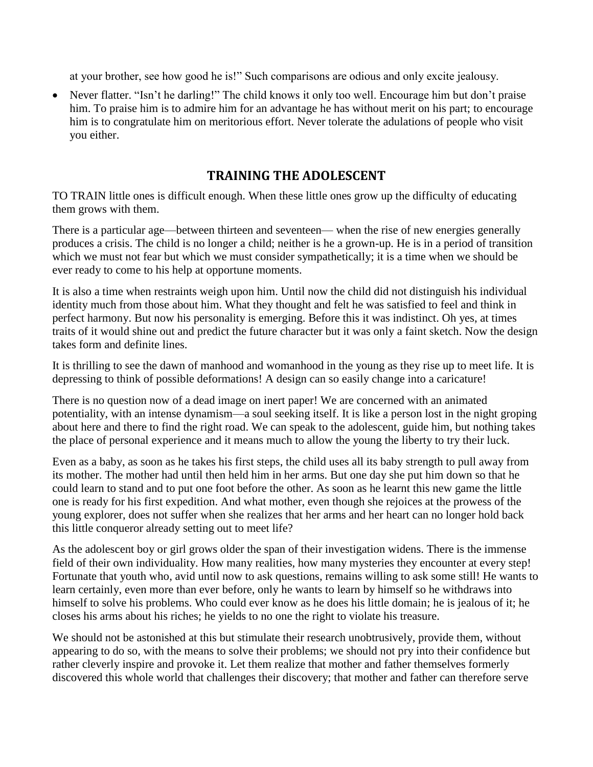at your brother, see how good he is!" Such comparisons are odious and only excite jealousy.

- Never flatter. "Isn't he darling!" The child knows it only too well. Encourage him but don't praise him. To praise him is to admire him for an advantage he has without merit on his part; to encourage him is to congratulate him on meritorious effort. Never tolerate the adulations of people who visit you either.

## TRAINING THE ADOLESCENT

TO TRAIN little ones is difficult enough. When these little ones grow up the difficulty of educating them grows with them.

There is a particular age—between thirteen and seventeen— when the rise of new energies generally produces a crisis. The child is no longer a child; neither is he a grown-up. He is in a period of transition which we must not fear but which we must consider sympathetically; it is a time when we should be ever ready to come to his help at opportune moments.

It is also a time when restraints weigh upon him. Until now the child did not distinguish his individual identity much from those about him. What they thought and felt he was satisfied to feel and think in perfect harmony. But now his personality is emerging. Before this it was indistinct. Oh yes, at times traits of it would shine out and predict the future character but it was only a faint sketch. Now the design takes form and definite lines.

It is thrilling to see the dawn of manhood and womanhood in the young as they rise up to meet life. It is depressing to think of possible deformations! A design can so easily change into a caricature!

There is no question now of a dead image on inert paper! We are concerned with an animated potentiality, with an intense dynamism—a soul seeking itself. It is like a person lost in the night groping about here and there to find the right road. We can speak to the adolescent, guide him, but nothing takes the place of personal experience and it means much to allow the young the liberty to try their luck.

Even as a baby, as soon as he takes his first steps, the child uses all its baby strength to pull away from its mother. The mother had until then held him in her arms. But one day she put him down so that he could learn to stand and to put one foot before the other. As soon as he learnt this new game the little one is ready for his first expedition. And what mother, even though she rejoices at the prowess of the young explorer, does not suffer when she realizes that her arms and her heart can no longer hold back this little conqueror already setting out to meet life?

As the adolescent boy or girl grows older the span of their investigation widens. There is the immense field of their own individuality. How many realities, how many mysteries they encounter at every step! Fortunate that youth who, avid until now to ask questions, remains willing to ask some still! He wants to learn certainly, even more than ever before, only he wants to learn by himself so he withdraws into himself to solve his problems. Who could ever know as he does his little domain; he is jealous of it; he closes his arms about his riches; he yields to no one the right to violate his treasure.

We should not be astonished at this but stimulate their research unobtrusively, provide them, without appearing to do so, with the means to solve their problems; we should not pry into their confidence but rather cleverly inspire and provoke it. Let them realize that mother and father themselves formerly discovered this whole world that challenges their discovery; that mother and father can therefore serve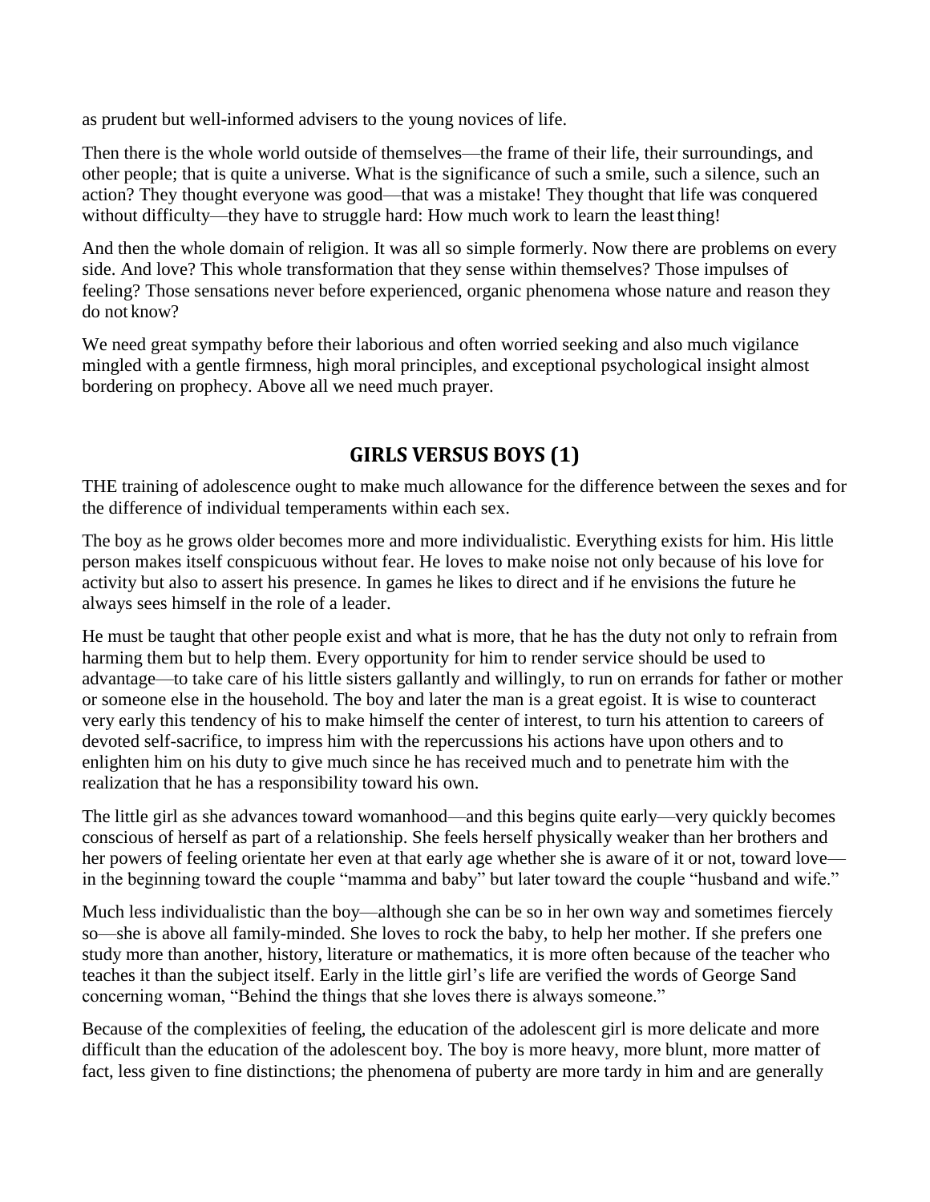as prudent but well-informed advisers to the young novices of life.

Then there is the whole world outside of themselves—the frame of their life, their surroundings, and other people; that is quite a universe. What is the significance of such a smile, such a silence, such an action? They thought everyone was good—that was a mistake! They thought that life was conquered without difficulty—they have to struggle hard: How much work to learn the least thing!

And then the whole domain of religion. It was all so simple formerly. Now there are problems on every side. And love? This whole transformation that they sense within themselves? Those impulses of feeling? Those sensations never before experienced, organic phenomena whose nature and reason they do not know?

We need great sympathy before their laborious and often worried seeking and also much vigilance mingled with a gentle firmness, high moral principles, and exceptional psychological insight almost bordering on prophecy. Above all we need much prayer.

## GIRLS VERSUS BOYS (1)

THE training of adolescence ought to make much allowance for the difference between the sexes and for the difference of individual temperaments within each sex.

The boy as he grows older becomes more and more individualistic. Everything exists for him. His little person makes itself conspicuous without fear. He loves to make noise not only because of his love for activity but also to assert his presence. In games he likes to direct and if he envisions the future he always sees himself in the role of a leader.

He must be taught that other people exist and what is more, that he has the duty not only to refrain from harming them but to help them. Every opportunity for him to render service should be used to advantage—to take care of his little sisters gallantly and willingly, to run on errands for father or mother or someone else in the household. The boy and later the man is a great egoist. It is wise to counteract very early this tendency of his to make himself the center of interest, to turn his attention to careers of devoted self-sacrifice, to impress him with the repercussions his actions have upon others and to enlighten him on his duty to give much since he has received much and to penetrate him with the realization that he has a responsibility toward his own.

The little girl as she advances toward womanhood—and this begins quite early—very quickly becomes conscious of herself as part of a relationship. She feels herself physically weaker than her brothers and her powers of feeling orientate her even at that early age whether she is aware of it or not, toward love—in the beginning toward the couple "mamma and baby" but later toward the couple "husband and wife."

Much less individualistic than the boy—although she can be so in her own way and sometimes fiercely so—she is above all family-minded. She loves to rock the baby, to help her mother. If she prefers one study more than another, history, literature or mathematics, it is more often because of the teacher who teaches it than the subject itself. Early in the little girl's life are verified the words of George Sand concerning woman, "Behind the things that she loves there is always someone."

Because of the complexities of feeling, the education of the adolescent girl is more delicate and more difficult than the education of the adolescent boy. The boy is more heavy, more blunt, more matter of fact, less given to fine distinctions; the phenomena of puberty are more tardy in him and are generally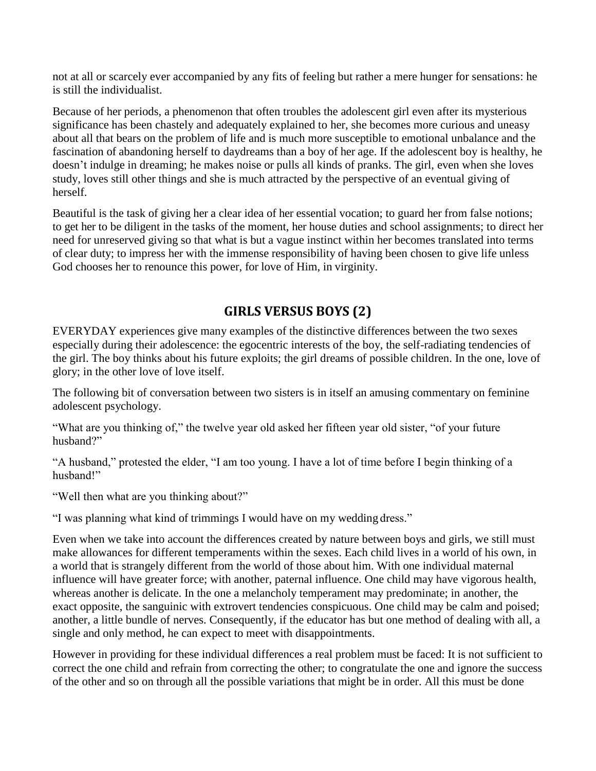not at all or scarcely ever accompanied by any fits of feeling but rather a mere hunger for sensations: he is still the individualist.

Because of her periods, a phenomenon that often troubles the adolescent girl even after its mysterious significance has been chastely and adequately explained to her, she becomes more curious and uneasy about all that bears on the problem of life and is much more susceptible to emotional unbalance and the fascination of abandoning herself to daydreams than a boy of her age. If the adolescent boy is healthy, he doesn't indulge in dreaming; he makes noise or pulls all kinds of pranks. The girl, even when she loves study, loves still other things and she is much attracted by the perspective of an eventual giving of herself.

Beautiful is the task of giving her a clear idea of her essential vocation; to guard her from false notions; to get her to be diligent in the tasks of the moment, her house duties and school assignments; to direct her need for unreserved giving so that what is but a vague instinct within her becomes translated into terms of clear duty; to impress her with the immense responsibility of having been chosen to give life unless God chooses her to renounce this power, for love of Him, in virginity.

## GIRLS VERSUS BOYS (2)

EVERYDAY experiences give many examples of the distinctive differences between the two sexes especially during their adolescence: the egocentric interests of the boy, the self-radiating tendencies of the girl. The boy thinks about his future exploits; the girl dreams of possible children. In the one, love of glory; in the other love of love itself.

The following bit of conversation between two sisters is in itself an amusing commentary on feminine adolescent psychology.

"What are you thinking of," the twelve year old asked her fifteen year old sister, "of your future husband?"

"A husband," protested the elder, "I am too young. I have a lot of time before I begin thinking of a husband!"

"Well then what are you thinking about?"

"I was planning what kind of trimmings I would have on my wedding dress."

Even when we take into account the differences created by nature between boys and girls, we still must make allowances for different temperaments within the sexes. Each child lives in a world of his own, in a world that is strangely different from the world of those about him. With one individual maternal influence will have greater force; with another, paternal influence. One child may have vigorous health, whereas another is delicate. In the one a melancholy temperament may predominate; in another, the exact opposite, the sanguinic with extrovert tendencies conspicuous. One child may be calm and poised; another, a little bundle of nerves. Consequently, if the educator has but one method of dealing with all, a single and only method, he can expect to meet with disappointments.

However in providing for these individual differences a real problem must be faced: It is not sufficient to correct the one child and refrain from correcting the other; to congratulate the one and ignore the success of the other and so on through all the possible variations that might be in order. All this must be done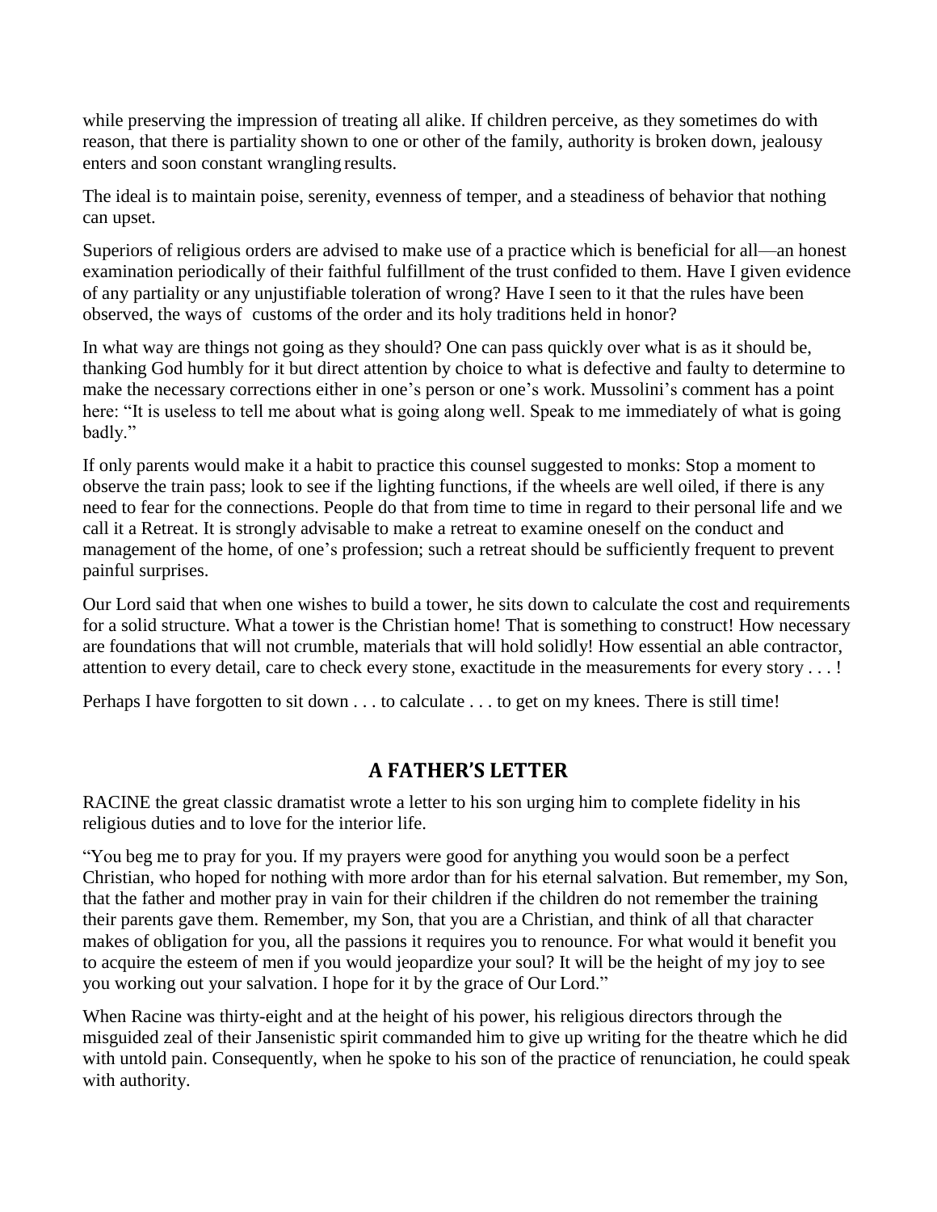while preserving the impression of treating all alike. If children perceive, as they sometimes do with reason, that there is partiality shown to one or other of the family, authority is broken down, jealousy enters and soon constant wrangling results.

The ideal is to maintain poise, serenity, evenness of temper, and a steadiness of behavior that nothing can upset.

Superiors of religious orders are advised to make use of a practice which is beneficial for all—an honest examination periodically of their faithful fulfillment of the trust confided to them. Have I given evidence of any partiality or any unjustifiable toleration of wrong? Have I seen to it that the rules have been observed, the ways of  customs of the order and its holy traditions held in honor?

In what way are things not going as they should? One can pass quickly over what is as it should be, thanking God humbly for it but direct attention by choice to what is defective and faulty to determine to make the necessary corrections either in one's person or one's work. Mussolini's comment has a point here: "It is useless to tell me about what is going along well. Speak to me immediately of what is going badly."

If only parents would make it a habit to practice this counsel suggested to monks: Stop a moment to observe the train pass; look to see if the lighting functions, if the wheels are well oiled, if there is any need to fear for the connections. People do that from time to time in regard to their personal life and we call it a Retreat. It is strongly advisable to make a retreat to examine oneself on the conduct and management of the home, of one's profession; such a retreat should be sufficiently frequent to prevent painful surprises.

Our Lord said that when one wishes to build a tower, he sits down to calculate the cost and requirements for a solid structure. What a tower is the Christian home! That is something to construct! How necessary are foundations that will not crumble, materials that will hold solidly! How essential an able contractor, attention to every detail, care to check every stone, exactitude in the measurements for every story . . . !

Perhaps I have forgotten to sit down . . . to calculate . . . to get on my knees. There is still time!

## A FATHER'S LETTER

RACINE the great classic dramatist wrote a letter to his son urging him to complete fidelity in his religious duties and to love for the interior life.

"You beg me to pray for you. If my prayers were good for anything you would soon be a perfect Christian, who hoped for nothing with more ardor than for his eternal salvation. But remember, my Son, that the father and mother pray in vain for their children if the children do not remember the training their parents gave them. Remember, my Son, that you are a Christian, and think of all that character makes of obligation for you, all the passions it requires you to renounce. For what would it benefit you to acquire the esteem of men if you would jeopardize your soul? It will be the height of my joy to see you working out your salvation. I hope for it by the grace of Our Lord."

When Racine was thirty-eight and at the height of his power, his religious directors through the misguided zeal of their Jansenistic spirit commanded him to give up writing for the theatre which he did with untold pain. Consequently, when he spoke to his son of the practice of renunciation, he could speak with authority.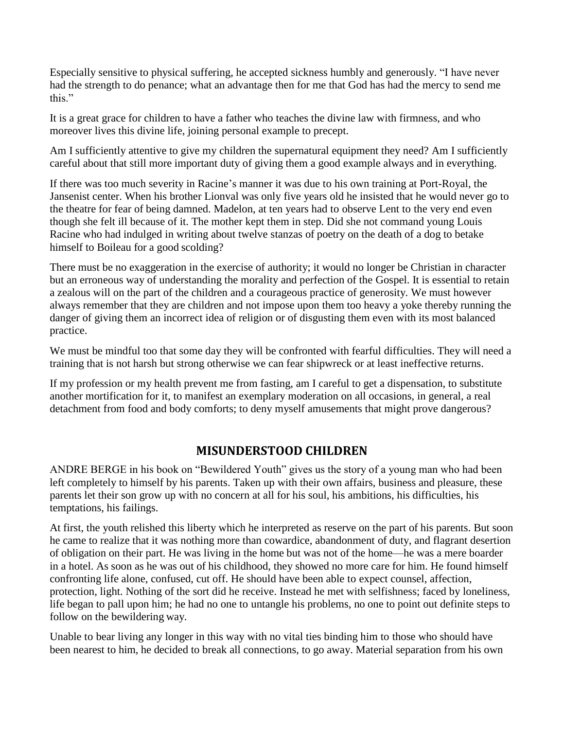Especially sensitive to physical suffering, he accepted sickness humbly and generously. "I have never had the strength to do penance; what an advantage then for me that God has had the mercy to send me this."

It is a great grace for children to have a father who teaches the divine law with firmness, and who moreover lives this divine life, joining personal example to precept.

Am I sufficiently attentive to give my children the supernatural equipment they need? Am I sufficiently careful about that still more important duty of giving them a good example always and in everything.

If there was too much severity in Racine's manner it was due to his own training at Port-Royal, the Jansenist center. When his brother Lionval was only five years old he insisted that he would never go to the theatre for fear of being damned. Madelon, at ten years had to observe Lent to the very end even though she felt ill because of it. The mother kept them in step. Did she not command young Louis Racine who had indulged in writing about twelve stanzas of poetry on the death of a dog to betake himself to Boileau for a good scolding?

There must be no exaggeration in the exercise of authority; it would no longer be Christian in character but an erroneous way of understanding the morality and perfection of the Gospel. It is essential to retain a zealous will on the part of the children and a courageous practice of generosity. We must however always remember that they are children and not impose upon them too heavy a yoke thereby running the danger of giving them an incorrect idea of religion or of disgusting them even with its most balanced practice.

We must be mindful too that some day they will be confronted with fearful difficulties. They will need a training that is not harsh but strong otherwise we can fear shipwreck or at least ineffective returns.

If my profession or my health prevent me from fasting, am I careful to get a dispensation, to substitute another mortification for it, to manifest an exemplary moderation on all occasions, in general, a real detachment from food and body comforts; to deny myself amusements that might prove dangerous?

## MISUNDERSTOOD CHILDREN

ANDRE BERGE in his book on "Bewildered Youth" gives us the story of a young man who had been left completely to himself by his parents. Taken up with their own affairs, business and pleasure, these parents let their son grow up with no concern at all for his soul, his ambitions, his difficulties, his temptations, his failings.

At first, the youth relished this liberty which he interpreted as reserve on the part of his parents. But soon he came to realize that it was nothing more than cowardice, abandonment of duty, and flagrant desertion of obligation on their part. He was living in the home but was not of the home—he was a mere boarder in a hotel. As soon as he was out of his childhood, they showed no more care for him. He found himself confronting life alone, confused, cut off. He should have been able to expect counsel, affection, protection, light. Nothing of the sort did he receive. Instead he met with selfishness; faced by loneliness, life began to pall upon him; he had no one to untangle his problems, no one to point out definite steps to follow on the bewildering way.

Unable to bear living any longer in this way with no vital ties binding him to those who should have been nearest to him, he decided to break all connections, to go away. Material separation from his own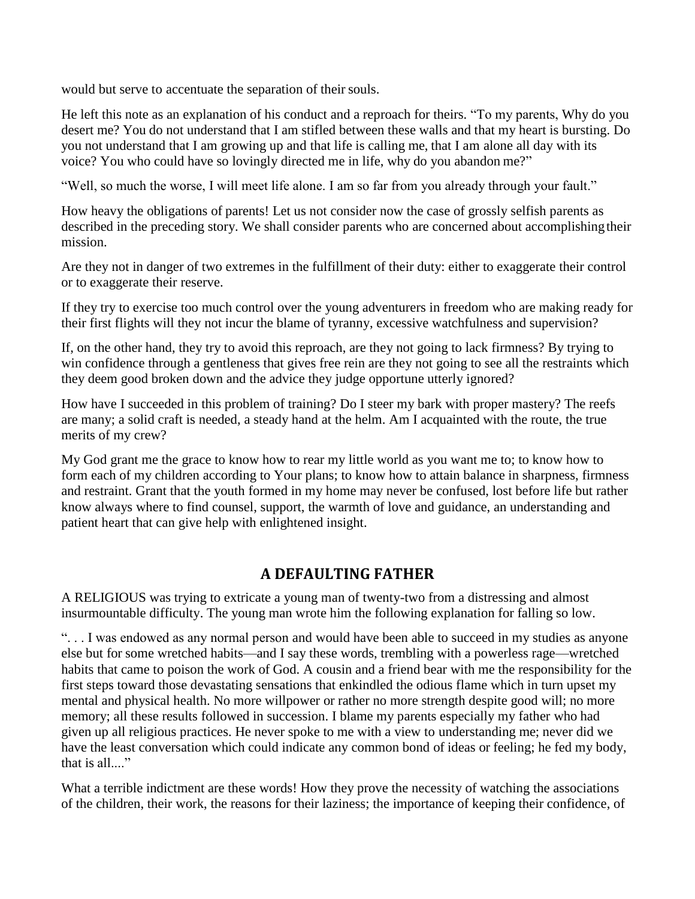would but serve to accentuate the separation of their souls.

He left this note as an explanation of his conduct and a reproach for theirs. “To my parents, Why do you desert me? You do not understand that I am stifled between these walls and that my heart is bursting. Do you not understand that I am growing up and that life is calling me, that I am alone all day with its voice? You who could have so lovingly directed me in life, why do you abandon me?”

“Well, so much the worse, I will meet life alone. I am so far from you already through your fault.”

How heavy the obligations of parents! Let us not consider now the case of grossly selfish parents as described in the preceding story. We shall consider parents who are concerned about accomplishing their mission.

Are they not in danger of two extremes in the fulfillment of their duty: either to exaggerate their control or to exaggerate their reserve.

If they try to exercise too much control over the young adventurers in freedom who are making ready for their first flights will they not incur the blame of tyranny, excessive watchfulness and supervision?

If, on the other hand, they try to avoid this reproach, are they not going to lack firmness? By trying to win confidence through a gentleness that gives free rein are they not going to see all the restraints which they deem good broken down and the advice they judge opportune utterly ignored?

How have I succeeded in this problem of training? Do I steer my bark with proper mastery? The reefs are many; a solid craft is needed, a steady hand at the helm. Am I acquainted with the route, the true merits of my crew?

My God grant me the grace to know how to rear my little world as you want me to; to know how to form each of my children according to Your plans; to know how to attain balance in sharpness, firmness and restraint. Grant that the youth formed in my home may never be confused, lost before life but rather know always where to find counsel, support, the warmth of love and guidance, an understanding and patient heart that can give help with enlightened insight.

## A DEFAULTING FATHER

A RELIGIOUS was trying to extricate a young man of twenty-two from a distressing and almost insurmountable difficulty. The young man wrote him the following explanation for falling so low.

“. . . I was endowed as any normal person and would have been able to succeed in my studies as anyone else but for some wretched habits—and I say these words, trembling with a powerless rage—wretched habits that came to poison the work of God. A cousin and a friend bear with me the responsibility for the first steps toward those devastating sensations that enkindled the odious flame which in turn upset my mental and physical health. No more willpower or rather no more strength despite good will; no more memory; all these results followed in succession. I blame my parents especially my father who had given up all religious practices. He never spoke to me with a view to understanding me; never did we have the least conversation which could indicate any common bond of ideas or feeling; he fed my body, that is all....”

What a terrible indictment are these words! How they prove the necessity of watching the associations of the children, their work, the reasons for their laziness; the importance of keeping their confidence, of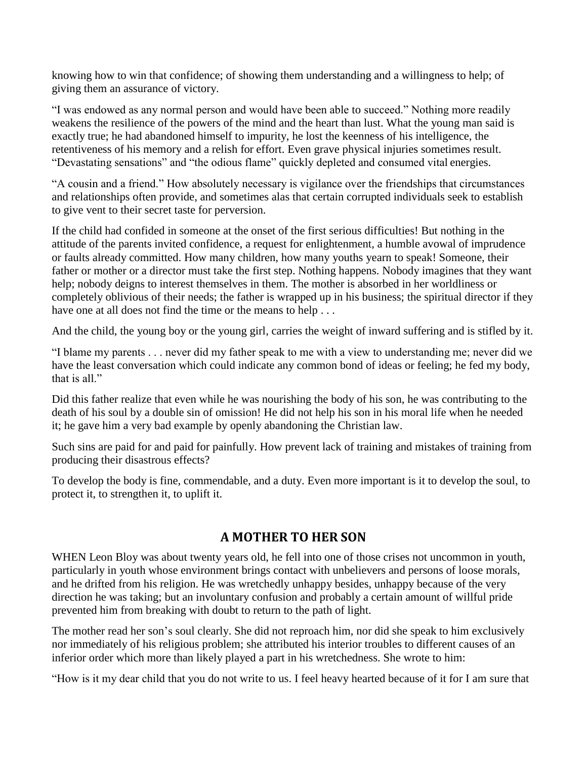knowing how to win that confidence; of showing them understanding and a willingness to help; of giving them an assurance of victory.

"I was endowed as any normal person and would have been able to succeed." Nothing more readily weakens the resilience of the powers of the mind and the heart than lust. What the young man said is exactly true; he had abandoned himself to impurity, he lost the keenness of his intelligence, the retentiveness of his memory and a relish for effort. Even grave physical injuries sometimes result. "Devastating sensations" and "the odious flame" quickly depleted and consumed vital energies.

"A cousin and a friend." How absolutely necessary is vigilance over the friendships that circumstances and relationships often provide, and sometimes alas that certain corrupted individuals seek to establish to give vent to their secret taste for perversion.

If the child had confided in someone at the onset of the first serious difficulties! But nothing in the attitude of the parents invited confidence, a request for enlightenment, a humble avowal of imprudence or faults already committed. How many children, how many youths yearn to speak! Someone, their father or mother or a director must take the first step. Nothing happens. Nobody imagines that they want help; nobody deigns to interest themselves in them. The mother is absorbed in her worldliness or completely oblivious of their needs; the father is wrapped up in his business; the spiritual director if they have one at all does not find the time or the means to help . . .

And the child, the young boy or the young girl, carries the weight of inward suffering and is stifled by it.

"I blame my parents . . . never did my father speak to me with a view to understanding me; never did we have the least conversation which could indicate any common bond of ideas or feeling; he fed my body, that is all."

Did this father realize that even while he was nourishing the body of his son, he was contributing to the death of his soul by a double sin of omission! He did not help his son in his moral life when he needed it; he gave him a very bad example by openly abandoning the Christian law.

Such sins are paid for and paid for painfully. How prevent lack of training and mistakes of training from producing their disastrous effects?

To develop the body is fine, commendable, and a duty. Even more important is it to develop the soul, to protect it, to strengthen it, to uplift it.

## A MOTHER TO HER SON

WHEN Leon Bloy was about twenty years old, he fell into one of those crises not uncommon in youth, particularly in youth whose environment brings contact with unbelievers and persons of loose morals, and he drifted from his religion. He was wretchedly unhappy besides, unhappy because of the very direction he was taking; but an involuntary confusion and probably a certain amount of willful pride prevented him from breaking with doubt to return to the path of light.

The mother read her son's soul clearly. She did not reproach him, nor did she speak to him exclusively nor immediately of his religious problem; she attributed his interior troubles to different causes of an inferior order which more than likely played a part in his wretchedness. She wrote to him:

"How is it my dear child that you do not write to us. I feel heavy hearted because of it for I am sure that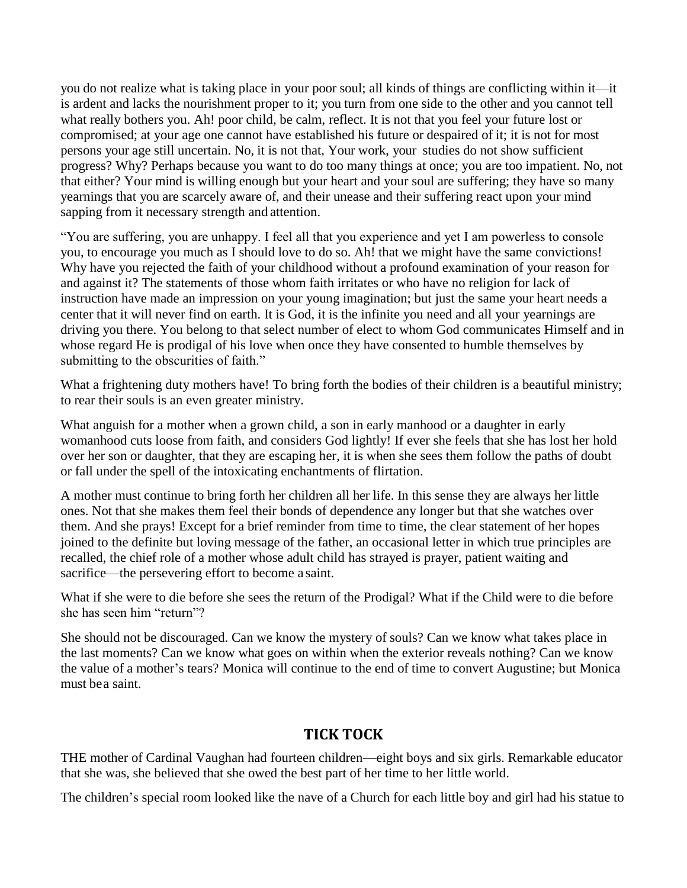you do not realize what is taking place in your poor soul; all kinds of things are conflicting within it—it is ardent and lacks the nourishment proper to it; you turn from one side to the other and you cannot tell what really bothers you. Ah! poor child, be calm, reflect. It is not that you feel your future lost or compromised; at your age one cannot have established his future or despaired of it; it is not for most persons your age still uncertain. No, it is not that, Your work, your studies do not show sufficient progress? Why? Perhaps because you want to do too many things at once; you are too impatient. No, not that either? Your mind is willing enough but your heart and your soul are suffering; they have so many yearnings that you are scarcely aware of, and their unease and their suffering react upon your mind sapping from it necessary strength and attention.

"You are suffering, you are unhappy. I feel all that you experience and yet I am powerless to console you, to encourage you much as I should love to do so. Ah! that we might have the same convictions! Why have you rejected the faith of your childhood without a profound examination of your reason for and against it? The statements of those whom faith irritates or who have no religion for lack of instruction have made an impression on your young imagination; but just the same your heart needs a center that it will never find on earth. It is God, it is the infinite you need and all your yearnings are driving you there. You belong to that select number of elect to whom God communicates Himself and in whose regard He is prodigal of his love when once they have consented to humble themselves by submitting to the obscurities of faith."

What a frightening duty mothers have! To bring forth the bodies of their children is a beautiful ministry; to rear their souls is an even greater ministry.

What anguish for a mother when a grown child, a son in early manhood or a daughter in early womanhood cuts loose from faith, and considers God lightly! If ever she feels that she has lost her hold over her son or daughter, that they are escaping her, it is when she sees them follow the paths of doubt or fall under the spell of the intoxicating enchantments of flirtation.

A mother must continue to bring forth her children all her life. In this sense they are always her little ones. Not that she makes them feel their bonds of dependence any longer but that she watches over them. And she prays! Except for a brief reminder from time to time, the clear statement of her hopes joined to the definite but loving message of the father, an occasional letter in which true principles are recalled, the chief role of a mother whose adult child has strayed is prayer, patient waiting and sacrifice—the persevering effort to become a saint.

What if she were to die before she sees the return of the Prodigal? What if the Child were to die before she has seen him "return"?

She should not be discouraged. Can we know the mystery of souls? Can we know what takes place in the last moments? Can we know what goes on within when the exterior reveals nothing? Can we know the value of a mother's tears? Monica will continue to the end of time to convert Augustine; but Monica must be a saint.

## TICK TOCK

THE mother of Cardinal Vaughan had fourteen children—eight boys and six girls. Remarkable educator that she was, she believed that she owed the best part of her time to her little world.

The children's special room looked like the nave of a Church for each little boy and girl had his statue to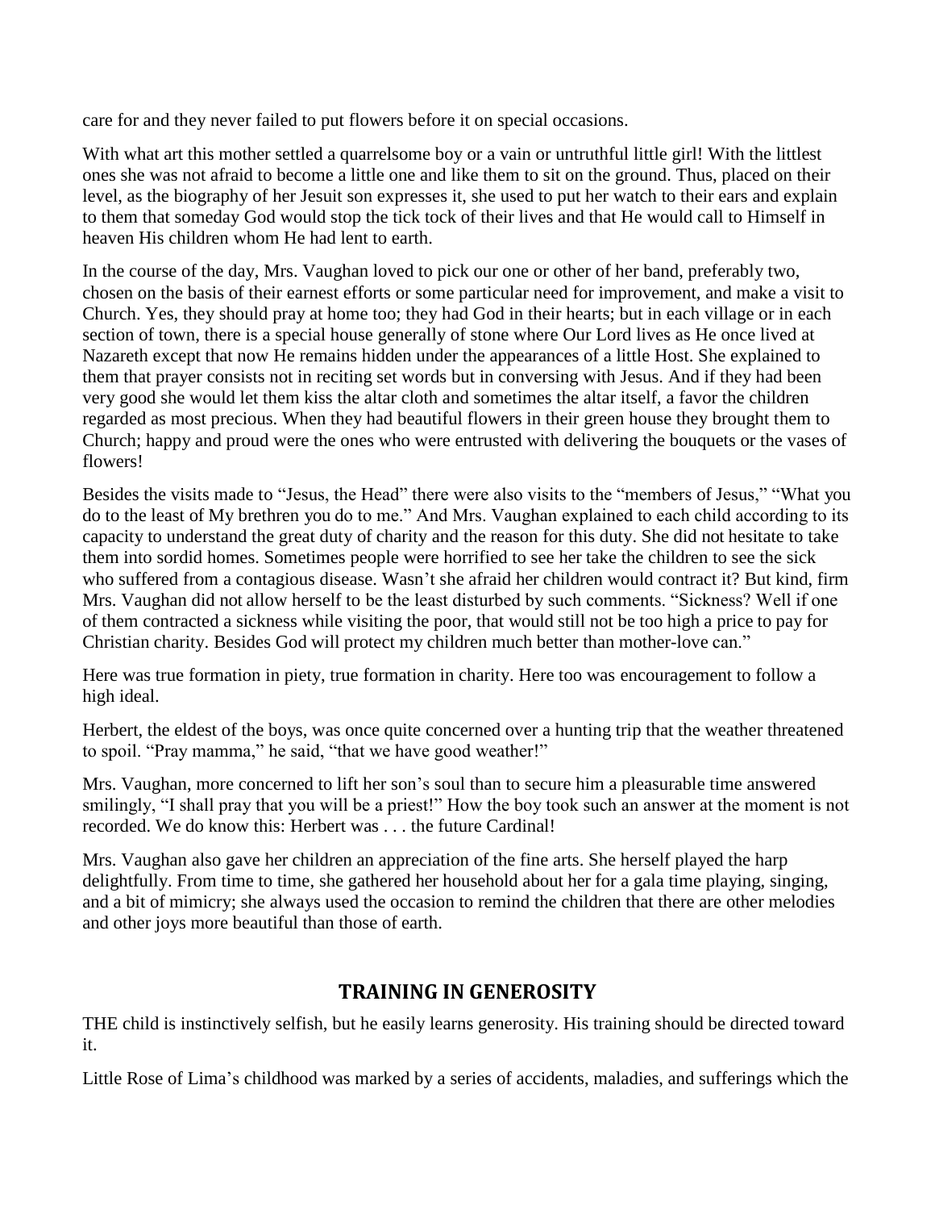care for and they never failed to put flowers before it on special occasions.

With what art this mother settled a quarrelsome boy or a vain or untruthful little girl! With the littlest ones she was not afraid to become a little one and like them to sit on the ground. Thus, placed on their level, as the biography of her Jesuit son expresses it, she used to put her watch to their ears and explain to them that someday God would stop the tick tock of their lives and that He would call to Himself in heaven His children whom He had lent to earth.

In the course of the day, Mrs. Vaughan loved to pick our one or other of her band, preferably two, chosen on the basis of their earnest efforts or some particular need for improvement, and make a visit to Church. Yes, they should pray at home too; they had God in their hearts; but in each village or in each section of town, there is a special house generally of stone where Our Lord lives as He once lived at Nazareth except that now He remains hidden under the appearances of a little Host. She explained to them that prayer consists not in reciting set words but in conversing with Jesus. And if they had been very good she would let them kiss the altar cloth and sometimes the altar itself, a favor the children regarded as most precious. When they had beautiful flowers in their green house they brought them to Church; happy and proud were the ones who were entrusted with delivering the bouquets or the vases of flowers!

Besides the visits made to "Jesus, the Head" there were also visits to the "members of Jesus," "What you do to the least of My brethren you do to me." And Mrs. Vaughan explained to each child according to its capacity to understand the great duty of charity and the reason for this duty. She did not hesitate to take them into sordid homes. Sometimes people were horrified to see her take the children to see the sick who suffered from a contagious disease. Wasn't she afraid her children would contract it? But kind, firm Mrs. Vaughan did not allow herself to be the least disturbed by such comments. "Sickness? Well if one of them contracted a sickness while visiting the poor, that would still not be too high a price to pay for Christian charity. Besides God will protect my children much better than mother-love can."

Here was true formation in piety, true formation in charity. Here too was encouragement to follow a high ideal.

Herbert, the eldest of the boys, was once quite concerned over a hunting trip that the weather threatened to spoil. "Pray mamma," he said, "that we have good weather!"

Mrs. Vaughan, more concerned to lift her son's soul than to secure him a pleasurable time answered smilingly, "I shall pray that you will be a priest!" How the boy took such an answer at the moment is not recorded. We do know this: Herbert was . . . the future Cardinal!

Mrs. Vaughan also gave her children an appreciation of the fine arts. She herself played the harp delightfully. From time to time, she gathered her household about her for a gala time playing, singing, and a bit of mimicry; she always used the occasion to remind the children that there are other melodies and other joys more beautiful than those of earth.

## TRAINING IN GENEROSITY

THE child is instinctively selfish, but he easily learns generosity. His training should be directed toward it.

Little Rose of Lima's childhood was marked by a series of accidents, maladies, and sufferings which the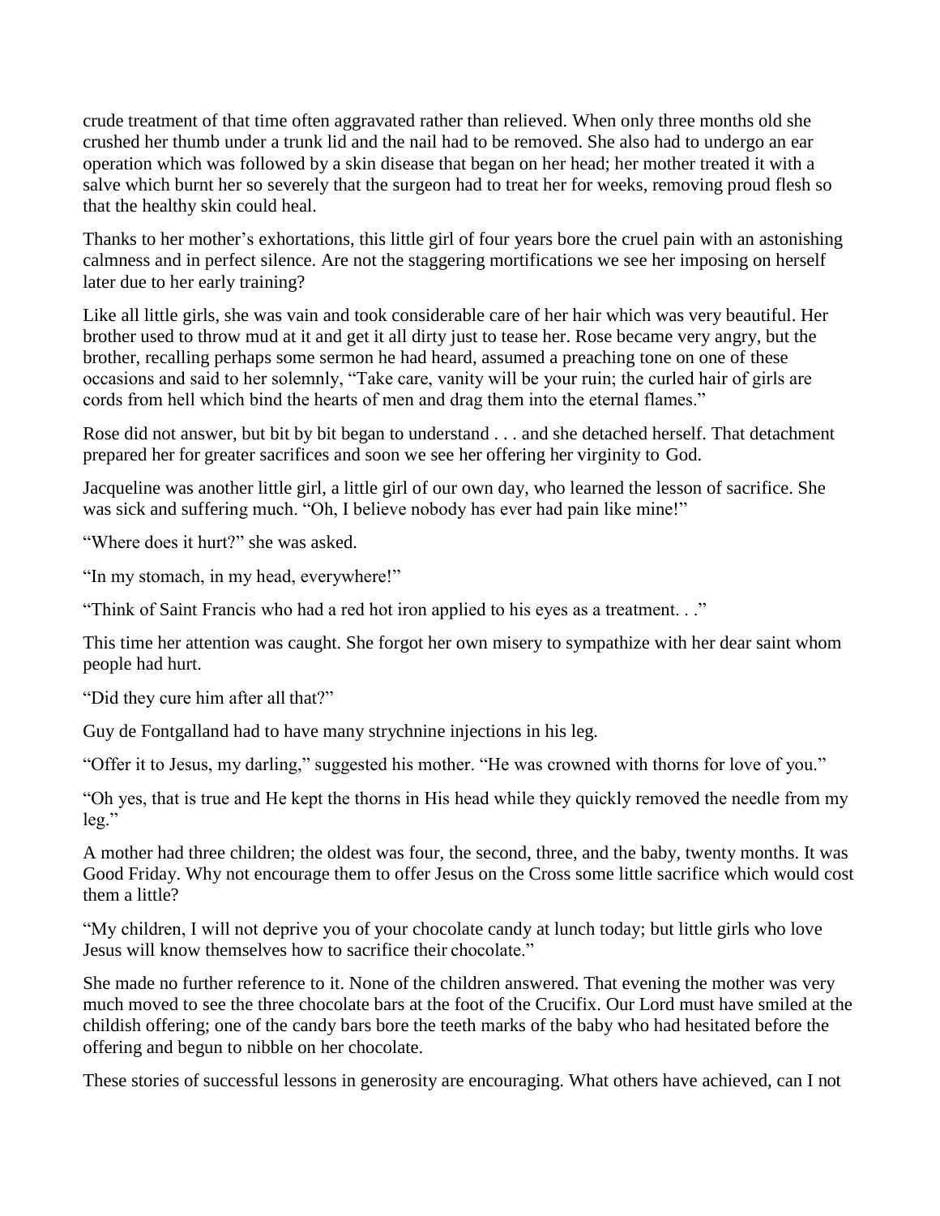crude treatment of that time often aggravated rather than relieved. When only three months old she crushed her thumb under a trunk lid and the nail had to be removed. She also had to undergo an ear operation which was followed by a skin disease that began on her head; her mother treated it with a salve which burnt her so severely that the surgeon had to treat her for weeks, removing proud flesh so that the healthy skin could heal.

Thanks to her mother's exhortations, this little girl of four years bore the cruel pain with an astonishing calmness and in perfect silence. Are not the staggering mortifications we see her imposing on herself later due to her early training?

Like all little girls, she was vain and took considerable care of her hair which was very beautiful. Her brother used to throw mud at it and get it all dirty just to tease her. Rose became very angry, but the brother, recalling perhaps some sermon he had heard, assumed a preaching tone on one of these occasions and said to her solemnly, "Take care, vanity will be your ruin; the curled hair of girls are cords from hell which bind the hearts of men and drag them into the eternal flames."

Rose did not answer, but bit by bit began to understand . . . and she detached herself. That detachment prepared her for greater sacrifices and soon we see her offering her virginity to God.

Jacqueline was another little girl, a little girl of our own day, who learned the lesson of sacrifice. She was sick and suffering much. "Oh, I believe nobody has ever had pain like mine!"

"Where does it hurt?" she was asked.

"In my stomach, in my head, everywhere!"

"Think of Saint Francis who had a red hot iron applied to his eyes as a treatment. . ."

This time her attention was caught. She forgot her own misery to sympathize with her dear saint whom people had hurt.

"Did they cure him after all that?"

Guy de Fontgalland had to have many strychnine injections in his leg.

"Offer it to Jesus, my darling," suggested his mother. "He was crowned with thorns for love of you."

"Oh yes, that is true and He kept the thorns in His head while they quickly removed the needle from my leg."

A mother had three children; the oldest was four, the second, three, and the baby, twenty months. It was Good Friday. Why not encourage them to offer Jesus on the Cross some little sacrifice which would cost them a little?

"My children, I will not deprive you of your chocolate candy at lunch today; but little girls who love Jesus will know themselves how to sacrifice their chocolate."

She made no further reference to it. None of the children answered. That evening the mother was very much moved to see the three chocolate bars at the foot of the Crucifix. Our Lord must have smiled at the childish offering; one of the candy bars bore the teeth marks of the baby who had hesitated before the offering and begun to nibble on her chocolate.

These stories of successful lessons in generosity are encouraging. What others have achieved, can I not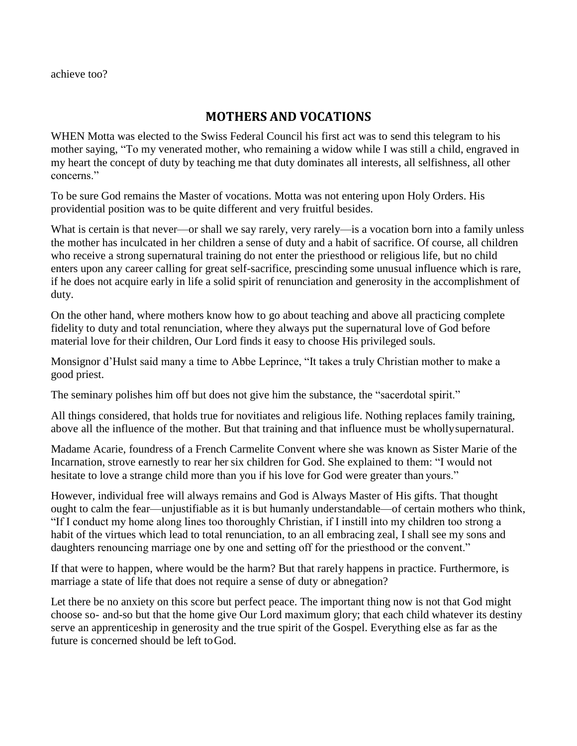achieve too?

## MOTHERS AND VOCATIONS

WHEN Motta was elected to the Swiss Federal Council his first act was to send this telegram to his mother saying, "To my venerated mother, who remaining a widow while I was still a child, engraved in my heart the concept of duty by teaching me that duty dominates all interests, all selfishness, all other concerns."

To be sure God remains the Master of vocations. Motta was not entering upon Holy Orders. His providential position was to be quite different and very fruitful besides.

What is certain is that never—or shall we say rarely, very rarely—is a vocation born into a family unless the mother has inculcated in her children a sense of duty and a habit of sacrifice. Of course, all children who receive a strong supernatural training do not enter the priesthood or religious life, but no child enters upon any career calling for great self-sacrifice, prescinding some unusual influence which is rare, if he does not acquire early in life a solid spirit of renunciation and generosity in the accomplishment of duty.

On the other hand, where mothers know how to go about teaching and above all practicing complete fidelity to duty and total renunciation, where they always put the supernatural love of God before material love for their children, Our Lord finds it easy to choose His privileged souls.

Monsignor d'Hulst said many a time to Abbe Leprince, "It takes a truly Christian mother to make a good priest.

The seminary polishes him off but does not give him the substance, the "sacerdotal spirit."

All things considered, that holds true for novitiates and religious life. Nothing replaces family training, above all the influence of the mother. But that training and that influence must be wholly supernatural.

Madame Acarie, foundress of a French Carmelite Convent where she was known as Sister Marie of the Incarnation, strove earnestly to rear her six children for God. She explained to them: "I would not hesitate to love a strange child more than you if his love for God were greater than yours."

However, individual free will always remains and God is Always Master of His gifts. That thought ought to calm the fear—unjustifiable as it is but humanly understandable—of certain mothers who think, "If I conduct my home along lines too thoroughly Christian, if I instill into my children too strong a habit of the virtues which lead to total renunciation, to an all embracing zeal, I shall see my sons and daughters renouncing marriage one by one and setting off for the priesthood or the convent."

If that were to happen, where would be the harm? But that rarely happens in practice. Furthermore, is marriage a state of life that does not require a sense of duty or abnegation?

Let there be no anxiety on this score but perfect peace. The important thing now is not that God might choose so- and-so but that the home give Our Lord maximum glory; that each child whatever its destiny serve an apprenticeship in generosity and the true spirit of the Gospel. Everything else as far as the future is concerned should be left to God.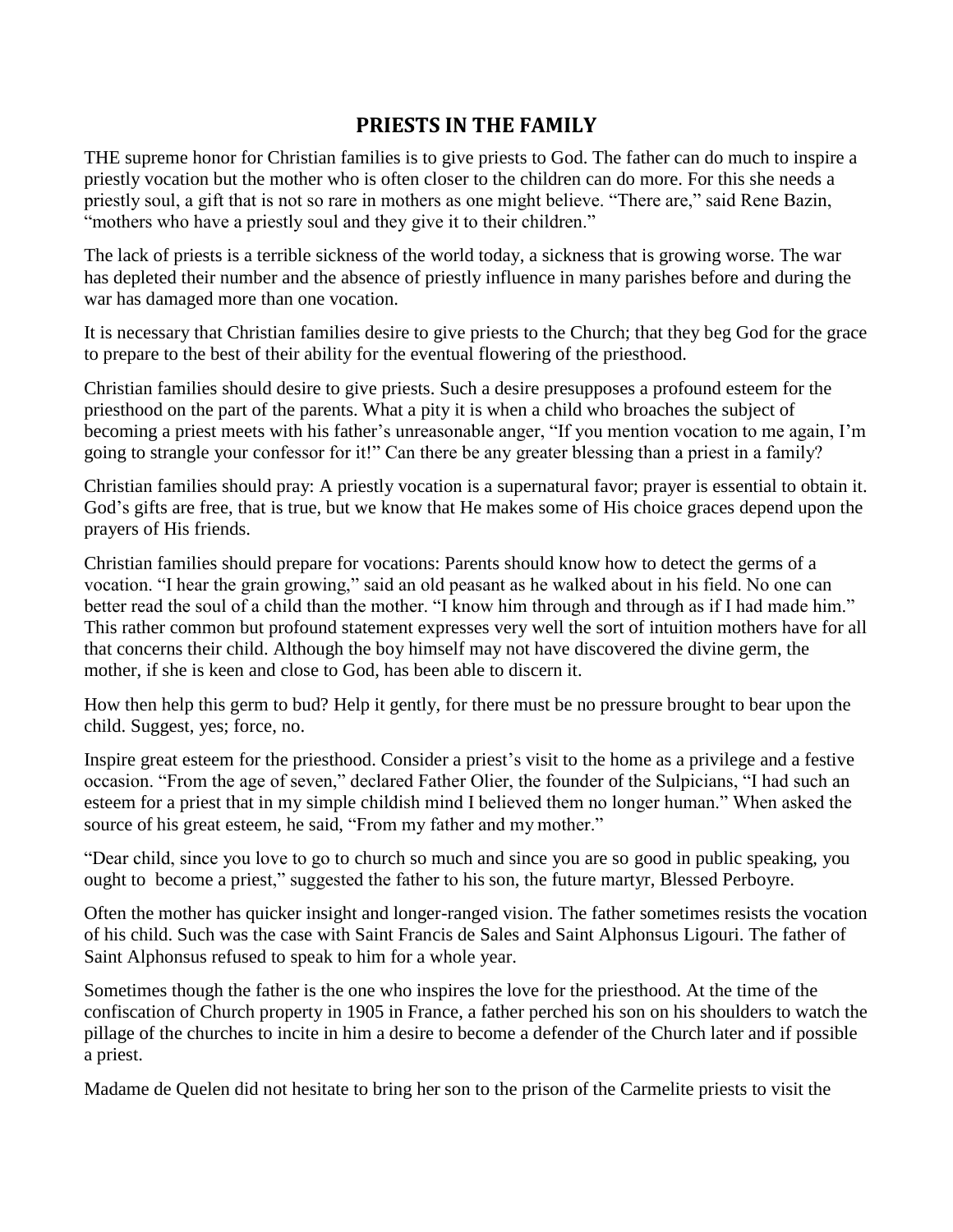## PRIESTS IN THE FAMILY

THE supreme honor for Christian families is to give priests to God. The father can do much to inspire a priestly vocation but the mother who is often closer to the children can do more. For this she needs a priestly soul, a gift that is not so rare in mothers as one might believe. "There are," said Rene Bazin, "mothers who have a priestly soul and they give it to their children."

The lack of priests is a terrible sickness of the world today, a sickness that is growing worse. The war has depleted their number and the absence of priestly influence in many parishes before and during the war has damaged more than one vocation.

It is necessary that Christian families desire to give priests to the Church; that they beg God for the grace to prepare to the best of their ability for the eventual flowering of the priesthood.

Christian families should desire to give priests. Such a desire presupposes a profound esteem for the priesthood on the part of the parents. What a pity it is when a child who broaches the subject of becoming a priest meets with his father's unreasonable anger, "If you mention vocation to me again, I'm going to strangle your confessor for it!" Can there be any greater blessing than a priest in a family?

Christian families should pray: A priestly vocation is a supernatural favor; prayer is essential to obtain it. God's gifts are free, that is true, but we know that He makes some of His choice graces depend upon the prayers of His friends.

Christian families should prepare for vocations: Parents should know how to detect the germs of a vocation. "I hear the grain growing," said an old peasant as he walked about in his field. No one can better read the soul of a child than the mother. "I know him through and through as if I had made him." This rather common but profound statement expresses very well the sort of intuition mothers have for all that concerns their child. Although the boy himself may not have discovered the divine germ, the mother, if she is keen and close to God, has been able to discern it.

How then help this germ to bud? Help it gently, for there must be no pressure brought to bear upon the child. Suggest, yes; force, no.

Inspire great esteem for the priesthood. Consider a priest's visit to the home as a privilege and a festive occasion. "From the age of seven," declared Father Olier, the founder of the Sulpicians, "I had such an esteem for a priest that in my simple childish mind I believed them no longer human." When asked the source of his great esteem, he said, "From my father and my mother."

"Dear child, since you love to go to church so much and since you are so good in public speaking, you ought to become a priest," suggested the father to his son, the future martyr, Blessed Perboyre.

Often the mother has quicker insight and longer-ranged vision. The father sometimes resists the vocation of his child. Such was the case with Saint Francis de Sales and Saint Alphonsus Ligouri. The father of Saint Alphonsus refused to speak to him for a whole year.

Sometimes though the father is the one who inspires the love for the priesthood. At the time of the confiscation of Church property in 1905 in France, a father perched his son on his shoulders to watch the pillage of the churches to incite in him a desire to become a defender of the Church later and if possible a priest.

Madame de Quelen did not hesitate to bring her son to the prison of the Carmelite priests to visit the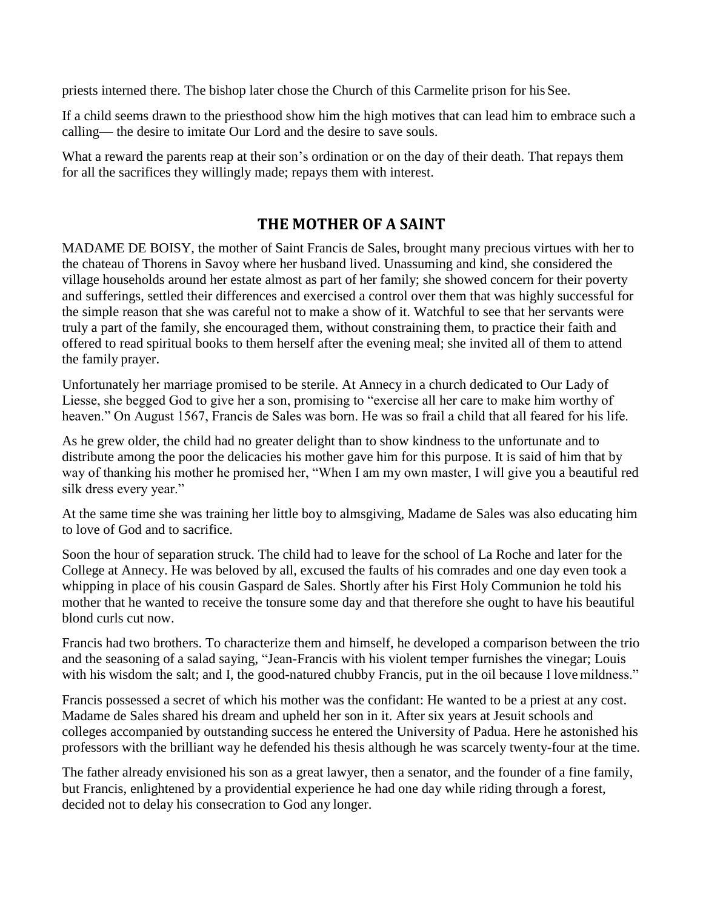priests interned there. The bishop later chose the Church of this Carmelite prison for his See.

If a child seems drawn to the priesthood show him the high motives that can lead him to embrace such a calling— the desire to imitate Our Lord and the desire to save souls.

What a reward the parents reap at their son's ordination or on the day of their death. That repays them for all the sacrifices they willingly made; repays them with interest.

## THE MOTHER OF A SAINT

MADAME DE BOISY, the mother of Saint Francis de Sales, brought many precious virtues with her to the chateau of Thorens in Savoy where her husband lived. Unassuming and kind, she considered the village households around her estate almost as part of her family; she showed concern for their poverty and sufferings, settled their differences and exercised a control over them that was highly successful for the simple reason that she was careful not to make a show of it. Watchful to see that her servants were truly a part of the family, she encouraged them, without constraining them, to practice their faith and offered to read spiritual books to them herself after the evening meal; she invited all of them to attend the family prayer.

Unfortunately her marriage promised to be sterile. At Annecy in a church dedicated to Our Lady of Liesse, she begged God to give her a son, promising to "exercise all her care to make him worthy of heaven." On August 1567, Francis de Sales was born. He was so frail a child that all feared for his life.

As he grew older, the child had no greater delight than to show kindness to the unfortunate and to distribute among the poor the delicacies his mother gave him for this purpose. It is said of him that by way of thanking his mother he promised her, "When I am my own master, I will give you a beautiful red silk dress every year."

At the same time she was training her little boy to almsgiving, Madame de Sales was also educating him to love of God and to sacrifice.

Soon the hour of separation struck. The child had to leave for the school of La Roche and later for the College at Annecy. He was beloved by all, excused the faults of his comrades and one day even took a whipping in place of his cousin Gaspard de Sales. Shortly after his First Holy Communion he told his mother that he wanted to receive the tonsure some day and that therefore she ought to have his beautiful blond curls cut now.

Francis had two brothers. To characterize them and himself, he developed a comparison between the trio and the seasoning of a salad saying, "Jean-Francis with his violent temper furnishes the vinegar; Louis with his wisdom the salt; and I, the good-natured chubby Francis, put in the oil because I love mildness."

Francis possessed a secret of which his mother was the confidant: He wanted to be a priest at any cost. Madame de Sales shared his dream and upheld her son in it. After six years at Jesuit schools and colleges accompanied by outstanding success he entered the University of Padua. Here he astonished his professors with the brilliant way he defended his thesis although he was scarcely twenty-four at the time.

The father already envisioned his son as a great lawyer, then a senator, and the founder of a fine family, but Francis, enlightened by a providential experience he had one day while riding through a forest, decided not to delay his consecration to God any longer.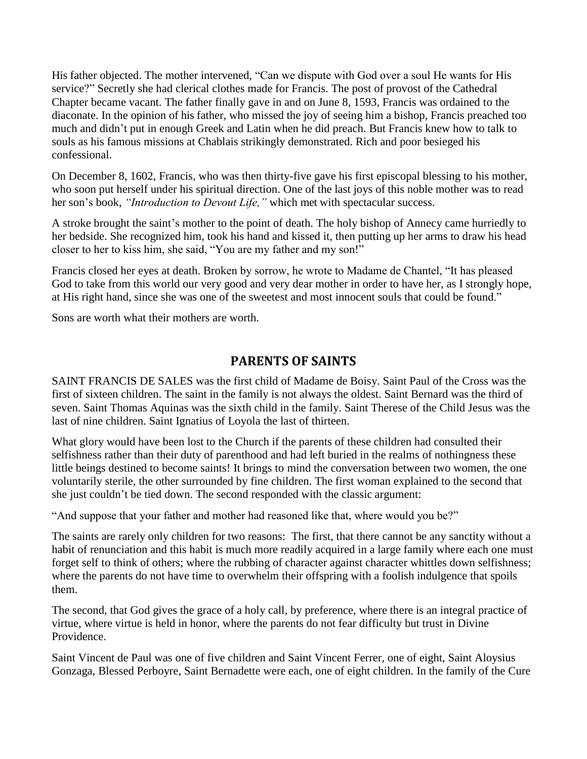His father objected. The mother intervened, "Can we dispute with God over a soul He wants for His service?" Secretly she had clerical clothes made for Francis. The post of provost of the Cathedral Chapter became vacant. The father finally gave in and on June 8, 1593, Francis was ordained to the diaconate. In the opinion of his father, who missed the joy of seeing him a bishop, Francis preached too much and didn't put in enough Greek and Latin when he did preach. But Francis knew how to talk to souls as his famous missions at Chablais strikingly demonstrated. Rich and poor besieged his confessional.

On December 8, 1602, Francis, who was then thirty-five gave his first episcopal blessing to his mother, who soon put herself under his spiritual direction. One of the last joys of this noble mother was to read her son's book, *"Introduction to Devout Life,"* which met with spectacular success.

A stroke brought the saint's mother to the point of death. The holy bishop of Annecy came hurriedly to her bedside. She recognized him, took his hand and kissed it, then putting up her arms to draw his head closer to her to kiss him, she said, "You are my father and my son!"

Francis closed her eyes at death. Broken by sorrow, he wrote to Madame de Chantel, "It has pleased God to take from this world our very good and very dear mother in order to have her, as I strongly hope, at His right hand, since she was one of the sweetest and most innocent souls that could be found."

Sons are worth what their mothers are worth.

## PARENTS OF SAINTS

SAINT FRANCIS DE SALES was the first child of Madame de Boisy. Saint Paul of the Cross was the first of sixteen children. The saint in the family is not always the oldest. Saint Bernard was the third of seven. Saint Thomas Aquinas was the sixth child in the family. Saint Therese of the Child Jesus was the last of nine children. Saint Ignatius of Loyola the last of thirteen.

What glory would have been lost to the Church if the parents of these children had consulted their selfishness rather than their duty of parenthood and had left buried in the realms of nothingness these little beings destined to become saints! It brings to mind the conversation between two women, the one voluntarily sterile, the other surrounded by fine children. The first woman explained to the second that she just couldn't be tied down. The second responded with the classic argument:

"And suppose that your father and mother had reasoned like that, where would you be?"

The saints are rarely only children for two reasons: The first, that there cannot be any sanctity without a habit of renunciation and this habit is much more readily acquired in a large family where each one must forget self to think of others; where the rubbing of character against character whittles down selfishness; where the parents do not have time to overwhelm their offspring with a foolish indulgence that spoils them.

The second, that God gives the grace of a holy call, by preference, where there is an integral practice of virtue, where virtue is held in honor, where the parents do not fear difficulty but trust in Divine Providence.

Saint Vincent de Paul was one of five children and Saint Vincent Ferrer, one of eight, Saint Aloysius Gonzaga, Blessed Perboyre, Saint Bernadette were each, one of eight children. In the family of the Cure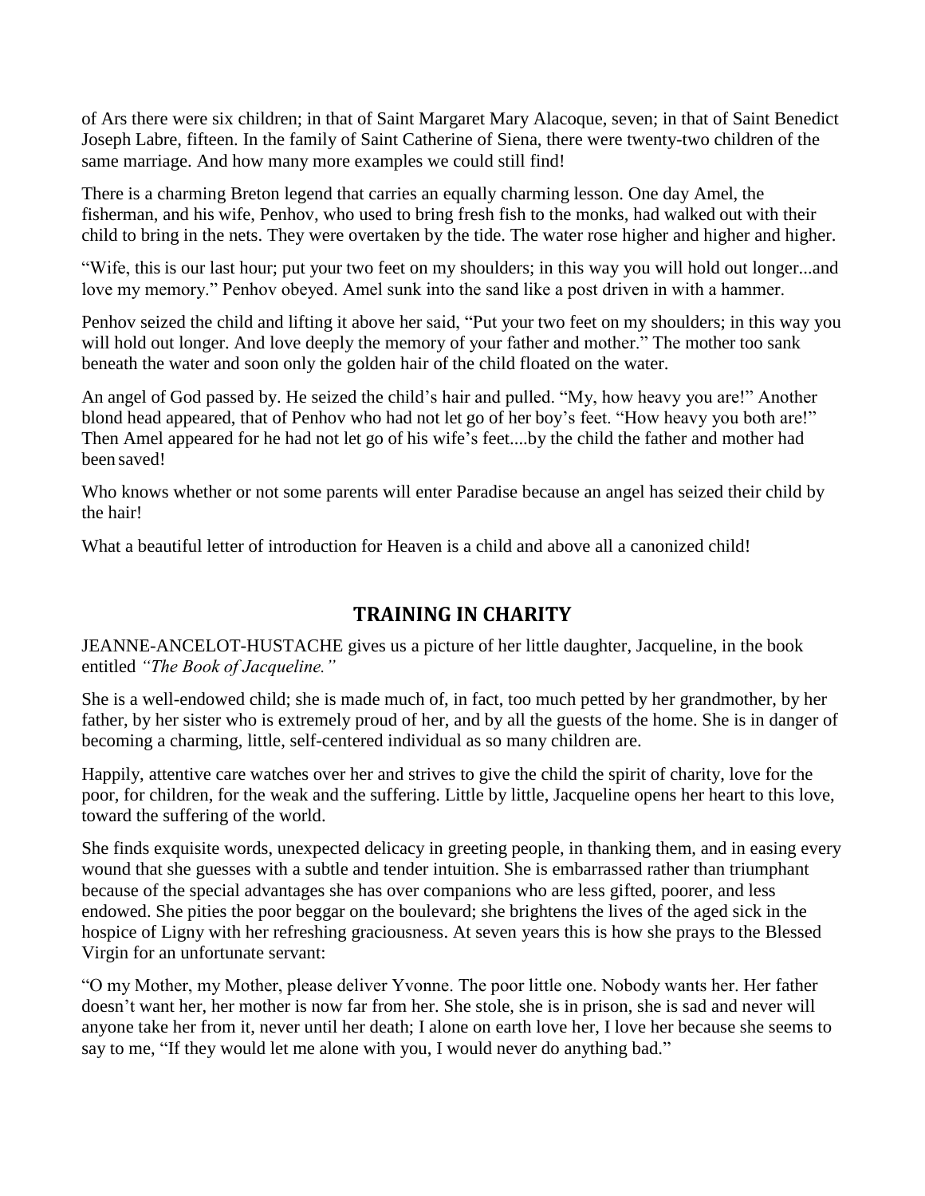of Ars there were six children; in that of Saint Margaret Mary Alacoque, seven; in that of Saint Benedict Joseph Labre, fifteen. In the family of Saint Catherine of Siena, there were twenty-two children of the same marriage. And how many more examples we could still find!

There is a charming Breton legend that carries an equally charming lesson. One day Amel, the fisherman, and his wife, Penhov, who used to bring fresh fish to the monks, had walked out with their child to bring in the nets. They were overtaken by the tide. The water rose higher and higher and higher.

"Wife, this is our last hour; put your two feet on my shoulders; in this way you will hold out longer...and love my memory." Penhov obeyed. Amel sunk into the sand like a post driven in with a hammer.

Penhov seized the child and lifting it above her said, "Put your two feet on my shoulders; in this way you will hold out longer. And love deeply the memory of your father and mother." The mother too sank beneath the water and soon only the golden hair of the child floated on the water.

An angel of God passed by. He seized the child's hair and pulled. "My, how heavy you are!" Another blond head appeared, that of Penhov who had not let go of her boy's feet. "How heavy you both are!" Then Amel appeared for he had not let go of his wife's feet....by the child the father and mother had been saved!

Who knows whether or not some parents will enter Paradise because an angel has seized their child by the hair!

What a beautiful letter of introduction for Heaven is a child and above all a canonized child!

## TRAINING IN CHARITY

JEANNE-ANCELOT-HUSTACHE gives us a picture of her little daughter, Jacqueline, in the book entitled *"The Book of Jacqueline."*

She is a well-endowed child; she is made much of, in fact, too much petted by her grandmother, by her father, by her sister who is extremely proud of her, and by all the guests of the home. She is in danger of becoming a charming, little, self-centered individual as so many children are.

Happily, attentive care watches over her and strives to give the child the spirit of charity, love for the poor, for children, for the weak and the suffering. Little by little, Jacqueline opens her heart to this love, toward the suffering of the world.

She finds exquisite words, unexpected delicacy in greeting people, in thanking them, and in easing every wound that she guesses with a subtle and tender intuition. She is embarrassed rather than triumphant because of the special advantages she has over companions who are less gifted, poorer, and less endowed. She pities the poor beggar on the boulevard; she brightens the lives of the aged sick in the hospice of Ligny with her refreshing graciousness. At seven years this is how she prays to the Blessed Virgin for an unfortunate servant:

"O my Mother, my Mother, please deliver Yvonne. The poor little one. Nobody wants her. Her father doesn't want her, her mother is now far from her. She stole, she is in prison, she is sad and never will anyone take her from it, never until her death; I alone on earth love her, I love her because she seems to say to me, "If they would let me alone with you, I would never do anything bad."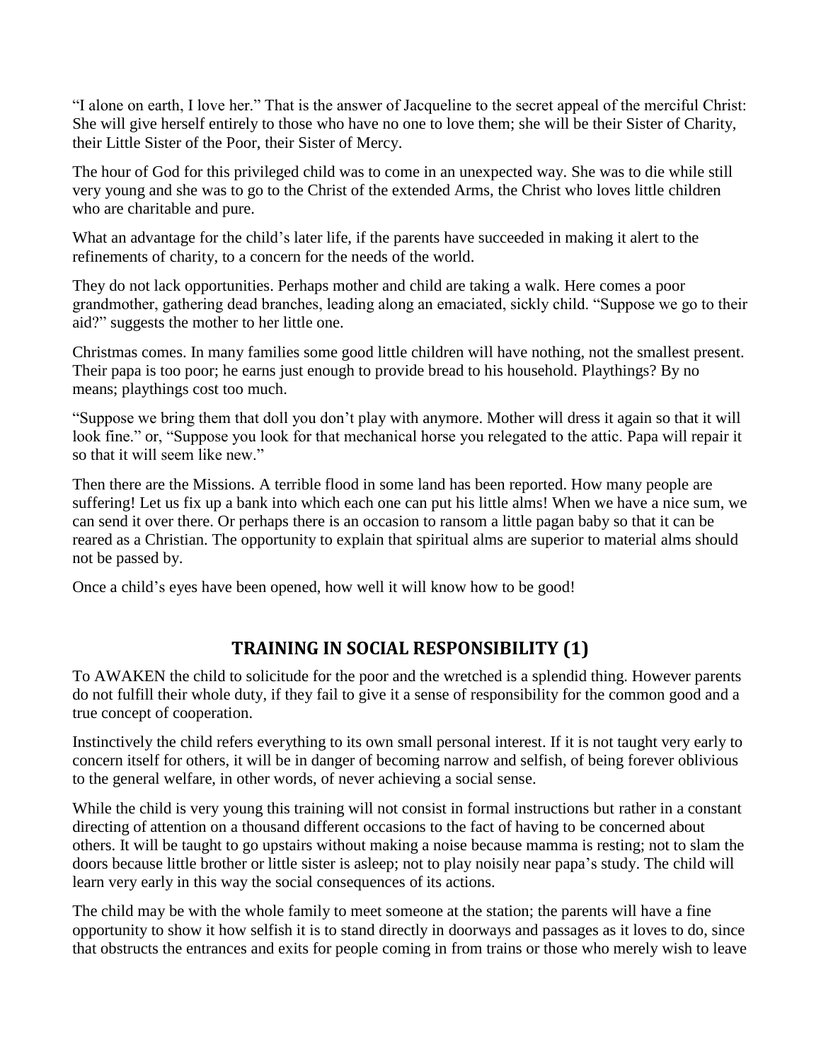“I alone on earth, I love her.” That is the answer of Jacqueline to the secret appeal of the merciful Christ: She will give herself entirely to those who have no one to love them; she will be their Sister of Charity, their Little Sister of the Poor, their Sister of Mercy.

The hour of God for this privileged child was to come in an unexpected way. She was to die while still very young and she was to go to the Christ of the extended Arms, the Christ who loves little children who are charitable and pure.

What an advantage for the child’s later life, if the parents have succeeded in making it alert to the refinements of charity, to a concern for the needs of the world.

They do not lack opportunities. Perhaps mother and child are taking a walk. Here comes a poor grandmother, gathering dead branches, leading along an emaciated, sickly child. “Suppose we go to their aid?” suggests the mother to her little one.

Christmas comes. In many families some good little children will have nothing, not the smallest present. Their papa is too poor; he earns just enough to provide bread to his household. Playthings? By no means; playthings cost too much.

“Suppose we bring them that doll you don’t play with anymore. Mother will dress it again so that it will look fine.” or, “Suppose you look for that mechanical horse you relegated to the attic. Papa will repair it so that it will seem like new.”

Then there are the Missions. A terrible flood in some land has been reported. How many people are suffering! Let us fix up a bank into which each one can put his little alms! When we have a nice sum, we can send it over there. Or perhaps there is an occasion to ransom a little pagan baby so that it can be reared as a Christian. The opportunity to explain that spiritual alms are superior to material alms should not be passed by.

Once a child’s eyes have been opened, how well it will know how to be good!

## TRAINING IN SOCIAL RESPONSIBILITY (1)

To AWAKEN the child to solicitude for the poor and the wretched is a splendid thing. However parents do not fulfill their whole duty, if they fail to give it a sense of responsibility for the common good and a true concept of cooperation.

Instinctively the child refers everything to its own small personal interest. If it is not taught very early to concern itself for others, it will be in danger of becoming narrow and selfish, of being forever oblivious to the general welfare, in other words, of never achieving a social sense.

While the child is very young this training will not consist in formal instructions but rather in a constant directing of attention on a thousand different occasions to the fact of having to be concerned about others. It will be taught to go upstairs without making a noise because mamma is resting; not to slam the doors because little brother or little sister is asleep; not to play noisily near papa’s study. The child will learn very early in this way the social consequences of its actions.

The child may be with the whole family to meet someone at the station; the parents will have a fine opportunity to show it how selfish it is to stand directly in doorways and passages as it loves to do, since that obstructs the entrances and exits for people coming in from trains or those who merely wish to leave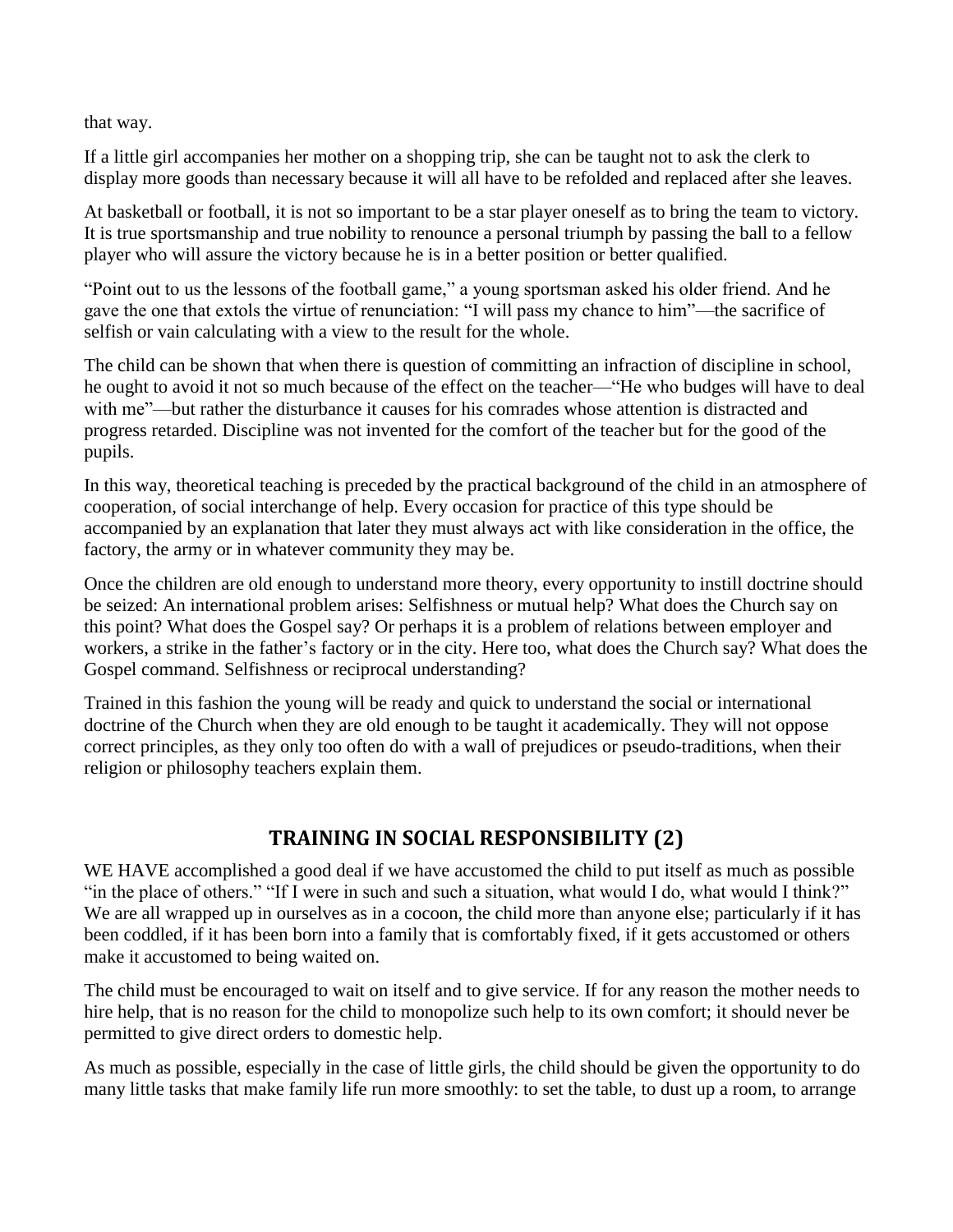that way.

If a little girl accompanies her mother on a shopping trip, she can be taught not to ask the clerk to display more goods than necessary because it will all have to be refolded and replaced after she leaves.

At basketball or football, it is not so important to be a star player oneself as to bring the team to victory. It is true sportsmanship and true nobility to renounce a personal triumph by passing the ball to a fellow player who will assure the victory because he is in a better position or better qualified.

"Point out to us the lessons of the football game," a young sportsman asked his older friend. And he gave the one that extols the virtue of renunciation: "I will pass my chance to him"—the sacrifice of selfish or vain calculating with a view to the result for the whole.

The child can be shown that when there is question of committing an infraction of discipline in school, he ought to avoid it not so much because of the effect on the teacher—"He who budges will have to deal with me"—but rather the disturbance it causes for his comrades whose attention is distracted and progress retarded. Discipline was not invented for the comfort of the teacher but for the good of the pupils.

In this way, theoretical teaching is preceded by the practical background of the child in an atmosphere of cooperation, of social interchange of help. Every occasion for practice of this type should be accompanied by an explanation that later they must always act with like consideration in the office, the factory, the army or in whatever community they may be.

Once the children are old enough to understand more theory, every opportunity to instill doctrine should be seized: An international problem arises: Selfishness or mutual help? What does the Church say on this point? What does the Gospel say? Or perhaps it is a problem of relations between employer and workers, a strike in the father's factory or in the city. Here too, what does the Church say? What does the Gospel command. Selfishness or reciprocal understanding?

Trained in this fashion the young will be ready and quick to understand the social or international doctrine of the Church when they are old enough to be taught it academically. They will not oppose correct principles, as they only too often do with a wall of prejudices or pseudo-traditions, when their religion or philosophy teachers explain them.

## TRAINING IN SOCIAL RESPONSIBILITY (2)

WE HAVE accomplished a good deal if we have accustomed the child to put itself as much as possible "in the place of others." "If I were in such and such a situation, what would I do, what would I think?" We are all wrapped up in ourselves as in a cocoon, the child more than anyone else; particularly if it has been coddled, if it has been born into a family that is comfortably fixed, if it gets accustomed or others make it accustomed to being waited on.

The child must be encouraged to wait on itself and to give service. If for any reason the mother needs to hire help, that is no reason for the child to monopolize such help to its own comfort; it should never be permitted to give direct orders to domestic help.

As much as possible, especially in the case of little girls, the child should be given the opportunity to do many little tasks that make family life run more smoothly: to set the table, to dust up a room, to arrange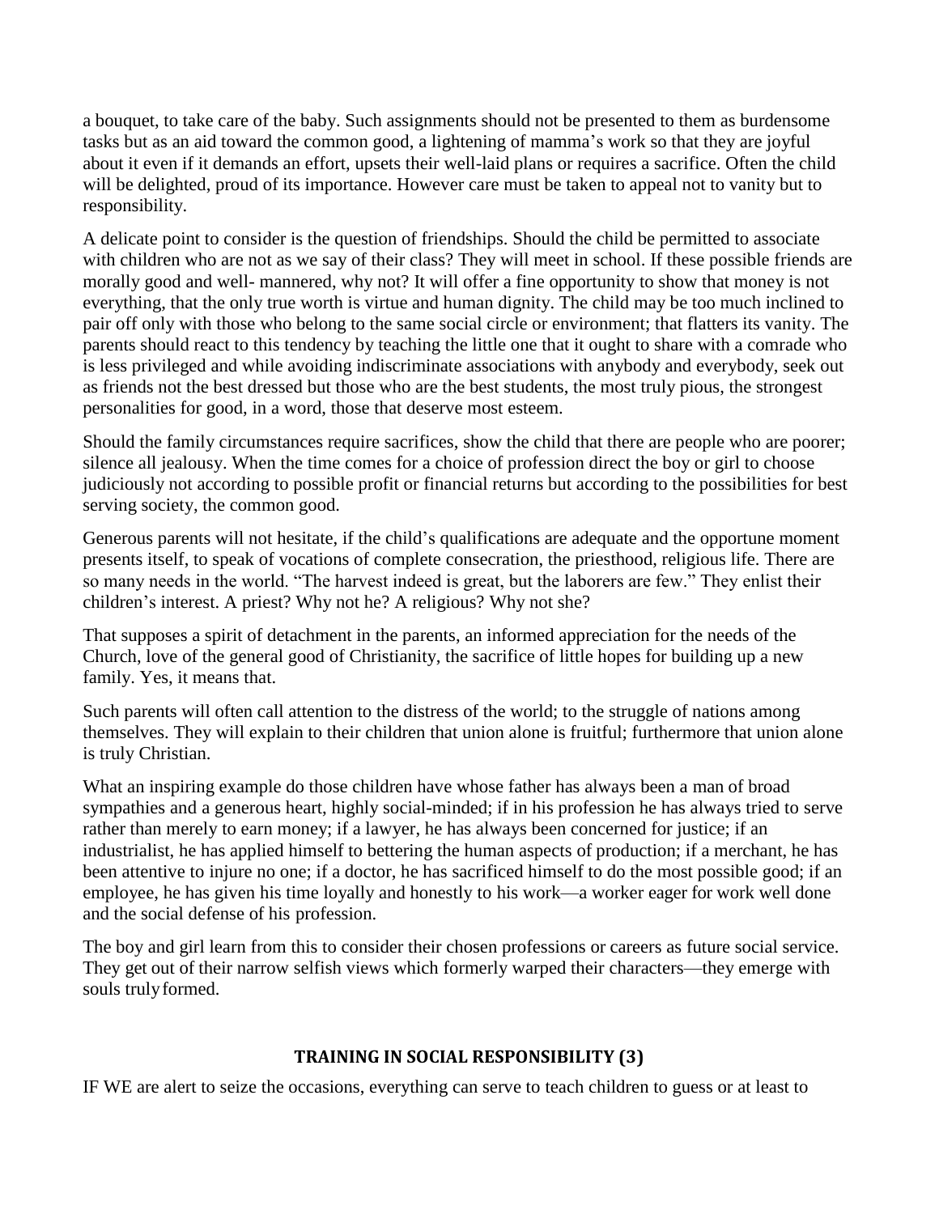a bouquet, to take care of the baby. Such assignments should not be presented to them as burdensome tasks but as an aid toward the common good, a lightening of mamma's work so that they are joyful about it even if it demands an effort, upsets their well-laid plans or requires a sacrifice. Often the child will be delighted, proud of its importance. However care must be taken to appeal not to vanity but to responsibility.

A delicate point to consider is the question of friendships. Should the child be permitted to associate with children who are not as we say of their class? They will meet in school. If these possible friends are morally good and well- mannered, why not? It will offer a fine opportunity to show that money is not everything, that the only true worth is virtue and human dignity. The child may be too much inclined to pair off only with those who belong to the same social circle or environment; that flatters its vanity. The parents should react to this tendency by teaching the little one that it ought to share with a comrade who is less privileged and while avoiding indiscriminate associations with anybody and everybody, seek out as friends not the best dressed but those who are the best students, the most truly pious, the strongest personalities for good, in a word, those that deserve most esteem.

Should the family circumstances require sacrifices, show the child that there are people who are poorer; silence all jealousy. When the time comes for a choice of profession direct the boy or girl to choose judiciously not according to possible profit or financial returns but according to the possibilities for best serving society, the common good.

Generous parents will not hesitate, if the child's qualifications are adequate and the opportune moment presents itself, to speak of vocations of complete consecration, the priesthood, religious life. There are so many needs in the world. "The harvest indeed is great, but the laborers are few." They enlist their children's interest. A priest? Why not he? A religious? Why not she?

That supposes a spirit of detachment in the parents, an informed appreciation for the needs of the Church, love of the general good of Christianity, the sacrifice of little hopes for building up a new family. Yes, it means that.

Such parents will often call attention to the distress of the world; to the struggle of nations among themselves. They will explain to their children that union alone is fruitful; furthermore that union alone is truly Christian.

What an inspiring example do those children have whose father has always been a man of broad sympathies and a generous heart, highly social-minded; if in his profession he has always tried to serve rather than merely to earn money; if a lawyer, he has always been concerned for justice; if an industrialist, he has applied himself to bettering the human aspects of production; if a merchant, he has been attentive to injure no one; if a doctor, he has sacrificed himself to do the most possible good; if an employee, he has given his time loyally and honestly to his work—a worker eager for work well done and the social defense of his profession.

The boy and girl learn from this to consider their chosen professions or careers as future social service. They get out of their narrow selfish views which formerly warped their characters—they emerge with souls truly formed.

## TRAINING IN SOCIAL RESPONSIBILITY (3)

IF WE are alert to seize the occasions, everything can serve to teach children to guess or at least to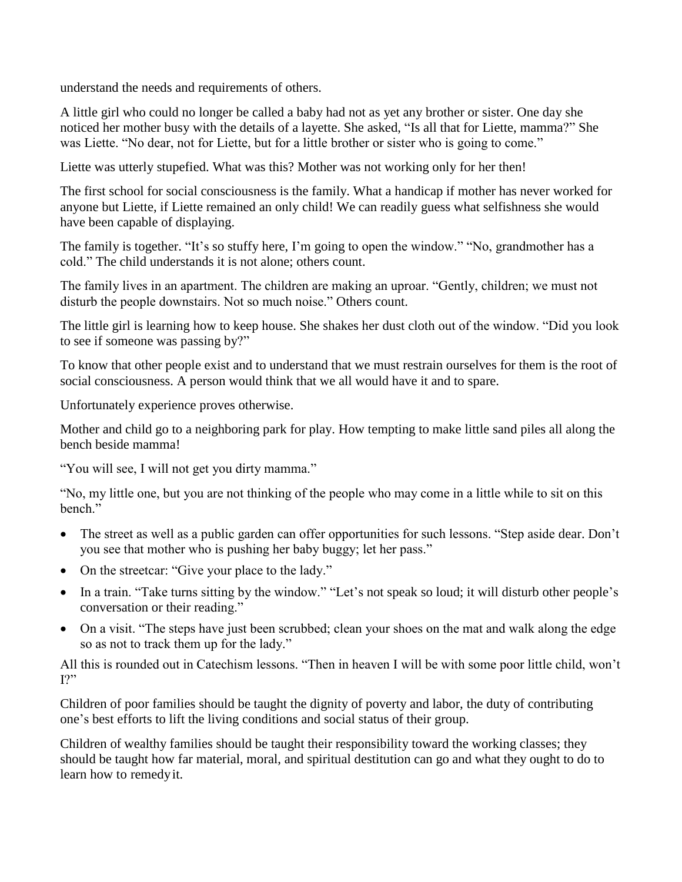understand the needs and requirements of others.

A little girl who could no longer be called a baby had not as yet any brother or sister. One day she noticed her mother busy with the details of a layette. She asked, "Is all that for Liette, mamma?" She was Liette. "No dear, not for Liette, but for a little brother or sister who is going to come."

Liette was utterly stupefied. What was this? Mother was not working only for her then!

The first school for social consciousness is the family. What a handicap if mother has never worked for anyone but Liette, if Liette remained an only child! We can readily guess what selfishness she would have been capable of displaying.

The family is together. "It's so stuffy here, I'm going to open the window." "No, grandmother has a cold." The child understands it is not alone; others count.

The family lives in an apartment. The children are making an uproar. "Gently, children; we must not disturb the people downstairs. Not so much noise." Others count.

The little girl is learning how to keep house. She shakes her dust cloth out of the window. "Did you look to see if someone was passing by?"

To know that other people exist and to understand that we must restrain ourselves for them is the root of social consciousness. A person would think that we all would have it and to spare.

Unfortunately experience proves otherwise.

Mother and child go to a neighboring park for play. How tempting to make little sand piles all along the bench beside mamma!

"You will see, I will not get you dirty mamma."

"No, my little one, but you are not thinking of the people who may come in a little while to sit on this bench."

- The street as well as a public garden can offer opportunities for such lessons. "Step aside dear. Don't you see that mother who is pushing her baby buggy; let her pass."
- On the streetcar: "Give your place to the lady."
- In a train. "Take turns sitting by the window." "Let's not speak so loud; it will disturb other people's conversation or their reading."
- On a visit. "The steps have just been scrubbed; clean your shoes on the mat and walk along the edge so as not to track them up for the lady."

All this is rounded out in Catechism lessons. "Then in heaven I will be with some poor little child, won't I?"

Children of poor families should be taught the dignity of poverty and labor, the duty of contributing one's best efforts to lift the living conditions and social status of their group.

Children of wealthy families should be taught their responsibility toward the working classes; they should be taught how far material, moral, and spiritual destitution can go and what they ought to do to learn how to remedy it.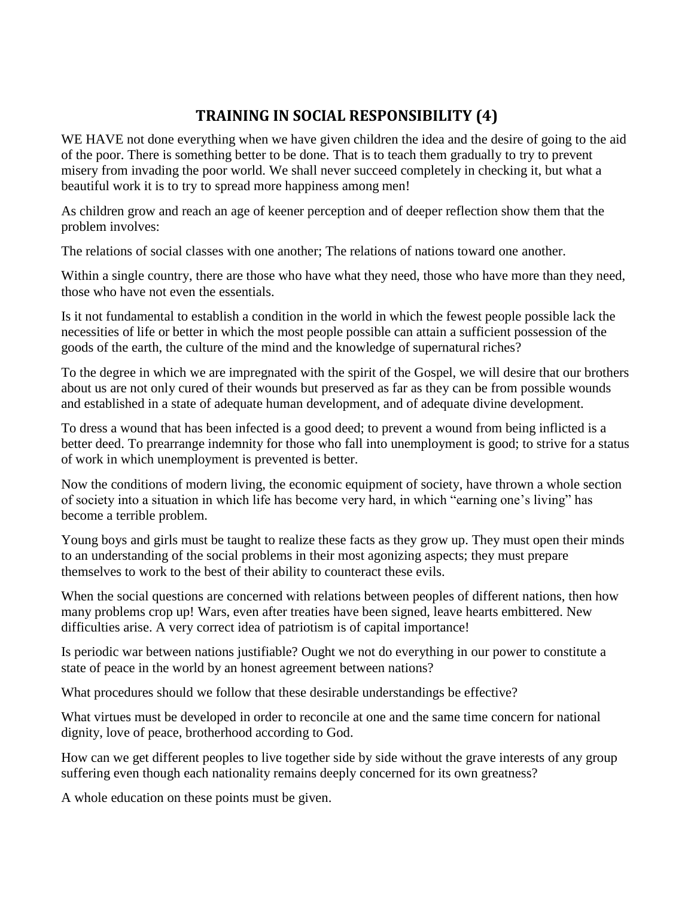## TRAINING IN SOCIAL RESPONSIBILITY (4)

WE HAVE not done everything when we have given children the idea and the desire of going to the aid of the poor. There is something better to be done. That is to teach them gradually to try to prevent misery from invading the poor world. We shall never succeed completely in checking it, but what a beautiful work it is to try to spread more happiness among men!

As children grow and reach an age of keener perception and of deeper reflection show them that the problem involves:

The relations of social classes with one another; The relations of nations toward one another.

Within a single country, there are those who have what they need, those who have more than they need, those who have not even the essentials.

Is it not fundamental to establish a condition in the world in which the fewest people possible lack the necessities of life or better in which the most people possible can attain a sufficient possession of the goods of the earth, the culture of the mind and the knowledge of supernatural riches?

To the degree in which we are impregnated with the spirit of the Gospel, we will desire that our brothers about us are not only cured of their wounds but preserved as far as they can be from possible wounds and established in a state of adequate human development, and of adequate divine development.

To dress a wound that has been infected is a good deed; to prevent a wound from being inflicted is a better deed. To prearrange indemnity for those who fall into unemployment is good; to strive for a status of work in which unemployment is prevented is better.

Now the conditions of modern living, the economic equipment of society, have thrown a whole section of society into a situation in which life has become very hard, in which "earning one's living" has become a terrible problem.

Young boys and girls must be taught to realize these facts as they grow up. They must open their minds to an understanding of the social problems in their most agonizing aspects; they must prepare themselves to work to the best of their ability to counteract these evils.

When the social questions are concerned with relations between peoples of different nations, then how many problems crop up! Wars, even after treaties have been signed, leave hearts embittered. New difficulties arise. A very correct idea of patriotism is of capital importance!

Is periodic war between nations justifiable? Ought we not do everything in our power to constitute a state of peace in the world by an honest agreement between nations?

What procedures should we follow that these desirable understandings be effective?

What virtues must be developed in order to reconcile at one and the same time concern for national dignity, love of peace, brotherhood according to God.

How can we get different peoples to live together side by side without the grave interests of any group suffering even though each nationality remains deeply concerned for its own greatness?

A whole education on these points must be given.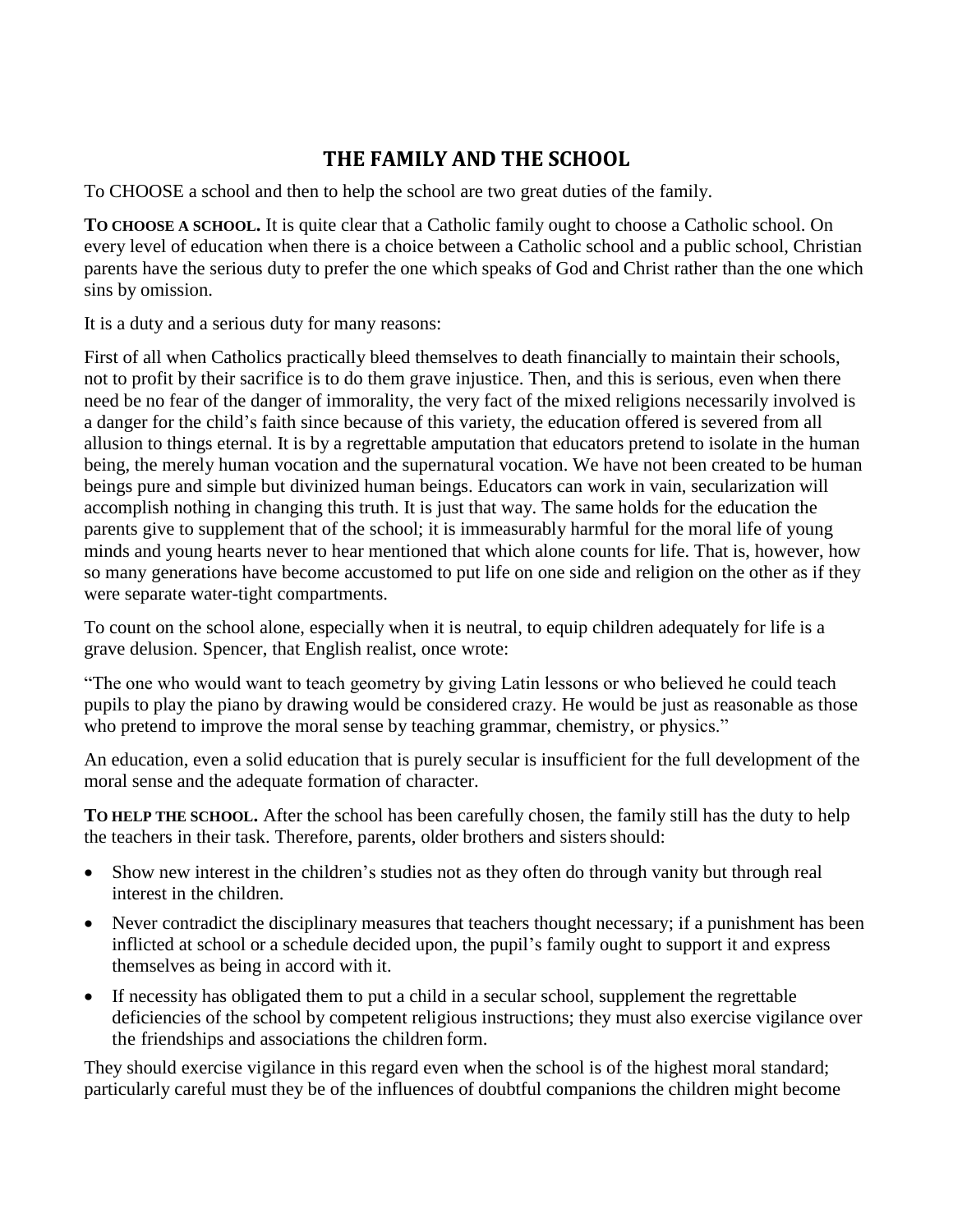## THE FAMILY AND THE SCHOOL

To CHOOSE a school and then to help the school are two great duties of the family.

**TO CHOOSE A SCHOOL.** It is quite clear that a Catholic family ought to choose a Catholic school. On every level of education when there is a choice between a Catholic school and a public school, Christian parents have the serious duty to prefer the one which speaks of God and Christ rather than the one which sins by omission.

It is a duty and a serious duty for many reasons:

First of all when Catholics practically bleed themselves to death financially to maintain their schools, not to profit by their sacrifice is to do them grave injustice. Then, and this is serious, even when there need be no fear of the danger of immorality, the very fact of the mixed religions necessarily involved is a danger for the child's faith since because of this variety, the education offered is severed from all allusion to things eternal. It is by a regrettable amputation that educators pretend to isolate in the human being, the merely human vocation and the supernatural vocation. We have not been created to be human beings pure and simple but divinized human beings. Educators can work in vain, secularization will accomplish nothing in changing this truth. It is just that way. The same holds for the education the parents give to supplement that of the school; it is immeasurably harmful for the moral life of young minds and young hearts never to hear mentioned that which alone counts for life. That is, however, how so many generations have become accustomed to put life on one side and religion on the other as if they were separate water-tight compartments.

To count on the school alone, especially when it is neutral, to equip children adequately for life is a grave delusion. Spencer, that English realist, once wrote:

"The one who would want to teach geometry by giving Latin lessons or who believed he could teach pupils to play the piano by drawing would be considered crazy. He would be just as reasonable as those who pretend to improve the moral sense by teaching grammar, chemistry, or physics."

An education, even a solid education that is purely secular is insufficient for the full development of the moral sense and the adequate formation of character.

**TO HELP THE SCHOOL.** After the school has been carefully chosen, the family still has the duty to help the teachers in their task. Therefore, parents, older brothers and sisters should:

- Show new interest in the children's studies not as they often do through vanity but through real interest in the children.
- Never contradict the disciplinary measures that teachers thought necessary; if a punishment has been inflicted at school or a schedule decided upon, the pupil's family ought to support it and express themselves as being in accord with it.
- If necessity has obligated them to put a child in a secular school, supplement the regrettable deficiencies of the school by competent religious instructions; they must also exercise vigilance over the friendships and associations the children form.

They should exercise vigilance in this regard even when the school is of the highest moral standard; particularly careful must they be of the influences of doubtful companions the children might become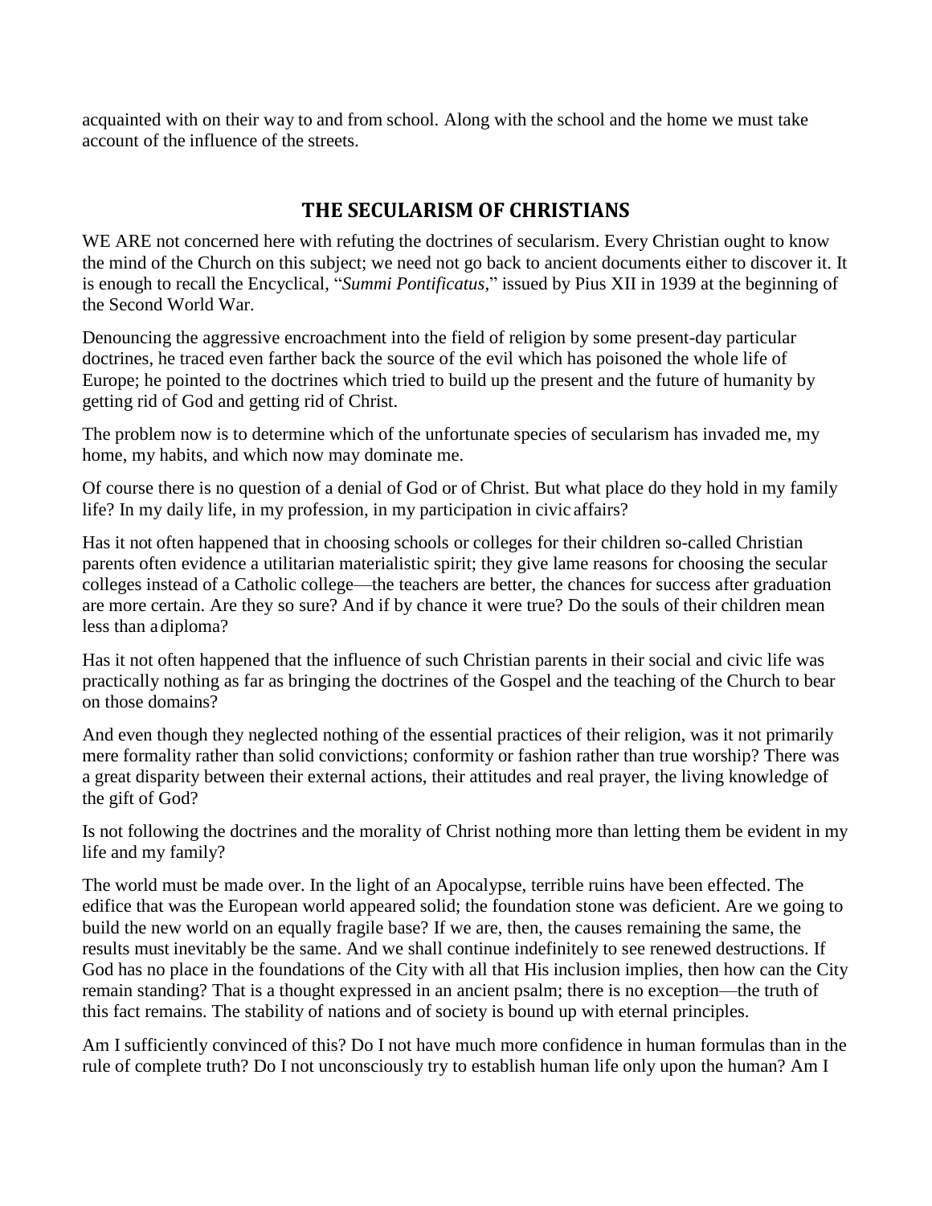acquainted with on their way to and from school. Along with the school and the home we must take account of the influence of the streets.

## THE SECULARISM OF CHRISTIANS

WE ARE not concerned here with refuting the doctrines of secularism. Every Christian ought to know the mind of the Church on this subject; we need not go back to ancient documents either to discover it. It is enough to recall the Encyclical, "*Summi Pontificatus*," issued by Pius XII in 1939 at the beginning of the Second World War.

Denouncing the aggressive encroachment into the field of religion by some present-day particular doctrines, he traced even farther back the source of the evil which has poisoned the whole life of Europe; he pointed to the doctrines which tried to build up the present and the future of humanity by getting rid of God and getting rid of Christ.

The problem now is to determine which of the unfortunate species of secularism has invaded me, my home, my habits, and which now may dominate me.

Of course there is no question of a denial of God or of Christ. But what place do they hold in my family life? In my daily life, in my profession, in my participation in civic affairs?

Has it not often happened that in choosing schools or colleges for their children so-called Christian parents often evidence a utilitarian materialistic spirit; they give lame reasons for choosing the secular colleges instead of a Catholic college—the teachers are better, the chances for success after graduation are more certain. Are they so sure? And if by chance it were true? Do the souls of their children mean less than a diploma?

Has it not often happened that the influence of such Christian parents in their social and civic life was practically nothing as far as bringing the doctrines of the Gospel and the teaching of the Church to bear on those domains?

And even though they neglected nothing of the essential practices of their religion, was it not primarily mere formality rather than solid convictions; conformity or fashion rather than true worship? There was a great disparity between their external actions, their attitudes and real prayer, the living knowledge of the gift of God?

Is not following the doctrines and the morality of Christ nothing more than letting them be evident in my life and my family?

The world must be made over. In the light of an Apocalypse, terrible ruins have been effected. The edifice that was the European world appeared solid; the foundation stone was deficient. Are we going to build the new world on an equally fragile base? If we are, then, the causes remaining the same, the results must inevitably be the same. And we shall continue indefinitely to see renewed destructions. If God has no place in the foundations of the City with all that His inclusion implies, then how can the City remain standing? That is a thought expressed in an ancient psalm; there is no exception—the truth of this fact remains. The stability of nations and of society is bound up with eternal principles.

Am I sufficiently convinced of this? Do I not have much more confidence in human formulas than in the rule of complete truth? Do I not unconsciously try to establish human life only upon the human? Am I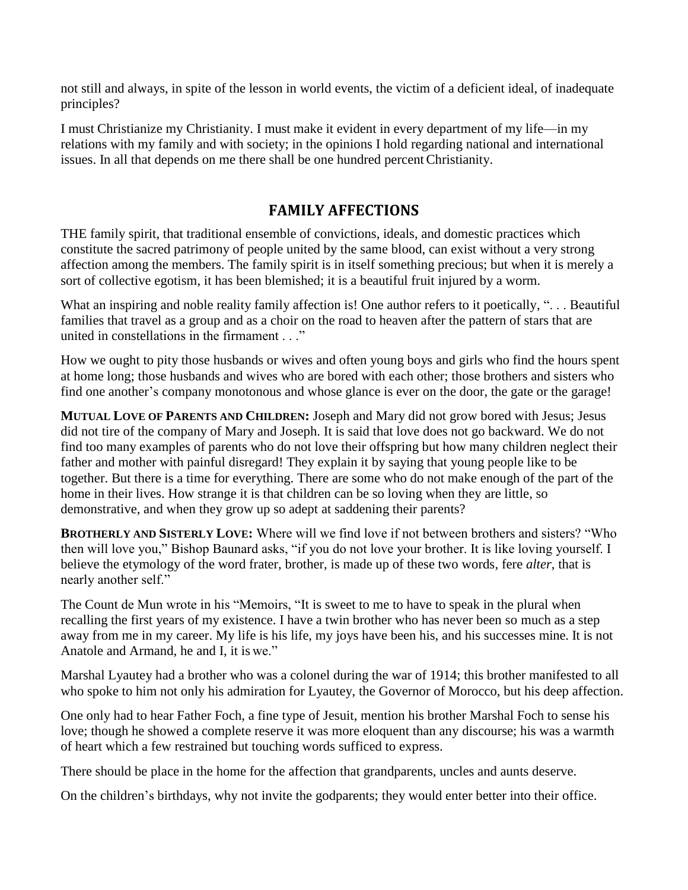not still and always, in spite of the lesson in world events, the victim of a deficient ideal, of inadequate principles?

I must Christianize my Christianity. I must make it evident in every department of my life—in my relations with my family and with society; in the opinions I hold regarding national and international issues. In all that depends on me there shall be one hundred percent Christianity.

## FAMILY AFFECTIONS

THE family spirit, that traditional ensemble of convictions, ideals, and domestic practices which constitute the sacred patrimony of people united by the same blood, can exist without a very strong affection among the members. The family spirit is in itself something precious; but when it is merely a sort of collective egotism, it has been blemished; it is a beautiful fruit injured by a worm.

What an inspiring and noble reality family affection is! One author refers to it poetically, ". . . Beautiful families that travel as a group and as a choir on the road to heaven after the pattern of stars that are united in constellations in the firmament . . ."

How we ought to pity those husbands or wives and often young boys and girls who find the hours spent at home long; those husbands and wives who are bored with each other; those brothers and sisters who find one another's company monotonous and whose glance is ever on the door, the gate or the garage!

**MUTUAL LOVE OF PARENTS AND CHILDREN:** Joseph and Mary did not grow bored with Jesus; Jesus did not tire of the company of Mary and Joseph. It is said that love does not go backward. We do not find too many examples of parents who do not love their offspring but how many children neglect their father and mother with painful disregard! They explain it by saying that young people like to be together. But there is a time for everything. There are some who do not make enough of the part of the home in their lives. How strange it is that children can be so loving when they are little, so demonstrative, and when they grow up so adept at saddening their parents?

**BROTHERLY AND SISTERLY LOVE:** Where will we find love if not between brothers and sisters? "Who then will love you," Bishop Baunard asks, "if you do not love your brother. It is like loving yourself. I believe the etymology of the word frater, brother, is made up of these two words, fere *alter*, that is nearly another self."

The Count de Mun wrote in his "Memoirs, "It is sweet to me to have to speak in the plural when recalling the first years of my existence. I have a twin brother who has never been so much as a step away from me in my career. My life is his life, my joys have been his, and his successes mine. It is not Anatole and Armand, he and I, it is we."

Marshal Lyautey had a brother who was a colonel during the war of 1914; this brother manifested to all who spoke to him not only his admiration for Lyautey, the Governor of Morocco, but his deep affection.

One only had to hear Father Foch, a fine type of Jesuit, mention his brother Marshal Foch to sense his love; though he showed a complete reserve it was more eloquent than any discourse; his was a warmth of heart which a few restrained but touching words sufficed to express.

There should be place in the home for the affection that grandparents, uncles and aunts deserve.

On the children's birthdays, why not invite the godparents; they would enter better into their office.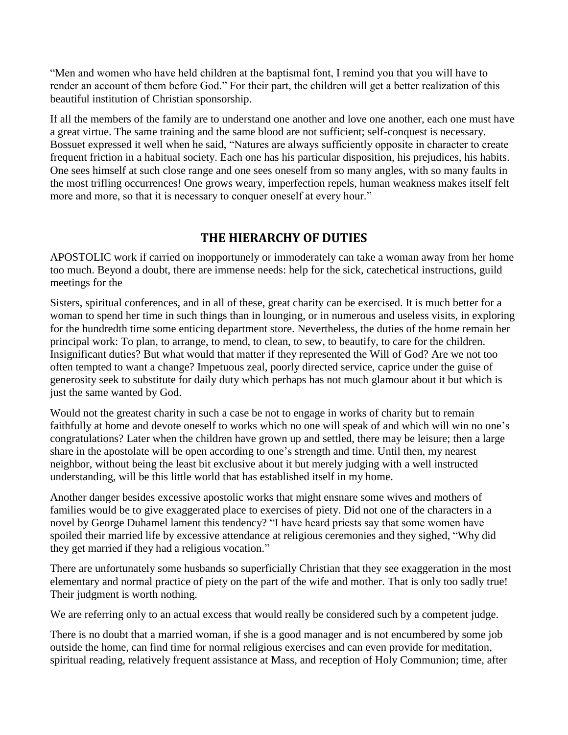"Men and women who have held children at the baptismal font, I remind you that you will have to render an account of them before God." For their part, the children will get a better realization of this beautiful institution of Christian sponsorship.

If all the members of the family are to understand one another and love one another, each one must have a great virtue. The same training and the same blood are not sufficient; self-conquest is necessary. Bossuet expressed it well when he said, "Natures are always sufficiently opposite in character to create frequent friction in a habitual society. Each one has his particular disposition, his prejudices, his habits. One sees himself at such close range and one sees oneself from so many angles, with so many faults in the most trifling occurrences! One grows weary, imperfection repels, human weakness makes itself felt more and more, so that it is necessary to conquer oneself at every hour."

## THE HIERARCHY OF DUTIES

APOSTOLIC work if carried on inopportunely or immoderately can take a woman away from her home too much. Beyond a doubt, there are immense needs: help for the sick, catechetical instructions, guild meetings for the

Sisters, spiritual conferences, and in all of these, great charity can be exercised. It is much better for a woman to spend her time in such things than in lounging, or in numerous and useless visits, in exploring for the hundredth time some enticing department store. Nevertheless, the duties of the home remain her principal work: To plan, to arrange, to mend, to clean, to sew, to beautify, to care for the children. Insignificant duties? But what would that matter if they represented the Will of God? Are we not too often tempted to want a change? Impetuous zeal, poorly directed service, caprice under the guise of generosity seek to substitute for daily duty which perhaps has not much glamour about it but which is just the same wanted by God.

Would not the greatest charity in such a case be not to engage in works of charity but to remain faithfully at home and devote oneself to works which no one will speak of and which will win no one's congratulations? Later when the children have grown up and settled, there may be leisure; then a large share in the apostolate will be open according to one's strength and time. Until then, my nearest neighbor, without being the least bit exclusive about it but merely judging with a well instructed understanding, will be this little world that has established itself in my home.

Another danger besides excessive apostolic works that might ensnare some wives and mothers of families would be to give exaggerated place to exercises of piety. Did not one of the characters in a novel by George Duhamel lament this tendency? "I have heard priests say that some women have spoiled their married life by excessive attendance at religious ceremonies and they sighed, "Why did they get married if they had a religious vocation."

There are unfortunately some husbands so superficially Christian that they see exaggeration in the most elementary and normal practice of piety on the part of the wife and mother. That is only too sadly true! Their judgment is worth nothing.

We are referring only to an actual excess that would really be considered such by a competent judge.

There is no doubt that a married woman, if she is a good manager and is not encumbered by some job outside the home, can find time for normal religious exercises and can even provide for meditation, spiritual reading, relatively frequent assistance at Mass, and reception of Holy Communion; time, after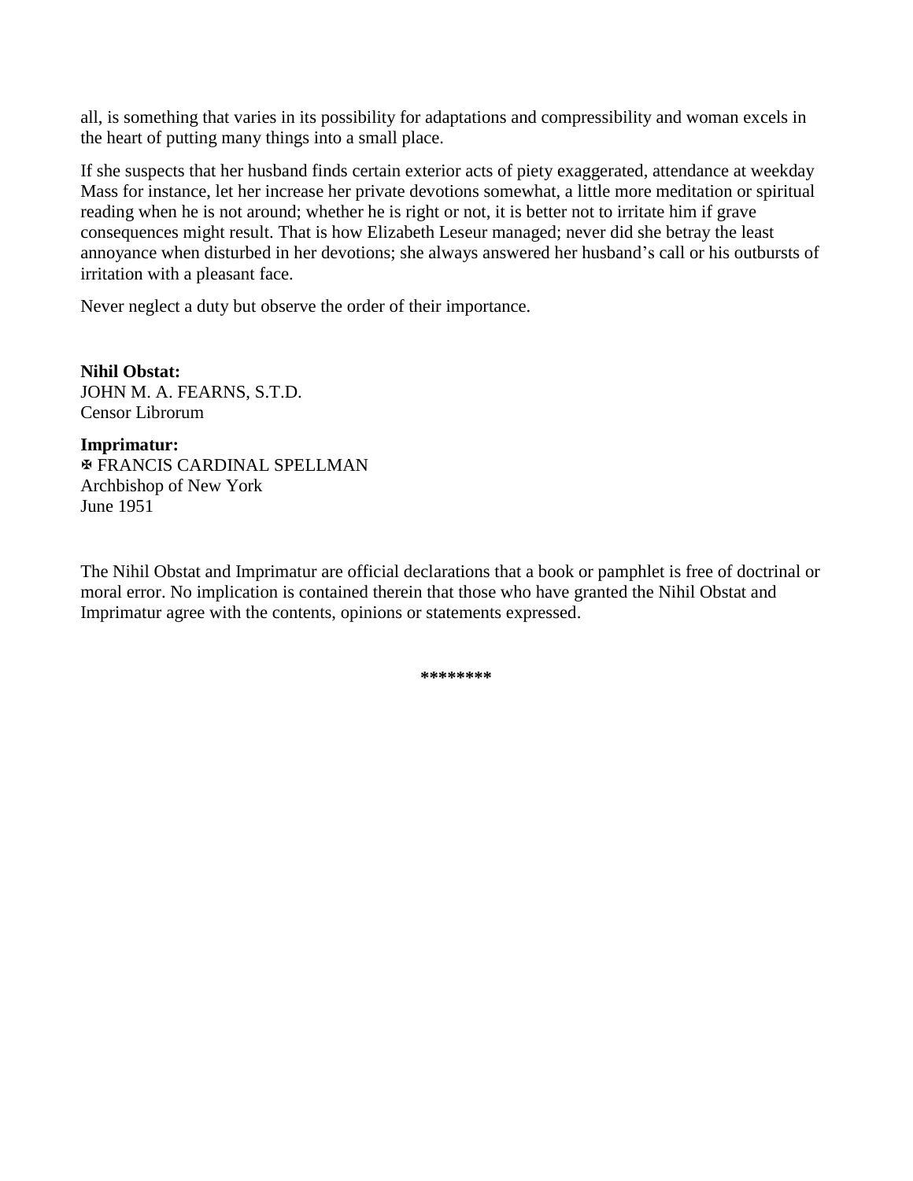all, is something that varies in its possibility for adaptations and compressibility and woman excels in the heart of putting many things into a small place.

If she suspects that her husband finds certain exterior acts of piety exaggerated, attendance at weekday Mass for instance, let her increase her private devotions somewhat, a little more meditation or spiritual reading when he is not around; whether he is right or not, it is better not to irritate him if grave consequences might result. That is how Elizabeth Leseur managed; never did she betray the least annoyance when disturbed in her devotions; she always answered her husband's call or his outbursts of irritation with a pleasant face.

Never neglect a duty but observe the order of their importance.

**Nihil Obstat:**
JOHN M. A. FEARNS, S.T.D.
Censor Librorum

**Imprimatur:**
✠ FRANCIS CARDINAL SPELLMAN
Archbishop of New York
June 1951

The Nihil Obstat and Imprimatur are official declarations that a book or pamphlet is free of doctrinal or moral error. No implication is contained therein that those who have granted the Nihil Obstat and Imprimatur agree with the contents, opinions or statements expressed.

********